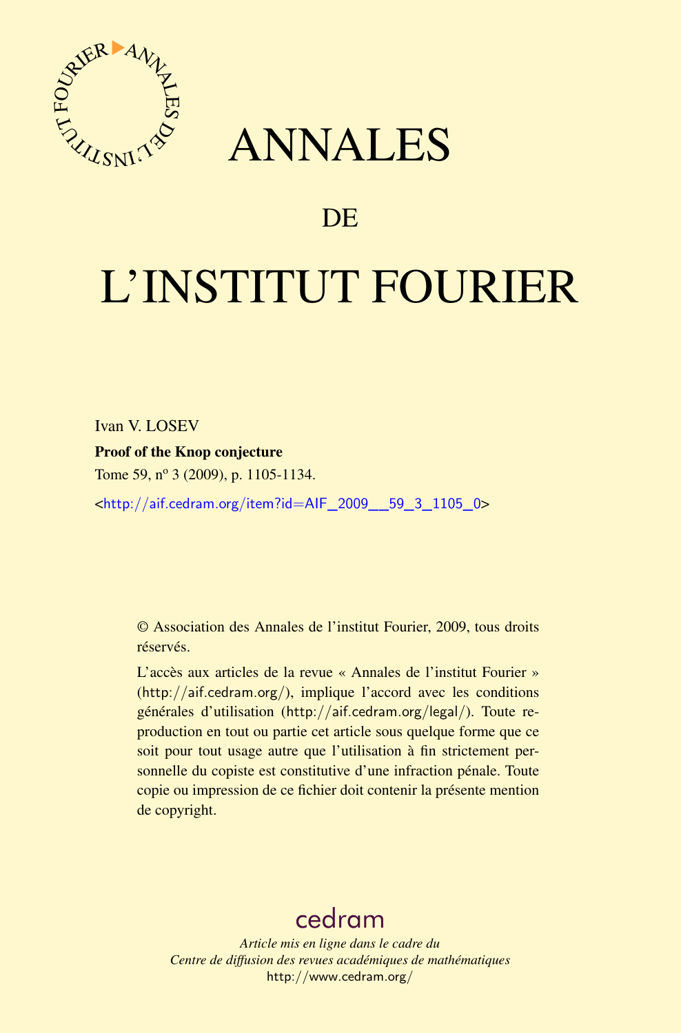# ANNALES

## DE

# L'INSTITUT FOURIER

Ivan V. LOSEV

**Proof of the Knop conjecture**

Tome 59, nº 3 (2009), p. 1105-1134.

<http://aif.cedram.org/item?id=AIF_2009__59_3_1105_0>

© Association des Annales de l'institut Fourier, 2009, tous droits réservés.

L'accès aux articles de la revue « Annales de l'institut Fourier » (http://aif.cedram.org/), implique l'accord avec les conditions générales d'utilisation (http://aif.cedram.org/legal/). Toute reproduction en tout ou partie cet article sous quelque forme que ce soit pour tout usage autre que l'utilisation à fin strictement personnelle du copiste est constitutive d'une infraction pénale. Toute copie ou impression de ce fichier doit contenir la présente mention de copyright.

cedram

*Article mis en ligne dans le cadre du*
*Centre de diffusion des revues académiques de mathématiques*
http://www.cedram.org/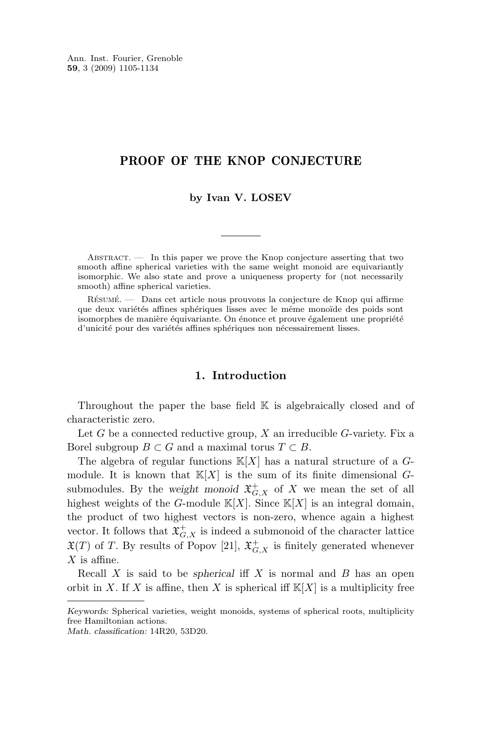# PROOF OF THE KNOP CONJECTURE

**by Ivan V. LOSEV**

Abstract. — In this paper we prove the Knop conjecture asserting that two smooth affine spherical varieties with the same weight monoid are equivariantly isomorphic. We also state and prove a uniqueness property for (not necessarily smooth) affine spherical varieties.

Résumé. — Dans cet article nous prouvons la conjecture de Knop qui affirme que deux variétés affines sphériques lisses avec le même monoïde des poids sont isomorphes de manière équivariante. On énonce et prouve également une propriété d'unicité pour des variétés affines sphériques non nécessairement lisses.

## 1. Introduction

Throughout the paper the base field $\mathbb{K}$ is algebraically closed and of characteristic zero.

Let $G$ be a connected reductive group, $X$ an irreducible $G$-variety. Fix a Borel subgroup $B \subset G$ and a maximal torus $T \subset B$.

The algebra of regular functions $\mathbb{K}[X]$ has a natural structure of a $G$-module. It is known that $\mathbb{K}[X]$ is the sum of its finite dimensional $G$-submodules. By the *weight monoid* $\mathfrak{X}^+_{G,X}$ of $X$ we mean the set of all highest weights of the $G$-module $\mathbb{K}[X]$. Since $\mathbb{K}[X]$ is an integral domain, the product of two highest vectors is non-zero, whence again a highest vector. It follows that $\mathfrak{X}^+_{G,X}$ is indeed a submonoid of the character lattice $\mathfrak{X}(T)$ of $T$. By results of Popov [21], $\mathfrak{X}^+_{G,X}$ is finitely generated whenever $X$ is affine.

Recall $X$ is said to be *spherical* iff $X$ is normal and $B$ has an open orbit in $X$. If $X$ is affine, then $X$ is spherical iff $\mathbb{K}[X]$ is a multiplicity free

*Keywords:* Spherical varieties, weight monoids, systems of spherical roots, multiplicity free Hamiltonian actions.
*Math. classification:* 14R20, 53D20.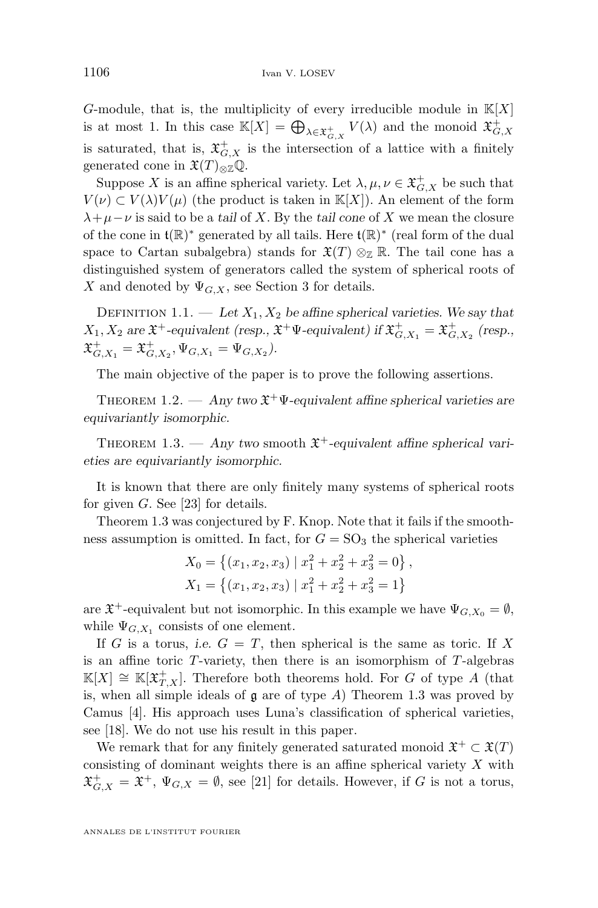$G$-module, that is, the multiplicity of every irreducible module in $\mathbb{K}[X]$ is at most 1. In this case $\mathbb{K}[X] = \bigoplus_{\lambda \in \mathfrak{X}^+_{G,X}} V(\lambda)$ and the monoid $\mathfrak{X}^+_{G,X}$ is saturated, that is, $\mathfrak{X}^+_{G,X}$ is the intersection of a lattice with a finitely generated cone in $\mathfrak{X}(T)_{\otimes_\mathbb{Z}}\mathbb{Q}$.

Suppose $X$ is an affine spherical variety. Let $\lambda, \mu, \nu \in \mathfrak{X}^+_{G,X}$ be such that $V(\nu) \subset V(\lambda)V(\mu)$ (the product is taken in $\mathbb{K}[X]$). An element of the form $\lambda + \mu - \nu$ is said to be a *tail* of $X$. By the *tail cone* of $X$ we mean the closure of the cone in $\mathfrak{t}(\mathbb{R})^*$ generated by all tails. Here $\mathfrak{t}(\mathbb{R})^*$ (real form of the dual space to Cartan subalgebra) stands for $\mathfrak{X}(T) \otimes_\mathbb{Z} \mathbb{R}$. The tail cone has a distinguished system of generators called the system of spherical roots of $X$ and denoted by $\Psi_{G,X}$, see Section 3 for details.

Definition 1.1. — *Let $X_1, X_2$ be affine spherical varieties. We say that $X_1, X_2$ are $\mathfrak{X}^+$-equivalent (resp., $\mathfrak{X}^+\Psi$-equivalent) if $\mathfrak{X}^+_{G,X_1} = \mathfrak{X}^+_{G,X_2}$ (resp., $\mathfrak{X}^+_{G,X_1} = \mathfrak{X}^+_{G,X_2}, \Psi_{G,X_1} = \Psi_{G,X_2}$).*

The main objective of the paper is to prove the following assertions.

Theorem 1.2. — *Any two $\mathfrak{X}^+\Psi$-equivalent affine spherical varieties are equivariantly isomorphic.*

Theorem 1.3. — *Any two* smooth *$\mathfrak{X}^+$-equivalent affine spherical varieties are equivariantly isomorphic.*

It is known that there are only finitely many systems of spherical roots for given $G$. See [23] for details.

Theorem 1.3 was conjectured by F. Knop. Note that it fails if the smoothness assumption is omitted. In fact, for $G = \mathrm{SO}_3$ the spherical varieties

$$X_0 = \left\{(x_1, x_2, x_3) \mid x_1^2 + x_2^2 + x_3^2 = 0\right\},$$
$$X_1 = \left\{(x_1, x_2, x_3) \mid x_1^2 + x_2^2 + x_3^2 = 1\right\}$$

are $\mathfrak{X}^+$-equivalent but not isomorphic. In this example we have $\Psi_{G,X_0} = \emptyset$, while $\Psi_{G,X_1}$ consists of one element.

If $G$ is a torus, *i.e.* $G = T$, then spherical is the same as toric. If $X$ is an affine toric $T$-variety, then there is an isomorphism of $T$-algebras $\mathbb{K}[X] \cong \mathbb{K}[\mathfrak{X}^+_{T,X}]$. Therefore both theorems hold. For $G$ of type $A$ (that is, when all simple ideals of $\mathfrak{g}$ are of type $A$) Theorem 1.3 was proved by Camus [4]. His approach uses Luna's classification of spherical varieties, see [18]. We do not use his result in this paper.

We remark that for any finitely generated saturated monoid $\mathfrak{X}^+ \subset \mathfrak{X}(T)$ consisting of dominant weights there is an affine spherical variety $X$ with $\mathfrak{X}^+_{G,X} = \mathfrak{X}^+$, $\Psi_{G,X} = \emptyset$, see [21] for details. However, if $G$ is not a torus,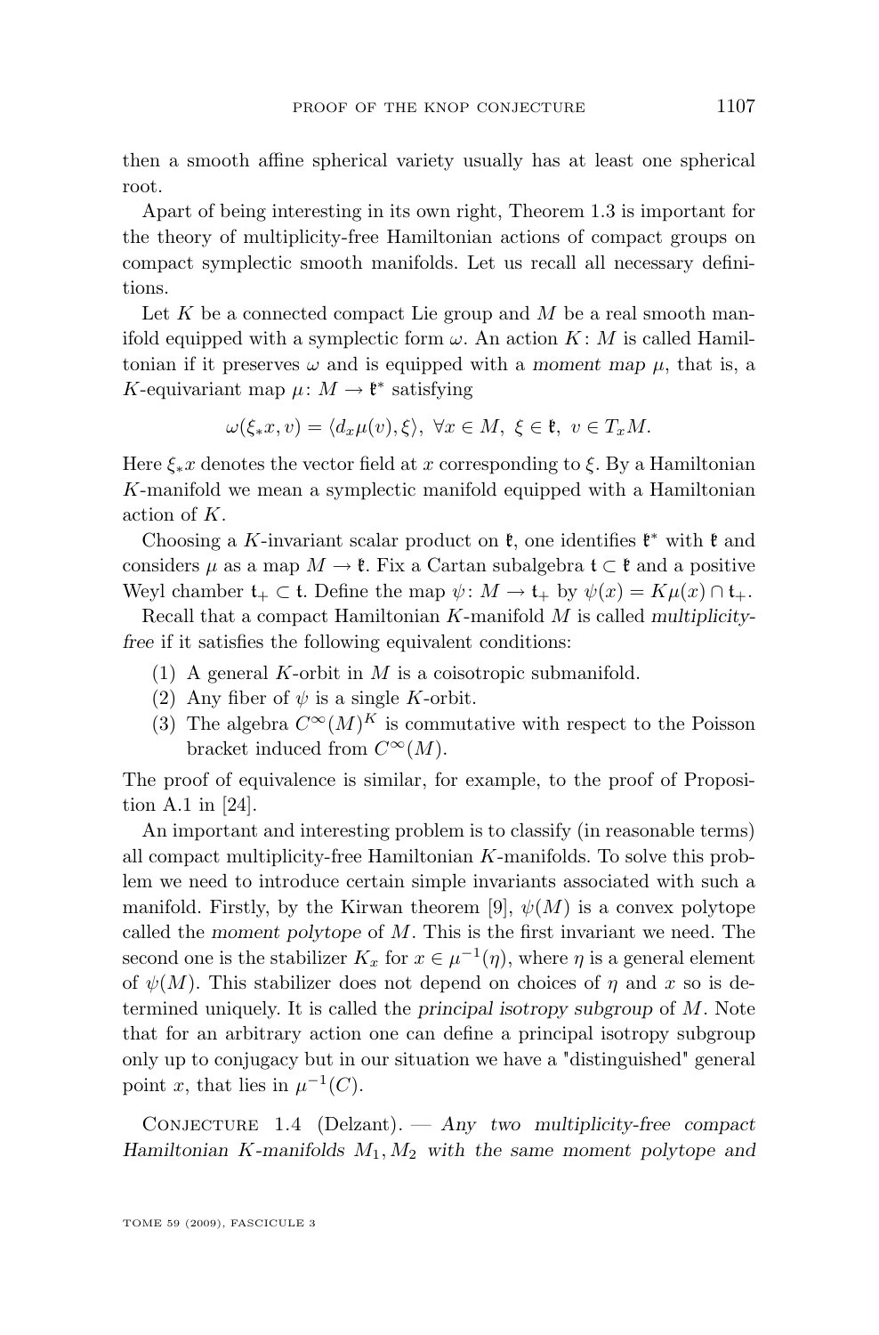then a smooth affine spherical variety usually has at least one spherical root.

Apart of being interesting in its own right, Theorem 1.3 is important for the theory of multiplicity-free Hamiltonian actions of compact groups on compact symplectic smooth manifolds. Let us recall all necessary definitions.

Let $K$ be a connected compact Lie group and $M$ be a real smooth manifold equipped with a symplectic form $\omega$. An action $K\colon M$ is called Hamiltonian if it preserves $\omega$ and is equipped with a *moment map* $\mu$, that is, a $K$-equivariant map $\mu\colon M \to \mathfrak{k}^*$ satisfying

$$\omega(\xi_* x, v) = \langle d_x\mu(v), \xi\rangle, \ \forall x \in M, \ \xi \in \mathfrak{k}, \ v \in T_x M.$$

Here $\xi_* x$ denotes the vector field at $x$ corresponding to $\xi$. By a Hamiltonian $K$-manifold we mean a symplectic manifold equipped with a Hamiltonian action of $K$.

Choosing a $K$-invariant scalar product on $\mathfrak{k}$, one identifies $\mathfrak{k}^*$ with $\mathfrak{k}$ and considers $\mu$ as a map $M \to \mathfrak{k}$. Fix a Cartan subalgebra $\mathfrak{t} \subset \mathfrak{k}$ and a positive Weyl chamber $\mathfrak{t}_+ \subset \mathfrak{t}$. Define the map $\psi\colon M \to \mathfrak{t}_+$ by $\psi(x) = K\mu(x) \cap \mathfrak{t}_+$.

Recall that a compact Hamiltonian $K$-manifold $M$ is called *multiplicity-free* if it satisfies the following equivalent conditions:

(1) A general $K$-orbit in $M$ is a coisotropic submanifold.
(2) Any fiber of $\psi$ is a single $K$-orbit.
(3) The algebra $C^\infty(M)^K$ is commutative with respect to the Poisson bracket induced from $C^\infty(M)$.

The proof of equivalence is similar, for example, to the proof of Proposition A.1 in [24].

An important and interesting problem is to classify (in reasonable terms) all compact multiplicity-free Hamiltonian $K$-manifolds. To solve this problem we need to introduce certain simple invariants associated with such a manifold. Firstly, by the Kirwan theorem [9], $\psi(M)$ is a convex polytope called the *moment polytope* of $M$. This is the first invariant we need. The second one is the stabilizer $K_x$ for $x \in \mu^{-1}(\eta)$, where $\eta$ is a general element of $\psi(M)$. This stabilizer does not depend on choices of $\eta$ and $x$ so is determined uniquely. It is called the *principal isotropy subgroup* of $M$. Note that for an arbitrary action one can define a principal isotropy subgroup only up to conjugacy but in our situation we have a "distinguished" general point $x$, that lies in $\mu^{-1}(C)$.

Conjecture 1.4 (Delzant). — *Any two multiplicity-free compact Hamiltonian $K$-manifolds $M_1, M_2$ with the same moment polytope and*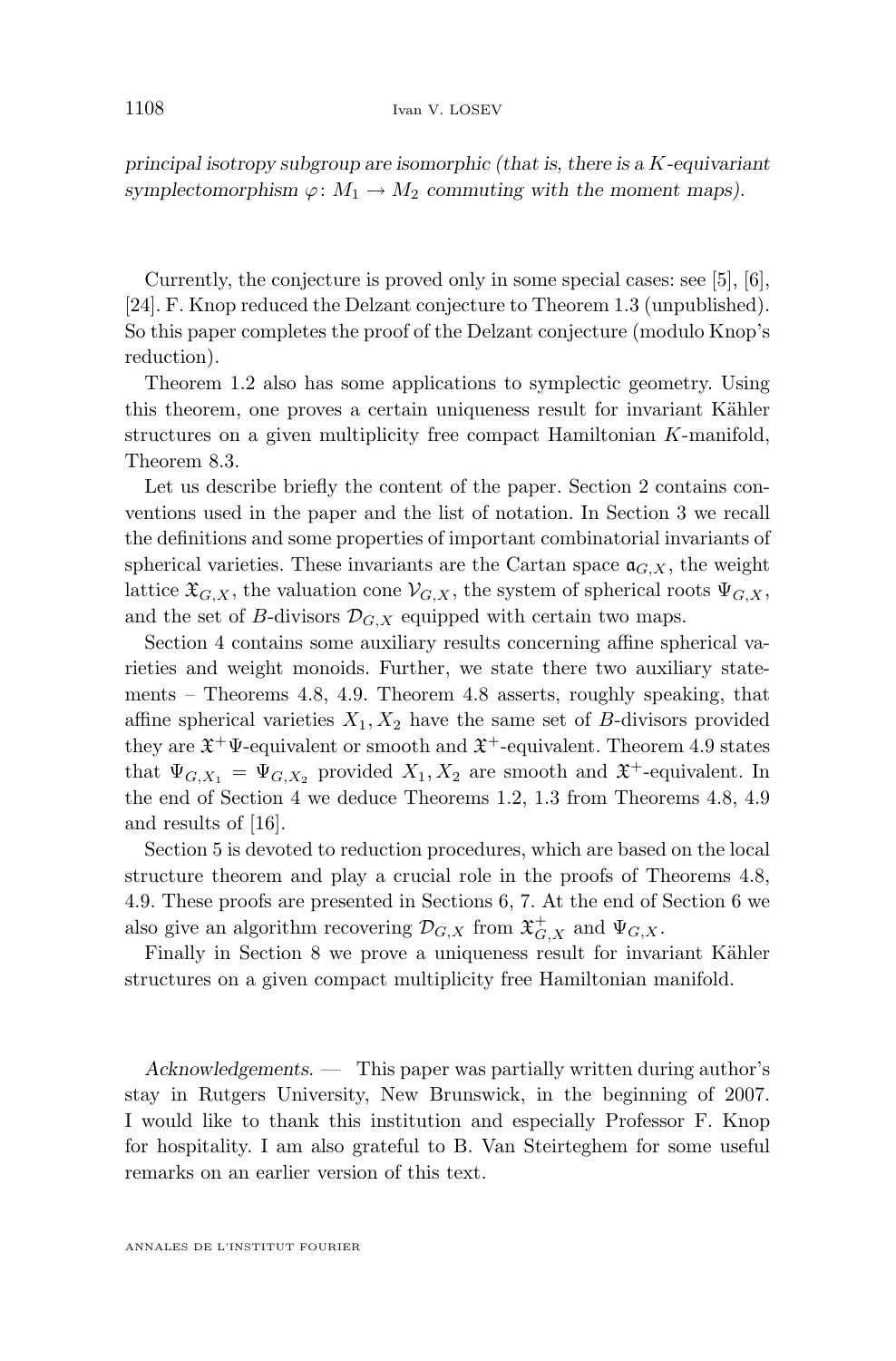*principal isotropy subgroup are isomorphic (that is, there is a $K$-equivariant symplectomorphism $\varphi\colon M_1 \to M_2$ commuting with the moment maps).*

Currently, the conjecture is proved only in some special cases: see [5], [6], [24]. F. Knop reduced the Delzant conjecture to Theorem 1.3 (unpublished). So this paper completes the proof of the Delzant conjecture (modulo Knop's reduction).

Theorem 1.2 also has some applications to symplectic geometry. Using this theorem, one proves a certain uniqueness result for invariant Kähler structures on a given multiplicity free compact Hamiltonian $K$-manifold, Theorem 8.3.

Let us describe briefly the content of the paper. Section 2 contains conventions used in the paper and the list of notation. In Section 3 we recall the definitions and some properties of important combinatorial invariants of spherical varieties. These invariants are the Cartan space $\mathfrak{a}_{G,X}$, the weight lattice $\mathfrak{X}_{G,X}$, the valuation cone $\mathcal{V}_{G,X}$, the system of spherical roots $\Psi_{G,X}$, and the set of $B$-divisors $\mathcal{D}_{G,X}$ equipped with certain two maps.

Section 4 contains some auxiliary results concerning affine spherical varieties and weight monoids. Further, we state there two auxiliary statements – Theorems 4.8, 4.9. Theorem 4.8 asserts, roughly speaking, that affine spherical varieties $X_1, X_2$ have the same set of $B$-divisors provided they are $\mathfrak{X}^+\Psi$-equivalent or smooth and $\mathfrak{X}^+$-equivalent. Theorem 4.9 states that $\Psi_{G,X_1} = \Psi_{G,X_2}$ provided $X_1, X_2$ are smooth and $\mathfrak{X}^+$-equivalent. In the end of Section 4 we deduce Theorems 1.2, 1.3 from Theorems 4.8, 4.9 and results of [16].

Section 5 is devoted to reduction procedures, which are based on the local structure theorem and play a crucial role in the proofs of Theorems 4.8, 4.9. These proofs are presented in Sections 6, 7. At the end of Section 6 we also give an algorithm recovering $\mathcal{D}_{G,X}$ from $\mathfrak{X}^+_{G,X}$ and $\Psi_{G,X}$.

Finally in Section 8 we prove a uniqueness result for invariant Kähler structures on a given compact multiplicity free Hamiltonian manifold.

*Acknowledgements.* — This paper was partially written during author's stay in Rutgers University, New Brunswick, in the beginning of 2007. I would like to thank this institution and especially Professor F. Knop for hospitality. I am also grateful to B. Van Steirteghem for some useful remarks on an earlier version of this text.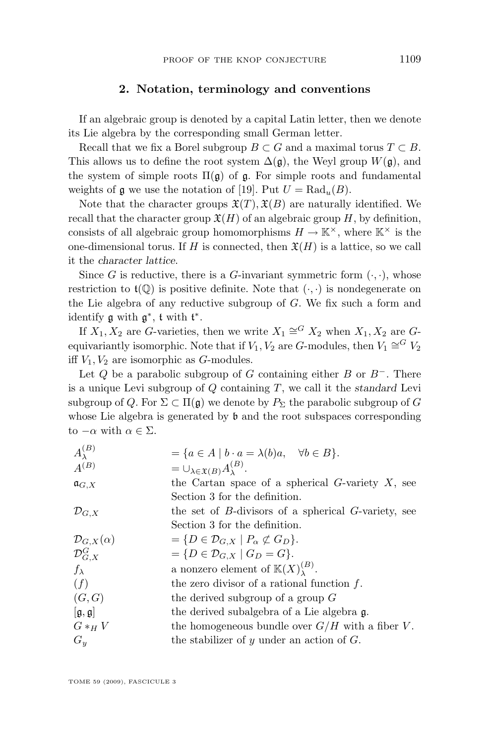## 2. Notation, terminology and conventions

If an algebraic group is denoted by a capital Latin letter, then we denote its Lie algebra by the corresponding small German letter.

Recall that we fix a Borel subgroup $B \subset G$ and a maximal torus $T \subset B$. This allows us to define the root system $\Delta(\mathfrak{g})$, the Weyl group $W(\mathfrak{g})$, and the system of simple roots $\Pi(\mathfrak{g})$ of $\mathfrak{g}$. For simple roots and fundamental weights of $\mathfrak{g}$ we use the notation of [19]. Put $U = \mathrm{Rad}_u(B)$.

Note that the character groups $\mathfrak{X}(T), \mathfrak{X}(B)$ are naturally identified. We recall that the character group $\mathfrak{X}(H)$ of an algebraic group $H$, by definition, consists of all algebraic group homomorphisms $H \to \mathbb{K}^\times$, where $\mathbb{K}^\times$ is the one-dimensional torus. If $H$ is connected, then $\mathfrak{X}(H)$ is a lattice, so we call it the *character lattice*.

Since $G$ is reductive, there is a $G$-invariant symmetric form $(\cdot,\cdot)$, whose restriction to $\mathfrak{t}(\mathbb{Q})$ is positive definite. Note that $(\cdot,\cdot)$ is nondegenerate on the Lie algebra of any reductive subgroup of $G$. We fix such a form and identify $\mathfrak{g}$ with $\mathfrak{g}^*$, $\mathfrak{t}$ with $\mathfrak{t}^*$.

If $X_1, X_2$ are $G$-varieties, then we write $X_1 \cong^G X_2$ when $X_1, X_2$ are $G$-equivariantly isomorphic. Note that if $V_1, V_2$ are $G$-modules, then $V_1 \cong^G V_2$ iff $V_1, V_2$ are isomorphic as $G$-modules.

Let $Q$ be a parabolic subgroup of $G$ containing either $B$ or $B^-$. There is a unique Levi subgroup of $Q$ containing $T$, we call it the *standard* Levi subgroup of $Q$. For $\Sigma \subset \Pi(\mathfrak{g})$ we denote by $P_\Sigma$ the parabolic subgroup of $G$ whose Lie algebra is generated by $\mathfrak{b}$ and the root subspaces corresponding to $-\alpha$ with $\alpha \in \Sigma$.

| | |
|---|---|
| $A^{(B)}_\lambda$ | $= \{a \in A \mid b \cdot a = \lambda(b)a, \quad \forall b \in B\}$. |
| $A^{(B)}$ | $= \cup_{\lambda \in \mathfrak{X}(B)} A^{(B)}_\lambda$. |
| $\mathfrak{a}_{G,X}$ | the Cartan space of a spherical $G$-variety $X$, see Section 3 for the definition. |
| $\mathcal{D}_{G,X}$ | the set of $B$-divisors of a spherical $G$-variety, see Section 3 for the definition. |
| $\mathcal{D}_{G,X}(\alpha)$ | $= \{D \in \mathcal{D}_{G,X} \mid P_\alpha \not\subset G_D\}$. |
| $\mathcal{D}^G_{G,X}$ | $= \{D \in \mathcal{D}_{G,X} \mid G_D = G\}$. |
| $f_\lambda$ | a nonzero element of $\mathbb{K}(X)^{(B)}_\lambda$. |
| $(f)$ | the zero divisor of a rational function $f$. |
| $(G,G)$ | the derived subgroup of a group $G$ |
| $[\mathfrak{g},\mathfrak{g}]$ | the derived subalgebra of a Lie algebra $\mathfrak{g}$. |
| $G *_H V$ | the homogeneous bundle over $G/H$ with a fiber $V$. |
| $G_y$ | the stabilizer of $y$ under an action of $G$. |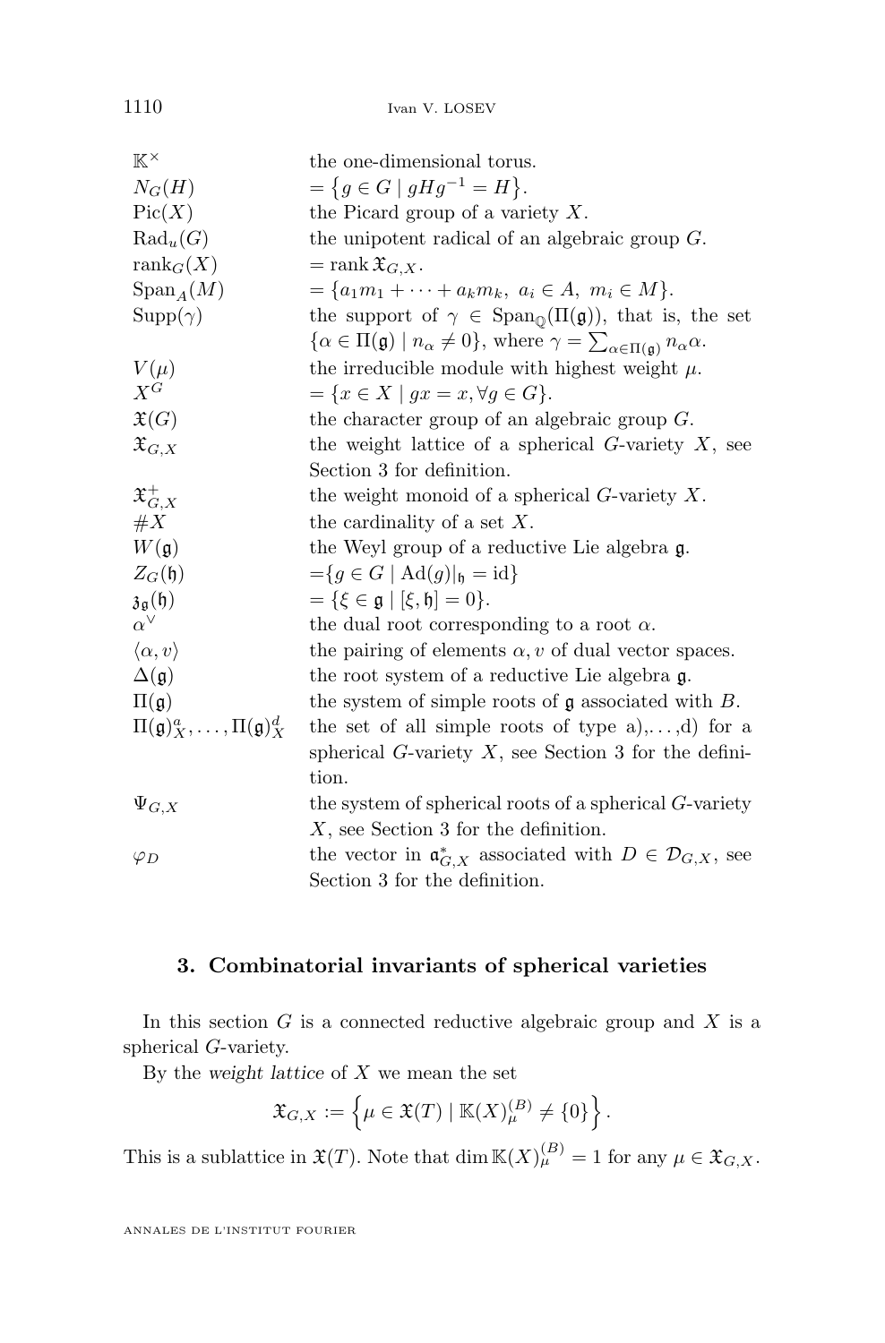| | |
|---|---|
| $\mathbb{K}^\times$ | the one-dimensional torus. |
| $N_G(H)$ | $= \{g \in G \mid gHg^{-1} = H\}$. |
| $\mathrm{Pic}(X)$ | the Picard group of a variety $X$. |
| $\mathrm{Rad}_u(G)$ | the unipotent radical of an algebraic group $G$. |
| $\mathrm{rank}_G(X)$ | $= \mathrm{rank}\, \mathfrak{X}_{G,X}$. |
| $\mathrm{Span}_A(M)$ | $= \{a_1 m_1 + \cdots + a_k m_k,\ a_i \in A,\ m_i \in M\}$. |
| $\mathrm{Supp}(\gamma)$ | the support of $\gamma \in \mathrm{Span}_{\mathbb{Q}}(\Pi(\mathfrak{g}))$, that is, the set $\{\alpha \in \Pi(\mathfrak{g}) \mid n_\alpha \neq 0\}$, where $\gamma = \sum_{\alpha \in \Pi(\mathfrak{g})} n_\alpha \alpha$. |
| $V(\mu)$ | the irreducible module with highest weight $\mu$. |
| $X^G$ | $= \{x \in X \mid gx = x, \forall g \in G\}$. |
| $\mathfrak{X}(G)$ | the character group of an algebraic group $G$. |
| $\mathfrak{X}_{G,X}$ | the weight lattice of a spherical $G$-variety $X$, see Section 3 for definition. |
| $\mathfrak{X}_{G,X}^+$ | the weight monoid of a spherical $G$-variety $X$. |
| $\#X$ | the cardinality of a set $X$. |
| $W(\mathfrak{g})$ | the Weyl group of a reductive Lie algebra $\mathfrak{g}$. |
| $Z_G(\mathfrak{h})$ | $=\{g \in G \mid \mathrm{Ad}(g)\|_{\mathfrak{h}} = \mathrm{id}\}$ |
| $\mathfrak{z}_{\mathfrak{g}}(\mathfrak{h})$ | $= \{\xi \in \mathfrak{g} \mid [\xi, \mathfrak{h}] = 0\}$. |
| $\alpha^\vee$ | the dual root corresponding to a root $\alpha$. |
| $\langle \alpha, v \rangle$ | the pairing of elements $\alpha, v$ of dual vector spaces. |
| $\Delta(\mathfrak{g})$ | the root system of a reductive Lie algebra $\mathfrak{g}$. |
| $\Pi(\mathfrak{g})$ | the system of simple roots of $\mathfrak{g}$ associated with $B$. |
| $\Pi(\mathfrak{g})_X^a, \ldots, \Pi(\mathfrak{g})_X^d$ | the set of all simple roots of type a),...,d) for a spherical $G$-variety $X$, see Section 3 for the definition. |
| $\Psi_{G,X}$ | the system of spherical roots of a spherical $G$-variety $X$, see Section 3 for the definition. |
| $\varphi_D$ | the vector in $\mathfrak{a}_{G,X}^*$ associated with $D \in \mathcal{D}_{G,X}$, see Section 3 for the definition. |

## 3. Combinatorial invariants of spherical varieties

In this section $G$ is a connected reductive algebraic group and $X$ is a spherical $G$-variety.

By the *weight lattice* of $X$ we mean the set

$$\mathfrak{X}_{G,X} := \left\{\mu \in \mathfrak{X}(T) \mid \mathbb{K}(X)_\mu^{(B)} \neq \{0\}\right\}.$$

This is a sublattice in $\mathfrak{X}(T)$. Note that $\dim \mathbb{K}(X)_\mu^{(B)} = 1$ for any $\mu \in \mathfrak{X}_{G,X}$.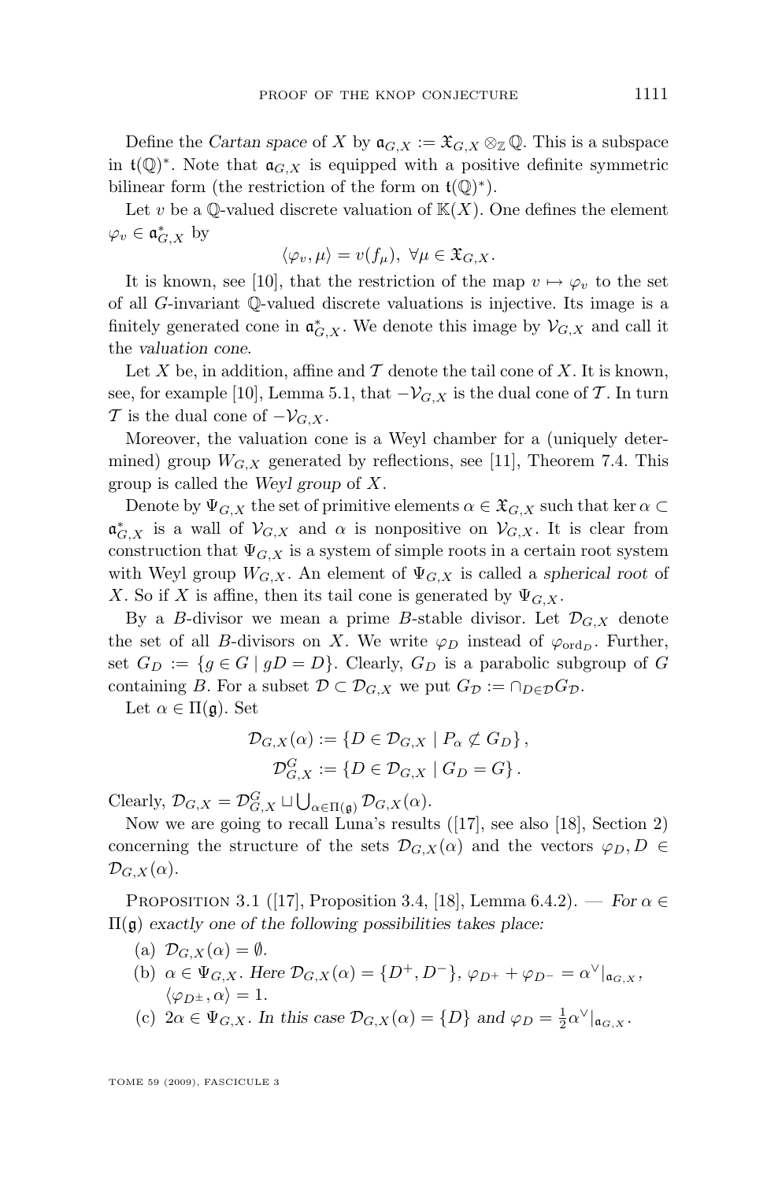Define the *Cartan space* of $X$ by $\mathfrak{a}_{G,X} := \mathfrak{X}_{G,X} \otimes_{\mathbb{Z}} \mathbb{Q}$. This is a subspace in $\mathfrak{t}(\mathbb{Q})^*$. Note that $\mathfrak{a}_{G,X}$ is equipped with a positive definite symmetric bilinear form (the restriction of the form on $\mathfrak{t}(\mathbb{Q})^*$).

Let $v$ be a $\mathbb{Q}$-valued discrete valuation of $\mathbb{K}(X)$. One defines the element $\varphi_v \in \mathfrak{a}_{G,X}^*$ by

$$\langle \varphi_v, \mu \rangle = v(f_\mu),\ \forall \mu \in \mathfrak{X}_{G,X}.$$

It is known, see [10], that the restriction of the map $v \mapsto \varphi_v$ to the set of all $G$-invariant $\mathbb{Q}$-valued discrete valuations is injective. Its image is a finitely generated cone in $\mathfrak{a}_{G,X}^*$. We denote this image by $\mathcal{V}_{G,X}$ and call it the *valuation cone*.

Let $X$ be, in addition, affine and $\mathcal{T}$ denote the tail cone of $X$. It is known, see, for example [10], Lemma 5.1, that $-\mathcal{V}_{G,X}$ is the dual cone of $\mathcal{T}$. In turn $\mathcal{T}$ is the dual cone of $-\mathcal{V}_{G,X}$.

Moreover, the valuation cone is a Weyl chamber for a (uniquely determined) group $W_{G,X}$ generated by reflections, see [11], Theorem 7.4. This group is called the *Weyl group* of $X$.

Denote by $\Psi_{G,X}$ the set of primitive elements $\alpha \in \mathfrak{X}_{G,X}$ such that $\ker \alpha \subset \mathfrak{a}_{G,X}^*$ is a wall of $\mathcal{V}_{G,X}$ and $\alpha$ is nonpositive on $\mathcal{V}_{G,X}$. It is clear from construction that $\Psi_{G,X}$ is a system of simple roots in a certain root system with Weyl group $W_{G,X}$. An element of $\Psi_{G,X}$ is called a *spherical root* of $X$. So if $X$ is affine, then its tail cone is generated by $\Psi_{G,X}$.

By a $B$-divisor we mean a prime $B$-stable divisor. Let $\mathcal{D}_{G,X}$ denote the set of all $B$-divisors on $X$. We write $\varphi_D$ instead of $\varphi_{\mathrm{ord}_D}$. Further, set $G_D := \{g \in G \mid gD = D\}$. Clearly, $G_D$ is a parabolic subgroup of $G$ containing $B$. For a subset $\mathcal{D} \subset \mathcal{D}_{G,X}$ we put $G_{\mathcal{D}} := \cap_{D \in \mathcal{D}} G_{\mathcal{D}}$.

Let $\alpha \in \Pi(\mathfrak{g})$. Set

$$\mathcal{D}_{G,X}(\alpha) := \{D \in \mathcal{D}_{G,X} \mid P_\alpha \not\subset G_D\},$$
$$\mathcal{D}_{G,X}^G := \{D \in \mathcal{D}_{G,X} \mid G_D = G\}.$$

Clearly, $\mathcal{D}_{G,X} = \mathcal{D}_{G,X}^G \sqcup \bigcup_{\alpha \in \Pi(\mathfrak{g})} \mathcal{D}_{G,X}(\alpha)$.

Now we are going to recall Luna's results ([17], see also [18], Section 2) concerning the structure of the sets $\mathcal{D}_{G,X}(\alpha)$ and the vectors $\varphi_D, D \in \mathcal{D}_{G,X}(\alpha)$.

Proposition 3.1 ([17], Proposition 3.4, [18], Lemma 6.4.2). — *For $\alpha \in \Pi(\mathfrak{g})$ exactly one of the following possibilities takes place:*

(a) $\mathcal{D}_{G,X}(\alpha) = \emptyset$.

(b) $\alpha \in \Psi_{G,X}$. *Here* $\mathcal{D}_{G,X}(\alpha) = \{D^+, D^-\}$, $\varphi_{D^+} + \varphi_{D^-} = \alpha^\vee|_{\mathfrak{a}_{G,X}}$, $\langle \varphi_{D^\pm}, \alpha \rangle = 1$.

(c) $2\alpha \in \Psi_{G,X}$. *In this case* $\mathcal{D}_{G,X}(\alpha) = \{D\}$ *and* $\varphi_D = \frac{1}{2}\alpha^\vee|_{\mathfrak{a}_{G,X}}$.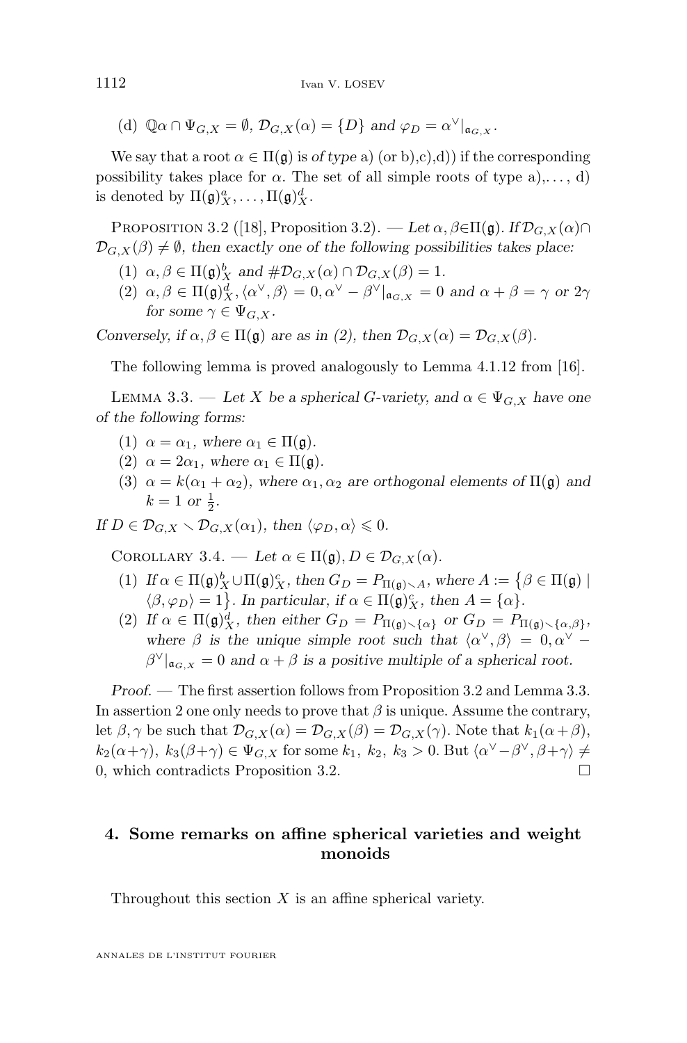(d) $\mathbb{Q}\alpha \cap \Psi_{G,X} = \emptyset$, $\mathcal{D}_{G,X}(\alpha) = \{D\}$ *and* $\varphi_D = \alpha^\vee|_{\mathfrak{a}_{G,X}}$.

We say that a root $\alpha \in \Pi(\mathfrak{g})$ is *of type* a) (or b),c),d)) if the corresponding possibility takes place for $\alpha$. The set of all simple roots of type a),..., d) is denoted by $\Pi(\mathfrak{g})^a_X, \ldots, \Pi(\mathfrak{g})^d_X$.

Proposition 3.2 ([18], Proposition 3.2). — *Let* $\alpha, \beta \in \Pi(\mathfrak{g})$. *If* $\mathcal{D}_{G,X}(\alpha) \cap \mathcal{D}_{G,X}(\beta) \neq \emptyset$, *then exactly one of the following possibilities takes place:*

(1) $\alpha, \beta \in \Pi(\mathfrak{g})^b_X$ *and* $\#\mathcal{D}_{G,X}(\alpha) \cap \mathcal{D}_{G,X}(\beta) = 1$.

(2) $\alpha, \beta \in \Pi(\mathfrak{g})^d_X, \langle \alpha^\vee, \beta \rangle = 0, \alpha^\vee - \beta^\vee|_{\mathfrak{a}_{G,X}} = 0$ *and* $\alpha + \beta = \gamma$ *or* $2\gamma$ *for some* $\gamma \in \Psi_{G,X}$.

*Conversely, if* $\alpha, \beta \in \Pi(\mathfrak{g})$ *are as in (2), then* $\mathcal{D}_{G,X}(\alpha) = \mathcal{D}_{G,X}(\beta)$.

The following lemma is proved analogously to Lemma 4.1.12 from [16].

Lemma 3.3. — *Let* $X$ *be a spherical* $G$*-variety, and* $\alpha \in \Psi_{G,X}$ *have one of the following forms:*

(1) $\alpha = \alpha_1$, *where* $\alpha_1 \in \Pi(\mathfrak{g})$.

(2) $\alpha = 2\alpha_1$, *where* $\alpha_1 \in \Pi(\mathfrak{g})$.

(3) $\alpha = k(\alpha_1 + \alpha_2)$, *where* $\alpha_1, \alpha_2$ *are orthogonal elements of* $\Pi(\mathfrak{g})$ *and* $k = 1$ *or* $\frac{1}{2}$.

*If* $D \in \mathcal{D}_{G,X} \setminus \mathcal{D}_{G,X}(\alpha_1)$, *then* $\langle \varphi_D, \alpha \rangle \leqslant 0$.

Corollary 3.4. — *Let* $\alpha \in \Pi(\mathfrak{g}), D \in \mathcal{D}_{G,X}(\alpha)$.

(1) *If* $\alpha \in \Pi(\mathfrak{g})^b_X \cup \Pi(\mathfrak{g})^c_X$, *then* $G_D = P_{\Pi(\mathfrak{g}) \setminus A}$, *where* $A := \{\beta \in \Pi(\mathfrak{g}) \mid \langle \beta, \varphi_D \rangle = 1\}$. *In particular, if* $\alpha \in \Pi(\mathfrak{g})^c_X$, *then* $A = \{\alpha\}$.

(2) *If* $\alpha \in \Pi(\mathfrak{g})^d_X$, *then either* $G_D = P_{\Pi(\mathfrak{g}) \setminus \{\alpha\}}$ *or* $G_D = P_{\Pi(\mathfrak{g}) \setminus \{\alpha, \beta\}}$, *where* $\beta$ *is the unique simple root such that* $\langle \alpha^\vee, \beta \rangle = 0, \alpha^\vee - \beta^\vee|_{\mathfrak{a}_{G,X}} = 0$ *and* $\alpha + \beta$ *is a positive multiple of a spherical root.*

*Proof.* — The first assertion follows from Proposition 3.2 and Lemma 3.3. In assertion 2 one only needs to prove that $\beta$ is unique. Assume the contrary, let $\beta, \gamma$ be such that $\mathcal{D}_{G,X}(\alpha) = \mathcal{D}_{G,X}(\beta) = \mathcal{D}_{G,X}(\gamma)$. Note that $k_1(\alpha+\beta)$, $k_2(\alpha+\gamma)$, $k_3(\beta+\gamma) \in \Psi_{G,X}$ for some $k_1, k_2, k_3 > 0$. But $\langle \alpha^\vee - \beta^\vee, \beta + \gamma \rangle \neq 0$, which contradicts Proposition 3.2. $\square$

## 4. Some remarks on affine spherical varieties and weight monoids

Throughout this section $X$ is an affine spherical variety.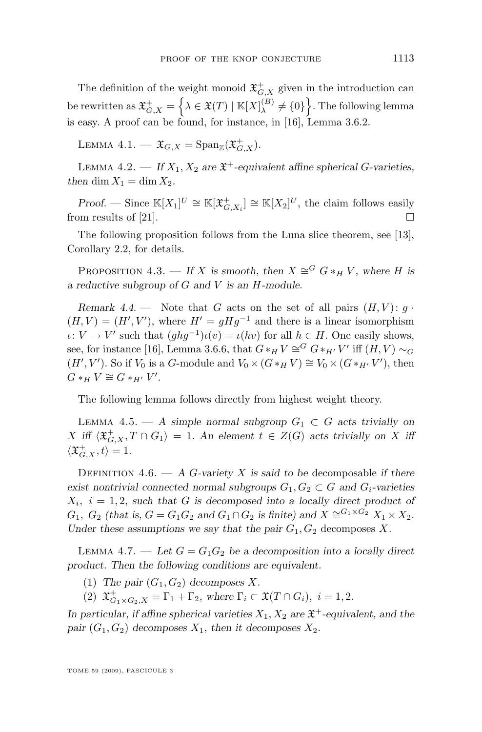The definition of the weight monoid $\mathfrak{X}^+_{G,X}$ given in the introduction can be rewritten as $\mathfrak{X}^+_{G,X} = \left\{\lambda \in \mathfrak{X}(T) \mid \mathbb{K}[X]^{(B)}_\lambda \neq \{0\}\right\}$. The following lemma is easy. A proof can be found, for instance, in [16], Lemma 3.6.2.

Lemma 4.1. — $\mathfrak{X}_{G,X} = \operatorname{Span}_{\mathbb{Z}}(\mathfrak{X}^+_{G,X})$.

Lemma 4.2. — *If $X_1, X_2$ are $\mathfrak{X}^+$-equivalent affine spherical $G$-varieties, then $\dim X_1 = \dim X_2$.*

*Proof.* — Since $\mathbb{K}[X_1]^U \cong \mathbb{K}[\mathfrak{X}^+_{G,X_i}] \cong \mathbb{K}[X_2]^U$, the claim follows easily from results of [21]. $\square$

The following proposition follows from the Luna slice theorem, see [13], Corollary 2.2, for details.

Proposition 4.3. — *If $X$ is smooth, then $X \cong^G G *_H V$, where $H$ is a reductive subgroup of $G$ and $V$ is an $H$-module.*

*Remark 4.4.* — Note that $G$ acts on the set of all pairs $(H, V)$: $g \cdot (H, V) = (H', V')$, where $H' = gHg^{-1}$ and there is a linear isomorphism $\iota \colon V \to V'$ such that $(ghg^{-1})\iota(v) = \iota(hv)$ for all $h \in H$. One easily shows, see, for instance [16], Lemma 3.6.6, that $G *_H V \cong^G G *_{H'} V'$ iff $(H, V) \sim_G (H', V')$. So if $V_0$ is a $G$-module and $V_0 \times (G *_H V) \cong V_0 \times (G *_{H'} V')$, then $G *_H V \cong G *_{H'} V'$.

The following lemma follows directly from highest weight theory.

Lemma 4.5. — *A simple normal subgroup $G_1 \subset G$ acts trivially on $X$ iff $\langle \mathfrak{X}^+_{G,X}, T \cap G_1 \rangle = 1$. An element $t \in Z(G)$ acts trivially on $X$ iff $\langle \mathfrak{X}^+_{G,X}, t \rangle = 1$.*

Definition 4.6. — *A $G$-variety $X$ is said to be* decomposable *if there exist nontrivial connected normal subgroups $G_1, G_2 \subset G$ and $G_i$-varieties $X_i$, $i = 1, 2$, such that $G$ is decomposed into a locally direct product of $G_1$, $G_2$ (that is, $G = G_1 G_2$ and $G_1 \cap G_2$ is finite) and $X \cong^{G_1 \times G_2} X_1 \times X_2$. Under these assumptions we say that the pair $G_1, G_2$* decomposes *$X$.*

Lemma 4.7. — *Let $G = G_1 G_2$ be a decomposition into a locally direct product. Then the following conditions are equivalent.*

1. *The pair $(G_1, G_2)$ decomposes $X$.*
2. *$\mathfrak{X}^+_{G_1 \times G_2, X} = \Gamma_1 + \Gamma_2$, where $\Gamma_i \subset \mathfrak{X}(T \cap G_i)$, $i = 1, 2$.*

*In particular, if affine spherical varieties $X_1, X_2$ are $\mathfrak{X}^+$-equivalent, and the pair $(G_1, G_2)$ decomposes $X_1$, then it decomposes $X_2$.*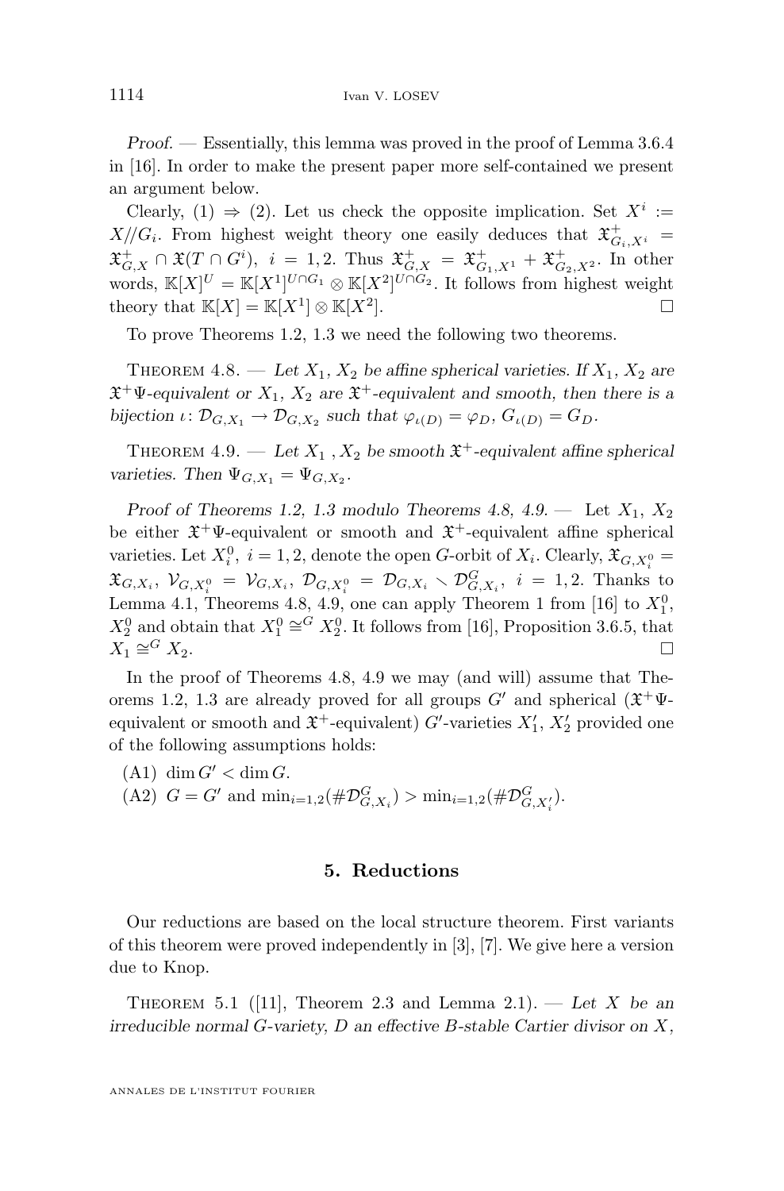*Proof*. — Essentially, this lemma was proved in the proof of Lemma 3.6.4 in [16]. In order to make the present paper more self-contained we present an argument below.

Clearly, (1) $\Rightarrow$ (2). Let us check the opposite implication. Set $X^i := X/\!/G_i$. From highest weight theory one easily deduces that $\mathfrak{X}^+_{G_i,X^i} = \mathfrak{X}^+_{G,X} \cap \mathfrak{X}(T \cap G^i)$, $i = 1, 2$. Thus $\mathfrak{X}^+_{G,X} = \mathfrak{X}^+_{G_1,X^1} + \mathfrak{X}^+_{G_2,X^2}$. In other words, $\mathbb{K}[X]^U = \mathbb{K}[X^1]^{U\cap G_1} \otimes \mathbb{K}[X^2]^{U\cap G_2}$. It follows from highest weight theory that $\mathbb{K}[X] = \mathbb{K}[X^1] \otimes \mathbb{K}[X^2]$. $\square$

To prove Theorems 1.2, 1.3 we need the following two theorems.

Theorem 4.8. — *Let $X_1$, $X_2$ be affine spherical varieties. If $X_1$, $X_2$ are $\mathfrak{X}^+\Psi$-equivalent or $X_1$, $X_2$ are $\mathfrak{X}^+$-equivalent and smooth, then there is a bijection $\iota\colon \mathcal{D}_{G,X_1} \to \mathcal{D}_{G,X_2}$ such that $\varphi_{\iota(D)} = \varphi_D$, $G_{\iota(D)} = G_D$.*

Theorem 4.9. — *Let $X_1$ , $X_2$ be smooth $\mathfrak{X}^+$-equivalent affine spherical varieties. Then $\Psi_{G,X_1} = \Psi_{G,X_2}$.*

*Proof of Theorems 1.2, 1.3 modulo Theorems 4.8, 4.9.* — Let $X_1$, $X_2$ be either $\mathfrak{X}^+\Psi$-equivalent or smooth and $\mathfrak{X}^+$-equivalent affine spherical varieties. Let $X_i^0$, $i = 1, 2$, denote the open $G$-orbit of $X_i$. Clearly, $\mathfrak{X}_{G,X_i^0} = \mathfrak{X}_{G,X_i}$, $\mathcal{V}_{G,X_i^0} = \mathcal{V}_{G,X_i}$, $\mathcal{D}_{G,X_i^0} = \mathcal{D}_{G,X_i} \smallsetminus \mathcal{D}^G_{G,X_i}$, $i = 1, 2$. Thanks to Lemma 4.1, Theorems 4.8, 4.9, one can apply Theorem 1 from [16] to $X_1^0$, $X_2^0$ and obtain that $X_1^0 \cong^G X_2^0$. It follows from [16], Proposition 3.6.5, that $X_1 \cong^G X_2$. $\square$

In the proof of Theorems 4.8, 4.9 we may (and will) assume that Theorems 1.2, 1.3 are already proved for all groups $G'$ and spherical ($\mathfrak{X}^+\Psi$-equivalent or smooth and $\mathfrak{X}^+$-equivalent) $G'$-varieties $X_1'$, $X_2'$ provided one of the following assumptions holds:

(A1) $\dim G' < \dim G$.

(A2) $G = G'$ and $\min_{i=1,2}(\#\mathcal{D}^G_{G,X_i}) > \min_{i=1,2}(\#\mathcal{D}^G_{G,X_i'})$.

## 5. Reductions

Our reductions are based on the local structure theorem. First variants of this theorem were proved independently in [3], [7]. We give here a version due to Knop.

Theorem 5.1 ([11], Theorem 2.3 and Lemma 2.1). — *Let $X$ be an irreducible normal $G$-variety, $D$ an effective $B$-stable Cartier divisor on $X$,*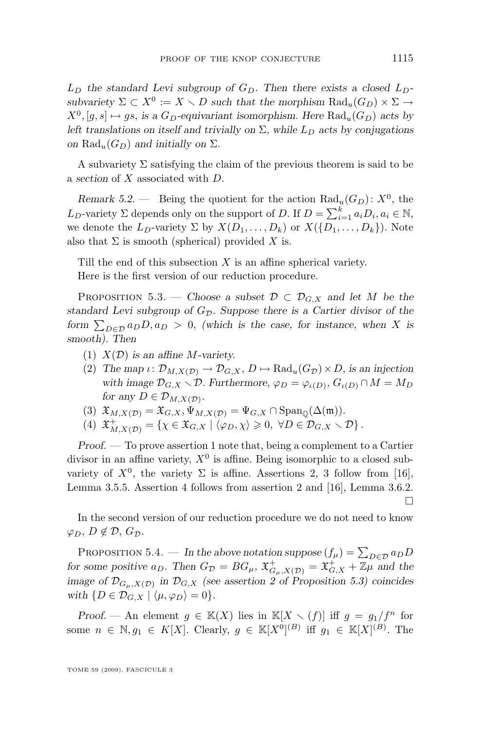*$L_D$ the standard Levi subgroup of $G_D$. Then there exists a closed $L_D$-subvariety $\Sigma \subset X^0 := X \setminus D$ such that the morphism $\mathrm{Rad}_u(G_D) \times \Sigma \to X^0, [g, s] \mapsto gs$, is a $G_D$-equivariant isomorphism. Here $\mathrm{Rad}_u(G_D)$ acts by left translations on itself and trivially on $\Sigma$, while $L_D$ acts by conjugations on $\mathrm{Rad}_u(G_D)$ and initially on $\Sigma$.*

A subvariety $\Sigma$ satisfying the claim of the previous theorem is said to be a *section* of $X$ associated with $D$.

*Remark 5.2.* — Being the quotient for the action $\mathrm{Rad}_u(G_D)\colon X^0$, the $L_D$-variety $\Sigma$ depends only on the support of $D$. If $D = \sum_{i=1}^{k} a_i D_i, a_i \in \mathbb{N}$, we denote the $L_D$-variety $\Sigma$ by $X(D_1, \ldots, D_k)$ or $X(\{D_1, \ldots, D_k\})$. Note also that $\Sigma$ is smooth (spherical) provided $X$ is.

Till the end of this subsection $X$ is an affine spherical variety.

Here is the first version of our reduction procedure.

Proposition 5.3. — *Choose a subset $\mathcal{D} \subset \mathcal{D}_{G,X}$ and let $M$ be the standard Levi subgroup of $G_{\mathcal{D}}$. Suppose there is a Cartier divisor of the form $\sum_{D \in \mathcal{D}} a_D D, a_D > 0$, (which is the case, for instance, when $X$ is smooth). Then*

1. *$X(\mathcal{D})$ is an affine $M$-variety.*
2. *The map $\iota\colon \mathcal{D}_{M,X(\mathcal{D})} \to \mathcal{D}_{G,X}, D \mapsto \mathrm{Rad}_u(G_{\mathcal{D}}) \times D$, is an injection with image $\mathcal{D}_{G,X} \setminus \mathcal{D}$. Furthermore, $\varphi_D = \varphi_{\iota(D)}, G_{\iota(D)} \cap M = M_D$ for any $D \in \mathcal{D}_{M,X(\mathcal{D})}$.*
3. *$\mathfrak{X}_{M,X(\mathcal{D})} = \mathfrak{X}_{G,X}, \Psi_{M,X(\mathcal{D})} = \Psi_{G,X} \cap \mathrm{Span}_{\mathbb{Q}}(\Delta(\mathfrak{m}))$.*
4. *$\mathfrak{X}^+_{M,X(\mathcal{D})} = \{\chi \in \mathfrak{X}_{G,X} \mid \langle \varphi_D, \chi \rangle \geqslant 0, \ \forall D \in \mathcal{D}_{G,X} \setminus \mathcal{D}\}$.*

*Proof.* — To prove assertion 1 note that, being a complement to a Cartier divisor in an affine variety, $X^0$ is affine. Being isomorphic to a closed subvariety of $X^0$, the variety $\Sigma$ is affine. Assertions 2, 3 follow from [16], Lemma 3.5.5. Assertion 4 follows from assertion 2 and [16], Lemma 3.6.2. □

In the second version of our reduction procedure we do not need to know $\varphi_D$, $D \notin \mathcal{D}$, $G_{\mathcal{D}}$.

Proposition 5.4. — *In the above notation suppose $(f_\mu) = \sum_{D \in \mathcal{D}} a_D D$ for some positive $a_D$. Then $G_{\mathcal{D}} = BG_\mu$, $\mathfrak{X}^+_{G_\mu,X(\mathcal{D})} = \mathfrak{X}^+_{G,X} + \mathbb{Z}\mu$ and the image of $\mathcal{D}_{G_\mu,X(\mathcal{D})}$ in $\mathcal{D}_{G,X}$ (see assertion 2 of Proposition 5.3) coincides with $\{D \in \mathcal{D}_{G,X} \mid \langle \mu, \varphi_D \rangle = 0\}$.*

*Proof.* — An element $g \in \mathbb{K}(X)$ lies in $\mathbb{K}[X \setminus (f)]$ iff $g = g_1/f^n$ for some $n \in \mathbb{N}, g_1 \in K[X]$. Clearly, $g \in \mathbb{K}[X^0]^{(B)}$ iff $g_1 \in \mathbb{K}[X]^{(B)}$. The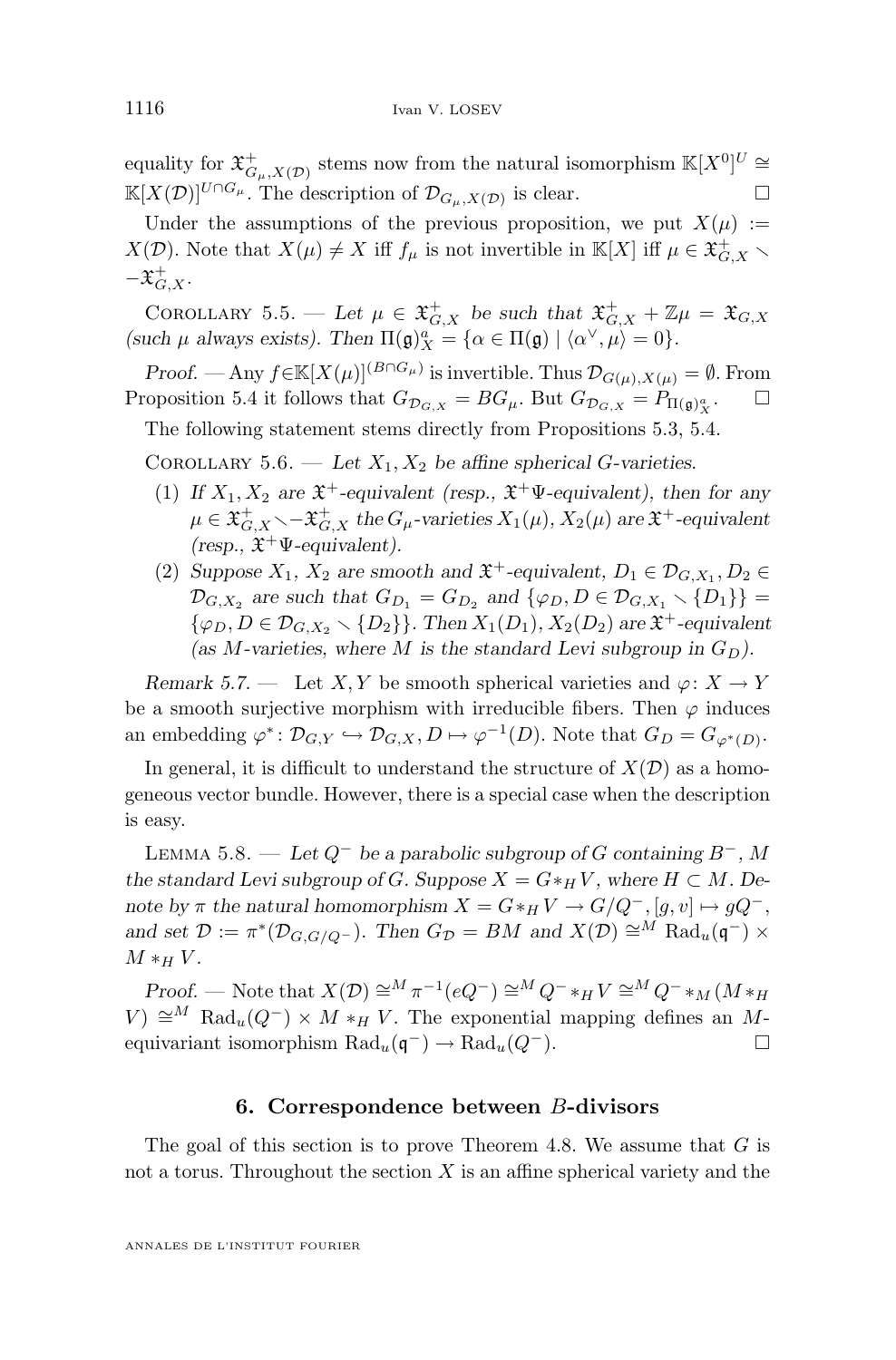equality for $\mathfrak{X}^+_{G_\mu,X(\mathcal{D})}$ stems now from the natural isomorphism $\mathbb{K}[X^0]^U \cong \mathbb{K}[X(\mathcal{D})]^{U\cap G_\mu}$. The description of $\mathcal{D}_{G_\mu,X(\mathcal{D})}$ is clear. $\square$

Under the assumptions of the previous proposition, we put $X(\mu) := X(\mathcal{D})$. Note that $X(\mu) \neq X$ iff $f_\mu$ is not invertible in $\mathbb{K}[X]$ iff $\mu \in \mathfrak{X}^+_{G,X} \setminus -\mathfrak{X}^+_{G,X}$.

Corollary 5.5. — *Let $\mu \in \mathfrak{X}^+_{G,X}$ be such that $\mathfrak{X}^+_{G,X} + \mathbb{Z}\mu = \mathfrak{X}_{G,X}$ (such $\mu$ always exists). Then $\Pi(\mathfrak{g})^a_X = \{\alpha \in \Pi(\mathfrak{g}) \mid \langle \alpha^\vee, \mu\rangle = 0\}$.*

*Proof.* — Any $f \in \mathbb{K}[X(\mu)]^{(B\cap G_\mu)}$ is invertible. Thus $\mathcal{D}_{G(\mu),X(\mu)} = \emptyset$. From Proposition 5.4 it follows that $G_{\mathcal{D}_{G,X}} = BG_\mu$. But $G_{\mathcal{D}_{G,X}} = P_{\Pi(\mathfrak{g})^a_X}$. $\square$

The following statement stems directly from Propositions 5.3, 5.4.

Corollary 5.6. — *Let $X_1, X_2$ be affine spherical $G$-varieties.*

1. *If $X_1, X_2$ are $\mathfrak{X}^+$-equivalent (resp., $\mathfrak{X}^+\Psi$-equivalent), then for any $\mu \in \mathfrak{X}^+_{G,X} \setminus -\mathfrak{X}^+_{G,X}$ the $G_\mu$-varieties $X_1(\mu)$, $X_2(\mu)$ are $\mathfrak{X}^+$-equivalent (resp., $\mathfrak{X}^+\Psi$-equivalent).*
2. *Suppose $X_1$, $X_2$ are smooth and $\mathfrak{X}^+$-equivalent, $D_1 \in \mathcal{D}_{G,X_1}, D_2 \in \mathcal{D}_{G,X_2}$ are such that $G_{D_1} = G_{D_2}$ and $\{\varphi_D, D \in \mathcal{D}_{G,X_1} \setminus \{D_1\}\} = \{\varphi_D, D \in \mathcal{D}_{G,X_2} \setminus \{D_2\}\}$. Then $X_1(D_1)$, $X_2(D_2)$ are $\mathfrak{X}^+$-equivalent (as $M$-varieties, where $M$ is the standard Levi subgroup in $G_D$).*

*Remark 5.7.* — Let $X, Y$ be smooth spherical varieties and $\varphi\colon X \to Y$ be a smooth surjective morphism with irreducible fibers. Then $\varphi$ induces an embedding $\varphi^*\colon \mathcal{D}_{G,Y} \hookrightarrow \mathcal{D}_{G,X}, D \mapsto \varphi^{-1}(D)$. Note that $G_D = G_{\varphi^*(D)}$.

In general, it is difficult to understand the structure of $X(\mathcal{D})$ as a homogeneous vector bundle. However, there is a special case when the description is easy.

Lemma 5.8. — *Let $Q^-$ be a parabolic subgroup of $G$ containing $B^-$, $M$ the standard Levi subgroup of $G$. Suppose $X = G*_H V$, where $H \subset M$. Denote by $\pi$ the natural homomorphism $X = G*_H V \to G/Q^-, [g,v] \mapsto gQ^-$, and set $\mathcal{D} := \pi^*(\mathcal{D}_{G,G/Q^-})$. Then $G_{\mathcal{D}} = BM$ and $X(\mathcal{D}) \cong^M \mathrm{Rad}_u(\mathfrak{q}^-) \times M *_H V$.*

*Proof.* — Note that $X(\mathcal{D}) \cong^M \pi^{-1}(eQ^-) \cong^M Q^- *_H V \cong^M Q^- *_M (M *_H V) \cong^M \mathrm{Rad}_u(Q^-) \times M *_H V$. The exponential mapping defines an $M$-equivariant isomorphism $\mathrm{Rad}_u(\mathfrak{q}^-) \to \mathrm{Rad}_u(Q^-)$. $\square$

## 6. Correspondence between $B$-divisors

The goal of this section is to prove Theorem 4.8. We assume that $G$ is not a torus. Throughout the section $X$ is an affine spherical variety and the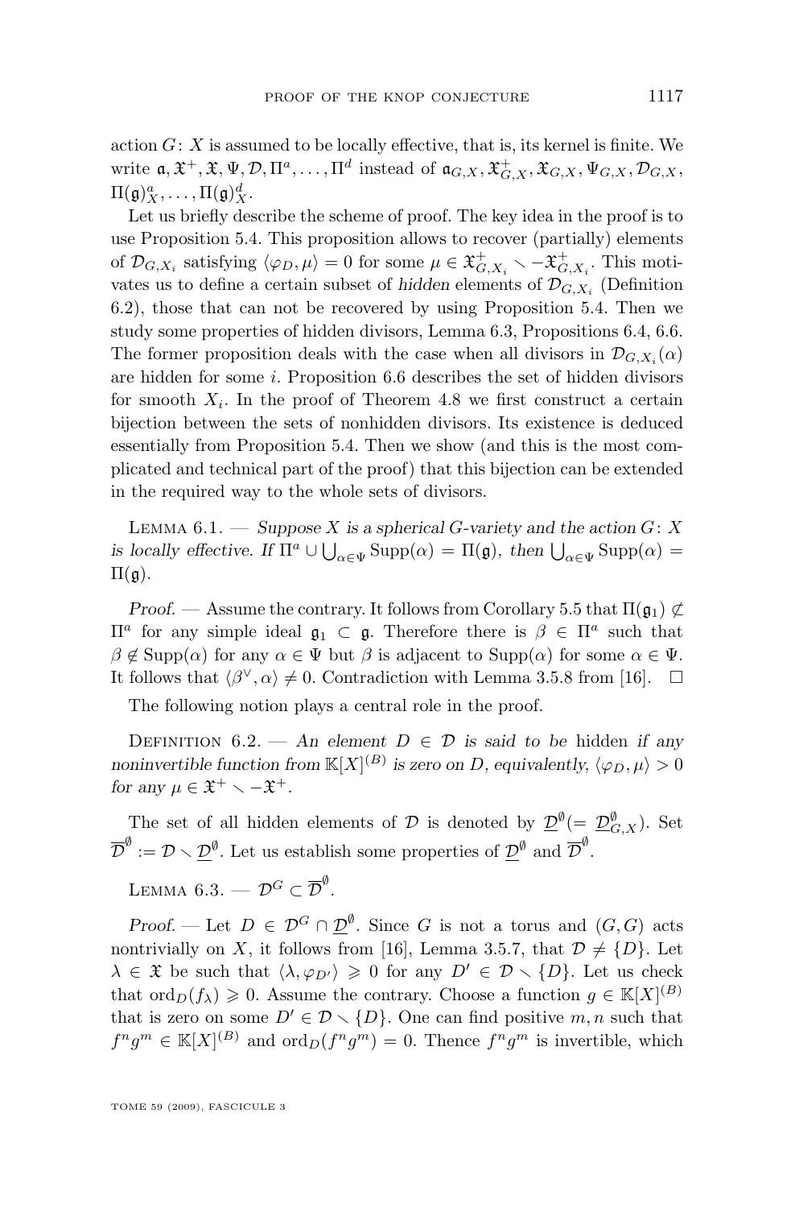action $G\colon X$ is assumed to be locally effective, that is, its kernel is finite. We write $\mathfrak{a}, \mathfrak{X}^+, \mathfrak{X}, \Psi, \mathcal{D}, \Pi^a, \ldots, \Pi^d$ instead of $\mathfrak{a}_{G,X}, \mathfrak{X}^+_{G,X}, \mathfrak{X}_{G,X}, \Psi_{G,X}, \mathcal{D}_{G,X}, \Pi(\mathfrak{g})^a_X, \ldots, \Pi(\mathfrak{g})^d_X$.

Let us briefly describe the scheme of proof. The key idea in the proof is to use Proposition 5.4. This proposition allows to recover (partially) elements of $\mathcal{D}_{G,X_i}$ satisfying $\langle \varphi_D, \mu\rangle = 0$ for some $\mu \in \mathfrak{X}^+_{G,X_i} \smallsetminus -\mathfrak{X}^+_{G,X_i}$. This motivates us to define a certain subset of *hidden* elements of $\mathcal{D}_{G,X_i}$ (Definition 6.2), those that can not be recovered by using Proposition 5.4. Then we study some properties of hidden divisors, Lemma 6.3, Propositions 6.4, 6.6. The former proposition deals with the case when all divisors in $\mathcal{D}_{G,X_i}(\alpha)$ are hidden for some $i$. Proposition 6.6 describes the set of hidden divisors for smooth $X_i$. In the proof of Theorem 4.8 we first construct a certain bijection between the sets of nonhidden divisors. Its existence is deduced essentially from Proposition 5.4. Then we show (and this is the most complicated and technical part of the proof) that this bijection can be extended in the required way to the whole sets of divisors.

Lemma 6.1. — *Suppose $X$ is a spherical $G$-variety and the action $G\colon X$ is locally effective. If $\Pi^a \cup \bigcup_{\alpha\in\Psi} \operatorname{Supp}(\alpha) = \Pi(\mathfrak{g})$, then $\bigcup_{\alpha\in\Psi}\operatorname{Supp}(\alpha) = \Pi(\mathfrak{g})$.*

*Proof.* — Assume the contrary. It follows from Corollary 5.5 that $\Pi(\mathfrak{g}_1) \not\subset \Pi^a$ for any simple ideal $\mathfrak{g}_1 \subset \mathfrak{g}$. Therefore there is $\beta \in \Pi^a$ such that $\beta \notin \operatorname{Supp}(\alpha)$ for any $\alpha \in \Psi$ but $\beta$ is adjacent to $\operatorname{Supp}(\alpha)$ for some $\alpha\in\Psi$. It follows that $\langle \beta^\vee, \alpha\rangle \neq 0$. Contradiction with Lemma 3.5.8 from [16]. $\square$

The following notion plays a central role in the proof.

Definition 6.2. — *An element $D \in \mathcal{D}$ is said to be* hidden *if any noninvertible function from $\mathbb{K}[X]^{(B)}$ is zero on $D$, equivalently, $\langle \varphi_D, \mu\rangle > 0$ for any $\mu \in \mathfrak{X}^+ \smallsetminus -\mathfrak{X}^+$.*

The set of all hidden elements of $\mathcal{D}$ is denoted by $\underline{\mathcal{D}}^\emptyset (= \underline{\mathcal{D}}^\emptyset_{G,X})$. Set $\overline{\mathcal{D}}^\emptyset := \mathcal{D} \smallsetminus \underline{\mathcal{D}}^\emptyset$. Let us establish some properties of $\underline{\mathcal{D}}^\emptyset$ and $\overline{\mathcal{D}}^\emptyset$.

Lemma 6.3. — $\mathcal{D}^G \subset \overline{\mathcal{D}}^\emptyset$.

*Proof.* — Let $D \in \mathcal{D}^G \cap \underline{\mathcal{D}}^\emptyset$. Since $G$ is not a torus and $(G,G)$ acts nontrivially on $X$, it follows from [16], Lemma 3.5.7, that $\mathcal{D} \neq \{D\}$. Let $\lambda \in \mathfrak{X}$ be such that $\langle \lambda, \varphi_{D'}\rangle \geqslant 0$ for any $D' \in \mathcal{D} \smallsetminus \{D\}$. Let us check that $\operatorname{ord}_D(f_\lambda) \geqslant 0$. Assume the contrary. Choose a function $g \in \mathbb{K}[X]^{(B)}$ that is zero on some $D' \in \mathcal{D} \smallsetminus \{D\}$. One can find positive $m, n$ such that $f^n g^m \in \mathbb{K}[X]^{(B)}$ and $\operatorname{ord}_D(f^n g^m) = 0$. Thence $f^n g^m$ is invertible, which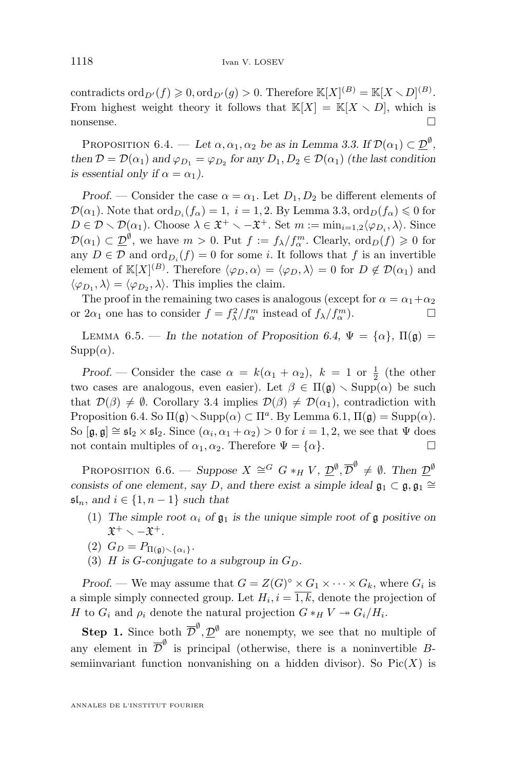contradicts $\operatorname{ord}_{D'}(f) \geqslant 0, \operatorname{ord}_{D'}(g) > 0$. Therefore $\mathbb{K}[X]^{(B)} = \mathbb{K}[X \setminus D]^{(B)}$. From highest weight theory it follows that $\mathbb{K}[X] = \mathbb{K}[X \setminus D]$, which is nonsense. □

Proposition 6.4. — *Let $\alpha, \alpha_1, \alpha_2$ be as in Lemma 3.3. If $\mathcal{D}(\alpha_1) \subset \underline{\mathcal{D}}^{\emptyset}$, then $\mathcal{D} = \mathcal{D}(\alpha_1)$ and $\varphi_{D_1} = \varphi_{D_2}$ for any $D_1, D_2 \in \mathcal{D}(\alpha_1)$ (the last condition is essential only if $\alpha = \alpha_1$).*

*Proof.* — Consider the case $\alpha = \alpha_1$. Let $D_1, D_2$ be different elements of $\mathcal{D}(\alpha_1)$. Note that $\operatorname{ord}_{D_i}(f_\alpha) = 1,\ i = 1, 2$. By Lemma 3.3, $\operatorname{ord}_D(f_\alpha) \leqslant 0$ for $D \in \mathcal{D} \setminus \mathcal{D}(\alpha_1)$. Choose $\lambda \in \mathfrak{X}^+ \setminus -\mathfrak{X}^+$. Set $m := \min_{i=1,2} \langle \varphi_{D_i}, \lambda \rangle$. Since $\mathcal{D}(\alpha_1) \subset \underline{\mathcal{D}}^{\emptyset}$, we have $m > 0$. Put $f := f_\lambda / f_\alpha^m$. Clearly, $\operatorname{ord}_D(f) \geqslant 0$ for any $D \in \mathcal{D}$ and $\operatorname{ord}_{D_i}(f) = 0$ for some $i$. It follows that $f$ is an invertible element of $\mathbb{K}[X]^{(B)}$. Therefore $\langle \varphi_D, \alpha \rangle = \langle \varphi_D, \lambda \rangle = 0$ for $D \notin \mathcal{D}(\alpha_1)$ and $\langle \varphi_{D_1}, \lambda \rangle = \langle \varphi_{D_2}, \lambda \rangle$. This implies the claim.

The proof in the remaining two cases is analogous (except for $\alpha = \alpha_1 + \alpha_2$ or $2\alpha_1$ one has to consider $f = f_\lambda^2 / f_\alpha^m$ instead of $f_\lambda / f_\alpha^m$). □

Lemma 6.5. — *In the notation of Proposition 6.4, $\Psi = \{\alpha\}$, $\Pi(\mathfrak{g}) = \operatorname{Supp}(\alpha)$.*

*Proof.* — Consider the case $\alpha = k(\alpha_1 + \alpha_2)$, $k = 1$ or $\frac{1}{2}$ (the other two cases are analogous, even easier). Let $\beta \in \Pi(\mathfrak{g}) \setminus \operatorname{Supp}(\alpha)$ be such that $\mathcal{D}(\beta) \neq \emptyset$. Corollary 3.4 implies $\mathcal{D}(\beta) \neq \mathcal{D}(\alpha_1)$, contradiction with Proposition 6.4. So $\Pi(\mathfrak{g}) \setminus \operatorname{Supp}(\alpha) \subset \Pi^a$. By Lemma 6.1, $\Pi(\mathfrak{g}) = \operatorname{Supp}(\alpha)$. So $[\mathfrak{g}, \mathfrak{g}] \cong \mathfrak{sl}_2 \times \mathfrak{sl}_2$. Since $(\alpha_i, \alpha_1 + \alpha_2) > 0$ for $i = 1, 2$, we see that $\Psi$ does not contain multiples of $\alpha_1, \alpha_2$. Therefore $\Psi = \{\alpha\}$. □

Proposition 6.6. — *Suppose $X \cong^G G *_H V$, $\underline{\mathcal{D}}^{\emptyset}, \overline{\mathcal{D}}^{\emptyset} \neq \emptyset$. Then $\underline{\mathcal{D}}^{\emptyset}$ consists of one element, say $D$, and there exist a simple ideal $\mathfrak{g}_1 \subset \mathfrak{g}, \mathfrak{g}_1 \cong \mathfrak{sl}_n$, and $i \in \{1, n-1\}$ such that*

1. *The simple root $\alpha_i$ of $\mathfrak{g}_1$ is the unique simple root of $\mathfrak{g}$ positive on $\mathfrak{X}^+ \setminus -\mathfrak{X}^+$.*
2. *$G_D = P_{\Pi(\mathfrak{g}) \setminus \{\alpha_i\}}$.*
3. *$H$ is $G$-conjugate to a subgroup in $G_D$.*

*Proof.* — We may assume that $G = Z(G)^\circ \times G_1 \times \cdots \times G_k$, where $G_i$ is a simple simply connected group. Let $H_i, i = \overline{1,k}$, denote the projection of $H$ to $G_i$ and $\rho_i$ denote the natural projection $G *_H V \twoheadrightarrow G_i / H_i$.

**Step 1.** Since both $\overline{\mathcal{D}}^{\emptyset}, \underline{\mathcal{D}}^{\emptyset}$ are nonempty, we see that no multiple of any element in $\overline{\mathcal{D}}^{\emptyset}$ is principal (otherwise, there is a noninvertible $B$-semiinvariant function nonvanishing on a hidden divisor). So $\operatorname{Pic}(X)$ is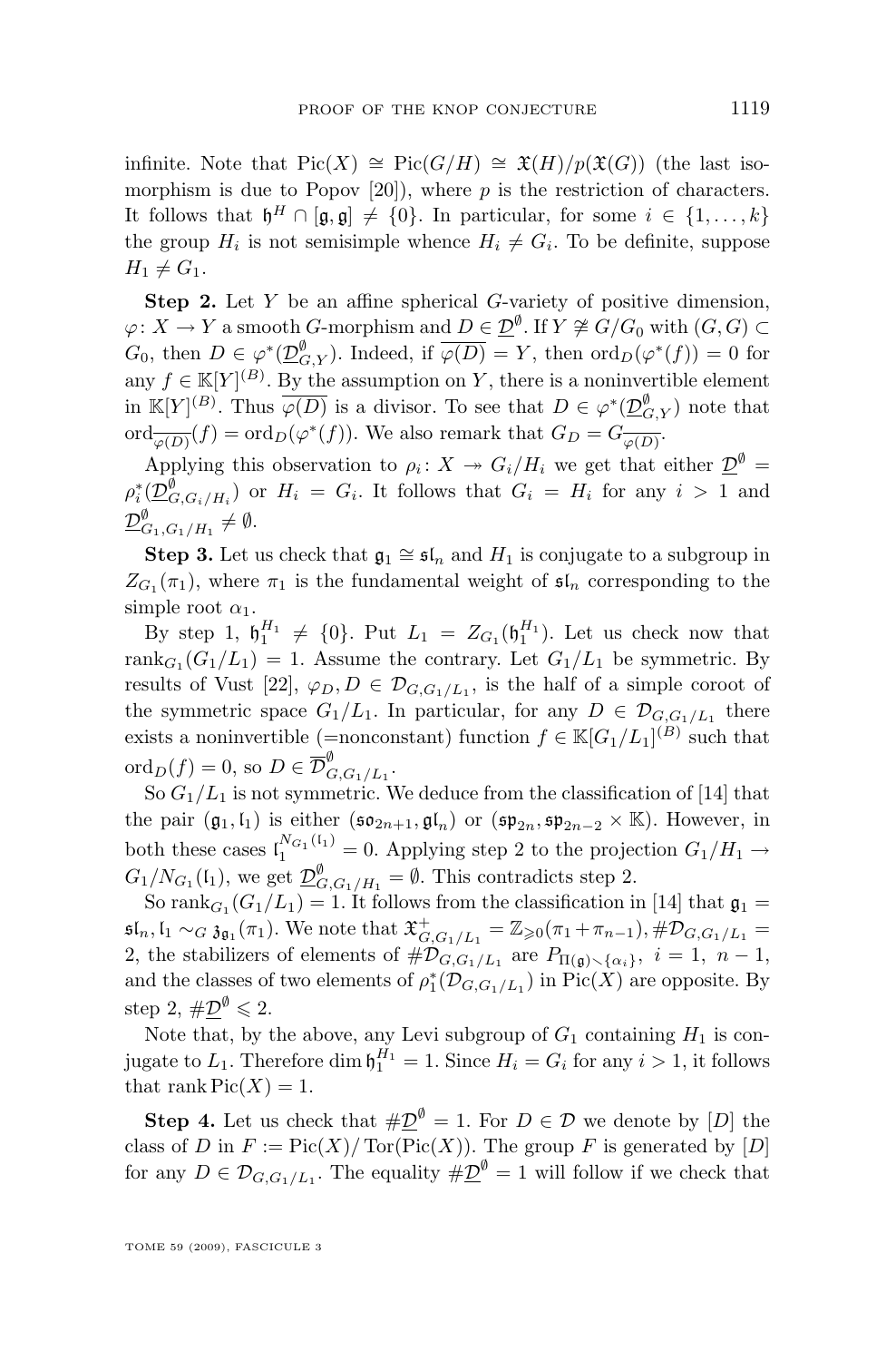infinite. Note that $\mathrm{Pic}(X) \cong \mathrm{Pic}(G/H) \cong \mathfrak{X}(H)/p(\mathfrak{X}(G))$ (the last isomorphism is due to Popov [20]), where $p$ is the restriction of characters. It follows that $\mathfrak{h}^H \cap [\mathfrak{g},\mathfrak{g}] \neq \{0\}$. In particular, for some $i \in \{1,\ldots,k\}$ the group $H_i$ is not semisimple whence $H_i \neq G_i$. To be definite, suppose $H_1 \neq G_1$.

**Step 2.** Let $Y$ be an affine spherical $G$-variety of positive dimension, $\varphi\colon X \to Y$ a smooth $G$-morphism and $D \in \underline{\mathcal{D}}^\emptyset$. If $Y \not\cong G/G_0$ with $(G,G) \subset G_0$, then $D \in \varphi^*(\underline{\mathcal{D}}^\emptyset_{G,Y})$. Indeed, if $\overline{\varphi(D)} = Y$, then $\mathrm{ord}_D(\varphi^*(f)) = 0$ for any $f \in \mathbb{K}[Y]^{(B)}$. By the assumption on $Y$, there is a noninvertible element in $\mathbb{K}[Y]^{(B)}$. Thus $\overline{\varphi(D)}$ is a divisor. To see that $D \in \varphi^*(\underline{\mathcal{D}}^\emptyset_{G,Y})$ note that $\mathrm{ord}_{\overline{\varphi(D)}}(f) = \mathrm{ord}_D(\varphi^*(f))$. We also remark that $G_D = G_{\overline{\varphi(D)}}$.

Applying this observation to $\rho_i\colon X \twoheadrightarrow G_i/H_i$ we get that either $\underline{\mathcal{D}}^\emptyset = \rho_i^*(\underline{\mathcal{D}}^\emptyset_{G,G_i/H_i})$ or $H_i = G_i$. It follows that $G_i = H_i$ for any $i > 1$ and $\underline{\mathcal{D}}^\emptyset_{G_1,G_1/H_1} \neq \emptyset$.

**Step 3.** Let us check that $\mathfrak{g}_1 \cong \mathfrak{sl}_n$ and $H_1$ is conjugate to a subgroup in $Z_{G_1}(\pi_1)$, where $\pi_1$ is the fundamental weight of $\mathfrak{sl}_n$ corresponding to the simple root $\alpha_1$.

By step 1, $\mathfrak{h}_1^{H_1} \neq \{0\}$. Put $L_1 = Z_{G_1}(\mathfrak{h}_1^{H_1})$. Let us check now that $\mathrm{rank}_{G_1}(G_1/L_1) = 1$. Assume the contrary. Let $G_1/L_1$ be symmetric. By results of Vust [22], $\varphi_D, D \in \mathcal{D}_{G,G_1/L_1}$, is the half of a simple coroot of the symmetric space $G_1/L_1$. In particular, for any $D \in \mathcal{D}_{G,G_1/L_1}$ there exists a noninvertible (=nonconstant) function $f \in \mathbb{K}[G_1/L_1]^{(B)}$ such that $\mathrm{ord}_D(f) = 0$, so $D \in \overline{\mathcal{D}}^\emptyset_{G,G_1/L_1}$.

So $G_1/L_1$ is not symmetric. We deduce from the classification of [14] that the pair $(\mathfrak{g}_1, \mathfrak{l}_1)$ is either $(\mathfrak{so}_{2n+1}, \mathfrak{gl}_n)$ or $(\mathfrak{sp}_{2n}, \mathfrak{sp}_{2n-2} \times \mathbb{K})$. However, in both these cases $\mathfrak{l}_1^{N_{G_1}(\mathfrak{l}_1)} = 0$. Applying step 2 to the projection $G_1/H_1 \to G_1/N_{G_1}(\mathfrak{l}_1)$, we get $\underline{\mathcal{D}}^\emptyset_{G,G_1/H_1} = \emptyset$. This contradicts step 2.

So $\mathrm{rank}_{G_1}(G_1/L_1) = 1$. It follows from the classification in [14] that $\mathfrak{g}_1 = \mathfrak{sl}_n, \mathfrak{l}_1 \sim_G \mathfrak{z}_{\mathfrak{g}_1}(\pi_1)$. We note that $\mathfrak{X}^+_{G,G_1/L_1} = \mathbb{Z}_{\geqslant 0}(\pi_1 + \pi_{n-1}), \#\mathcal{D}_{G,G_1/L_1} = 2$, the stabilizers of elements of $\#\mathcal{D}_{G,G_1/L_1}$ are $P_{\Pi(\mathfrak{g})\setminus\{\alpha_i\}}$, $i = 1,\ n-1$, and the classes of two elements of $\rho_1^*(\mathcal{D}_{G,G_1/L_1})$ in $\mathrm{Pic}(X)$ are opposite. By step 2, $\#\underline{\mathcal{D}}^\emptyset \leqslant 2$.

Note that, by the above, any Levi subgroup of $G_1$ containing $H_1$ is conjugate to $L_1$. Therefore $\dim \mathfrak{h}_1^{H_1} = 1$. Since $H_i = G_i$ for any $i > 1$, it follows that $\mathrm{rank}\,\mathrm{Pic}(X) = 1$.

**Step 4.** Let us check that $\#\underline{\mathcal{D}}^\emptyset = 1$. For $D \in \mathcal{D}$ we denote by $[D]$ the class of $D$ in $F := \mathrm{Pic}(X)/\mathrm{Tor}(\mathrm{Pic}(X))$. The group $F$ is generated by $[D]$ for any $D \in \mathcal{D}_{G,G_1/L_1}$. The equality $\#\underline{\mathcal{D}}^\emptyset = 1$ will follow if we check that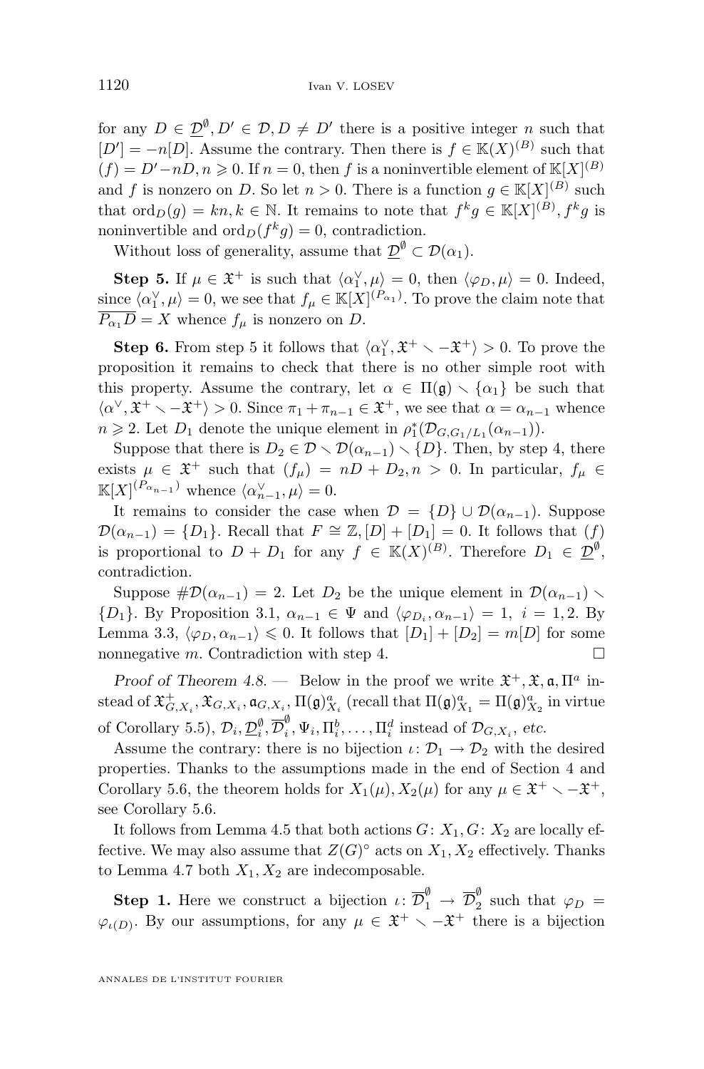for any $D \in \underline{\mathcal{D}}^{\emptyset}, D' \in \mathcal{D}, D \neq D'$ there is a positive integer $n$ such that $[D'] = -n[D]$. Assume the contrary. Then there is $f \in \mathbb{K}(X)^{(B)}$ such that $(f) = D' - nD, n \geqslant 0$. If $n = 0$, then $f$ is a noninvertible element of $\mathbb{K}[X]^{(B)}$ and $f$ is nonzero on $D$. So let $n > 0$. There is a function $g \in \mathbb{K}[X]^{(B)}$ such that $\operatorname{ord}_D(g) = kn, k \in \mathbb{N}$. It remains to note that $f^k g \in \mathbb{K}[X]^{(B)}, f^k g$ is noninvertible and $\operatorname{ord}_D(f^k g) = 0$, contradiction.

Without loss of generality, assume that $\underline{\mathcal{D}}^{\emptyset} \subset \mathcal{D}(\alpha_1)$.

**Step 5.** If $\mu \in \mathfrak{X}^+$ is such that $\langle \alpha_1^\vee, \mu \rangle = 0$, then $\langle \varphi_D, \mu \rangle = 0$. Indeed, since $\langle \alpha_1^\vee, \mu \rangle = 0$, we see that $f_\mu \in \mathbb{K}[X]^{(P_{\alpha_1})}$. To prove the claim note that $\overline{P_{\alpha_1} D} = X$ whence $f_\mu$ is nonzero on $D$.

**Step 6.** From step 5 it follows that $\langle \alpha_1^\vee, \mathfrak{X}^+ \setminus -\mathfrak{X}^+ \rangle > 0$. To prove the proposition it remains to check that there is no other simple root with this property. Assume the contrary, let $\alpha \in \Pi(\mathfrak{g}) \setminus \{\alpha_1\}$ be such that $\langle \alpha^\vee, \mathfrak{X}^+ \setminus -\mathfrak{X}^+ \rangle > 0$. Since $\pi_1 + \pi_{n-1} \in \mathfrak{X}^+$, we see that $\alpha = \alpha_{n-1}$ whence $n \geqslant 2$. Let $D_1$ denote the unique element in $\rho_1^*(\mathcal{D}_{G,G_1/L_1}(\alpha_{n-1}))$.

Suppose that there is $D_2 \in \mathcal{D} \setminus \mathcal{D}(\alpha_{n-1}) \setminus \{D\}$. Then, by step 4, there exists $\mu \in \mathfrak{X}^+$ such that $(f_\mu) = nD + D_2, n > 0$. In particular, $f_\mu \in \mathbb{K}[X]^{(P_{\alpha_{n-1}})}$ whence $\langle \alpha_{n-1}^\vee, \mu \rangle = 0$.

It remains to consider the case when $\mathcal{D} = \{D\} \cup \mathcal{D}(\alpha_{n-1})$. Suppose $\mathcal{D}(\alpha_{n-1}) = \{D_1\}$. Recall that $F \cong \mathbb{Z}, [D] + [D_1] = 0$. It follows that $(f)$ is proportional to $D + D_1$ for any $f \in \mathbb{K}(X)^{(B)}$. Therefore $D_1 \in \underline{\mathcal{D}}^{\emptyset}$, contradiction.

Suppose $\#\mathcal{D}(\alpha_{n-1}) = 2$. Let $D_2$ be the unique element in $\mathcal{D}(\alpha_{n-1}) \setminus \{D_1\}$. By Proposition 3.1, $\alpha_{n-1} \in \Psi$ and $\langle \varphi_{D_i}, \alpha_{n-1} \rangle = 1, \ i = 1, 2$. By Lemma 3.3, $\langle \varphi_D, \alpha_{n-1} \rangle \leqslant 0$. It follows that $[D_1] + [D_2] = m[D]$ for some nonnegative $m$. Contradiction with step 4. $\square$

*Proof of Theorem 4.8.* — Below in the proof we write $\mathfrak{X}^+, \mathfrak{X}, \mathfrak{a}, \Pi^a$ instead of $\mathfrak{X}^+_{G,X_i}, \mathfrak{X}_{G,X_i}, \mathfrak{a}_{G,X_i}, \Pi(\mathfrak{g})^a_{X_i}$ (recall that $\Pi(\mathfrak{g})^a_{X_1} = \Pi(\mathfrak{g})^a_{X_2}$ in virtue of Corollary 5.5), $\mathcal{D}_i, \underline{\mathcal{D}}_i^{\emptyset}, \overline{\mathcal{D}}_i^{\emptyset}, \Psi_i, \Pi_i^b, \ldots, \Pi_i^d$ instead of $\mathcal{D}_{G,X_i}$, *etc.*

Assume the contrary: there is no bijection $\iota\colon \mathcal{D}_1 \to \mathcal{D}_2$ with the desired properties. Thanks to the assumptions made in the end of Section 4 and Corollary 5.6, the theorem holds for $X_1(\mu), X_2(\mu)$ for any $\mu \in \mathfrak{X}^+ \setminus -\mathfrak{X}^+$, see Corollary 5.6.

It follows from Lemma 4.5 that both actions $G\colon X_1, G\colon X_2$ are locally effective. We may also assume that $Z(G)^\circ$ acts on $X_1, X_2$ effectively. Thanks to Lemma 4.7 both $X_1, X_2$ are indecomposable.

**Step 1.** Here we construct a bijection $\iota\colon \overline{\mathcal{D}}_1^{\emptyset} \to \overline{\mathcal{D}}_2^{\emptyset}$ such that $\varphi_D = \varphi_{\iota(D)}$. By our assumptions, for any $\mu \in \mathfrak{X}^+ \setminus -\mathfrak{X}^+$ there is a bijection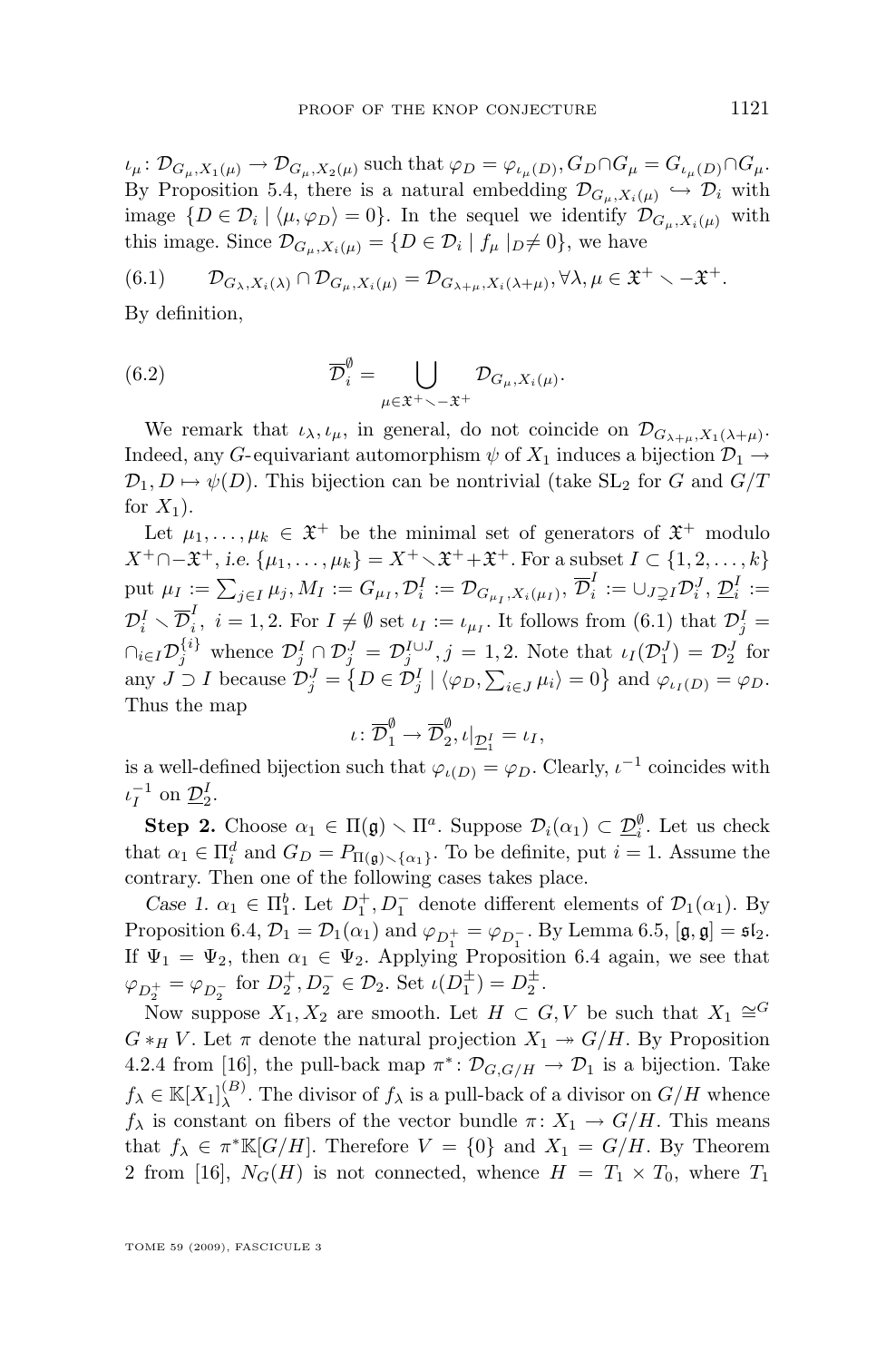$\iota_\mu\colon \mathcal{D}_{G_\mu,X_1(\mu)} \to \mathcal{D}_{G_\mu,X_2(\mu)}$ such that $\varphi_D = \varphi_{\iota_\mu(D)}, G_D \cap G_\mu = G_{\iota_\mu(D)} \cap G_\mu$. By Proposition 5.4, there is a natural embedding $\mathcal{D}_{G_\mu,X_i(\mu)} \hookrightarrow \mathcal{D}_i$ with image $\{D \in \mathcal{D}_i \mid \langle \mu, \varphi_D \rangle = 0\}$. In the sequel we identify $\mathcal{D}_{G_\mu,X_i(\mu)}$ with this image. Since $\mathcal{D}_{G_\mu,X_i(\mu)} = \{D \in \mathcal{D}_i \mid f_\mu \mid_D \neq 0\}$, we have

$$\mathcal{D}_{G_\lambda,X_i(\lambda)} \cap \mathcal{D}_{G_\mu,X_i(\mu)} = \mathcal{D}_{G_{\lambda+\mu},X_i(\lambda+\mu)}, \forall \lambda,\mu \in \mathfrak{X}^+ \smallsetminus -\mathfrak{X}^+. \tag{6.1}$$

By definition,

$$\overline{\mathcal{D}}_i^{\emptyset} = \bigcup_{\mu \in \mathfrak{X}^+ \smallsetminus -\mathfrak{X}^+} \mathcal{D}_{G_\mu,X_i(\mu)}. \tag{6.2}$$

We remark that $\iota_\lambda, \iota_\mu$, in general, do not coincide on $\mathcal{D}_{G_{\lambda+\mu},X_1(\lambda+\mu)}$. Indeed, any $G$-equivariant automorphism $\psi$ of $X_1$ induces a bijection $\mathcal{D}_1 \to \mathcal{D}_1, D \mapsto \psi(D)$. This bijection can be nontrivial (take $\mathrm{SL}_2$ for $G$ and $G/T$ for $X_1$).

Let $\mu_1,\ldots,\mu_k \in \mathfrak{X}^+$ be the minimal set of generators of $\mathfrak{X}^+$ modulo $X^+ \cap -\mathfrak{X}^+$, *i.e.* $\{\mu_1,\ldots,\mu_k\} = X^+ \smallsetminus \mathfrak{X}^+ + \mathfrak{X}^+$. For a subset $I \subset \{1,2,\ldots,k\}$ put $\mu_I := \sum_{j\in I}\mu_j$, $M_I := G_{\mu_I}$, $\mathcal{D}_i^I := \mathcal{D}_{G_{\mu_I},X_i(\mu_I)}$, $\overline{\mathcal{D}}_i^I := \cup_{J \supsetneq I}\mathcal{D}_i^J$, $\underline{\mathcal{D}}_i^I := \mathcal{D}_i^I \smallsetminus \overline{\mathcal{D}}_i^I$, $i = 1,2$. For $I \neq \emptyset$ set $\iota_I := \iota_{\mu_I}$. It follows from (6.1) that $\mathcal{D}_j^I = \cap_{i\in I}\mathcal{D}_j^{\{i\}}$ whence $\mathcal{D}_j^I \cap \mathcal{D}_j^J = \mathcal{D}_j^{I\cup J}, j = 1,2$. Note that $\iota_I(\mathcal{D}_1^J) = \mathcal{D}_2^J$ for any $J \supset I$ because $\mathcal{D}_j^J = \{D \in \mathcal{D}_j^I \mid \langle \varphi_D, \sum_{i\in J}\mu_i\rangle = 0\}$ and $\varphi_{\iota_I(D)} = \varphi_D$. Thus the map

$$\iota\colon \overline{\mathcal{D}}_1^{\emptyset} \to \overline{\mathcal{D}}_2^{\emptyset}, \iota|_{\underline{\mathcal{D}}_1^I} = \iota_I,$$

is a well-defined bijection such that $\varphi_{\iota(D)} = \varphi_D$. Clearly, $\iota^{-1}$ coincides with $\iota_I^{-1}$ on $\underline{\mathcal{D}}_2^I$.

**Step 2.** Choose $\alpha_1 \in \Pi(\mathfrak{g}) \smallsetminus \Pi^a$. Suppose $\mathcal{D}_i(\alpha_1) \subset \underline{\mathcal{D}}_i^{\emptyset}$. Let us check that $\alpha_1 \in \Pi_i^d$ and $G_D = P_{\Pi(\mathfrak{g})\smallsetminus\{\alpha_1\}}$. To be definite, put $i = 1$. Assume the contrary. Then one of the following cases takes place.

*Case 1.* $\alpha_1 \in \Pi_1^b$. Let $D_1^+, D_1^-$ denote different elements of $\mathcal{D}_1(\alpha_1)$. By Proposition 6.4, $\mathcal{D}_1 = \mathcal{D}_1(\alpha_1)$ and $\varphi_{D_1^+} = \varphi_{D_1^-}$. By Lemma 6.5, $[\mathfrak{g},\mathfrak{g}] = \mathfrak{sl}_2$. If $\Psi_1 = \Psi_2$, then $\alpha_1 \in \Psi_2$. Applying Proposition 6.4 again, we see that $\varphi_{D_2^+} = \varphi_{D_2^-}$ for $D_2^+, D_2^- \in \mathcal{D}_2$. Set $\iota(D_1^\pm) = D_2^\pm$.

Now suppose $X_1, X_2$ are smooth. Let $H \subset G, V$ be such that $X_1 \cong^G G *_H V$. Let $\pi$ denote the natural projection $X_1 \twoheadrightarrow G/H$. By Proposition 4.2.4 from [16], the pull-back map $\pi^*\colon \mathcal{D}_{G,G/H} \to \mathcal{D}_1$ is a bijection. Take $f_\lambda \in \mathbb{K}[X_1]_\lambda^{(B)}$. The divisor of $f_\lambda$ is a pull-back of a divisor on $G/H$ whence $f_\lambda$ is constant on fibers of the vector bundle $\pi\colon X_1 \to G/H$. This means that $f_\lambda \in \pi^*\mathbb{K}[G/H]$. Therefore $V = \{0\}$ and $X_1 = G/H$. By Theorem 2 from [16], $N_G(H)$ is not connected, whence $H = T_1 \times T_0$, where $T_1$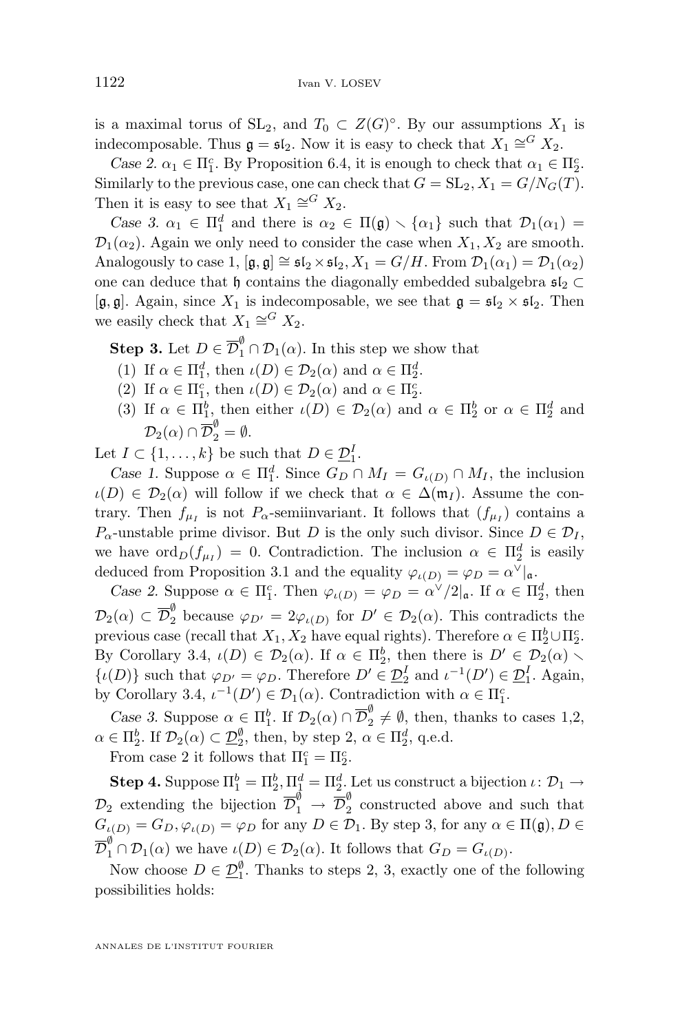is a maximal torus of $\mathrm{SL}_2$, and $T_0 \subset Z(G)^\circ$. By our assumptions $X_1$ is indecomposable. Thus $\mathfrak{g} = \mathfrak{sl}_2$. Now it is easy to check that $X_1 \cong^G X_2$.

*Case 2.* $\alpha_1 \in \Pi_1^c$. By Proposition 6.4, it is enough to check that $\alpha_1 \in \Pi_2^c$. Similarly to the previous case, one can check that $G = \mathrm{SL}_2, X_1 = G/N_G(T)$. Then it is easy to see that $X_1 \cong^G X_2$.

*Case 3.* $\alpha_1 \in \Pi_1^d$ and there is $\alpha_2 \in \Pi(\mathfrak{g}) \setminus \{\alpha_1\}$ such that $\mathcal{D}_1(\alpha_1) = \mathcal{D}_1(\alpha_2)$. Again we only need to consider the case when $X_1, X_2$ are smooth. Analogously to case 1, $[\mathfrak{g},\mathfrak{g}] \cong \mathfrak{sl}_2 \times \mathfrak{sl}_2, X_1 = G/H$. From $\mathcal{D}_1(\alpha_1) = \mathcal{D}_1(\alpha_2)$ one can deduce that $\mathfrak{h}$ contains the diagonally embedded subalgebra $\mathfrak{sl}_2 \subset [\mathfrak{g},\mathfrak{g}]$. Again, since $X_1$ is indecomposable, we see that $\mathfrak{g} = \mathfrak{sl}_2 \times \mathfrak{sl}_2$. Then we easily check that $X_1 \cong^G X_2$.

**Step 3.** Let $D \in \overline{\mathcal{D}}_1^{\emptyset} \cap \mathcal{D}_1(\alpha)$. In this step we show that

1. If $\alpha \in \Pi_1^d$, then $\iota(D) \in \mathcal{D}_2(\alpha)$ and $\alpha \in \Pi_2^d$.
2. If $\alpha \in \Pi_1^c$, then $\iota(D) \in \mathcal{D}_2(\alpha)$ and $\alpha \in \Pi_2^c$.
3. If $\alpha \in \Pi_1^b$, then either $\iota(D) \in \mathcal{D}_2(\alpha)$ and $\alpha \in \Pi_2^b$ or $\alpha \in \Pi_2^d$ and $\mathcal{D}_2(\alpha) \cap \overline{\mathcal{D}}_2^{\emptyset} = \emptyset$.

Let $I \subset \{1, \ldots, k\}$ be such that $D \in \underline{\mathcal{D}}_1^I$.

*Case 1.* Suppose $\alpha \in \Pi_1^d$. Since $G_D \cap M_I = G_{\iota(D)} \cap M_I$, the inclusion $\iota(D) \in \mathcal{D}_2(\alpha)$ will follow if we check that $\alpha \in \Delta(\mathfrak{m}_I)$. Assume the contrary. Then $f_{\mu_I}$ is not $P_\alpha$-semiinvariant. It follows that $(f_{\mu_I})$ contains a $P_\alpha$-unstable prime divisor. But $D$ is the only such divisor. Since $D \in \mathcal{D}_I$, we have $\mathrm{ord}_D(f_{\mu_I}) = 0$. Contradiction. The inclusion $\alpha \in \Pi_2^d$ is easily deduced from Proposition 3.1 and the equality $\varphi_{\iota(D)} = \varphi_D = \alpha^\vee|_{\mathfrak{a}}$.

*Case 2.* Suppose $\alpha \in \Pi_1^c$. Then $\varphi_{\iota(D)} = \varphi_D = \alpha^\vee/2|_{\mathfrak{a}}$. If $\alpha \in \Pi_2^d$, then $\mathcal{D}_2(\alpha) \subset \overline{\mathcal{D}}_2^{\emptyset}$ because $\varphi_{D'} = 2\varphi_{\iota(D)}$ for $D' \in \mathcal{D}_2(\alpha)$. This contradicts the previous case (recall that $X_1, X_2$ have equal rights). Therefore $\alpha \in \Pi_2^b \cup \Pi_2^c$. By Corollary 3.4, $\iota(D) \in \mathcal{D}_2(\alpha)$. If $\alpha \in \Pi_2^b$, then there is $D' \in \mathcal{D}_2(\alpha) \setminus \{\iota(D)\}$ such that $\varphi_{D'} = \varphi_D$. Therefore $D' \in \underline{\mathcal{D}}_2^I$ and $\iota^{-1}(D') \in \underline{\mathcal{D}}_1^I$. Again, by Corollary 3.4, $\iota^{-1}(D') \in \mathcal{D}_1(\alpha)$. Contradiction with $\alpha \in \Pi_1^c$.

*Case 3.* Suppose $\alpha \in \Pi_1^b$. If $\mathcal{D}_2(\alpha) \cap \overline{\mathcal{D}}_2^{\emptyset} \neq \emptyset$, then, thanks to cases 1,2, $\alpha \in \Pi_2^b$. If $\mathcal{D}_2(\alpha) \subset \underline{\mathcal{D}}_2^{\emptyset}$, then, by step 2, $\alpha \in \Pi_2^d$, q.e.d.

From case 2 it follows that $\Pi_1^c = \Pi_2^c$.

**Step 4.** Suppose $\Pi_1^b = \Pi_2^b, \Pi_1^d = \Pi_2^d$. Let us construct a bijection $\iota\colon \mathcal{D}_1 \to \mathcal{D}_2$ extending the bijection $\overline{\mathcal{D}}_1^{\emptyset} \to \overline{\mathcal{D}}_2^{\emptyset}$ constructed above and such that $G_{\iota(D)} = G_D, \varphi_{\iota(D)} = \varphi_D$ for any $D \in \mathcal{D}_1$. By step 3, for any $\alpha \in \Pi(\mathfrak{g}), D \in \overline{\mathcal{D}}_1^{\emptyset} \cap \mathcal{D}_1(\alpha)$ we have $\iota(D) \in \mathcal{D}_2(\alpha)$. It follows that $G_D = G_{\iota(D)}$.

Now choose $D \in \underline{\mathcal{D}}_1^{\emptyset}$. Thanks to steps 2, 3, exactly one of the following possibilities holds: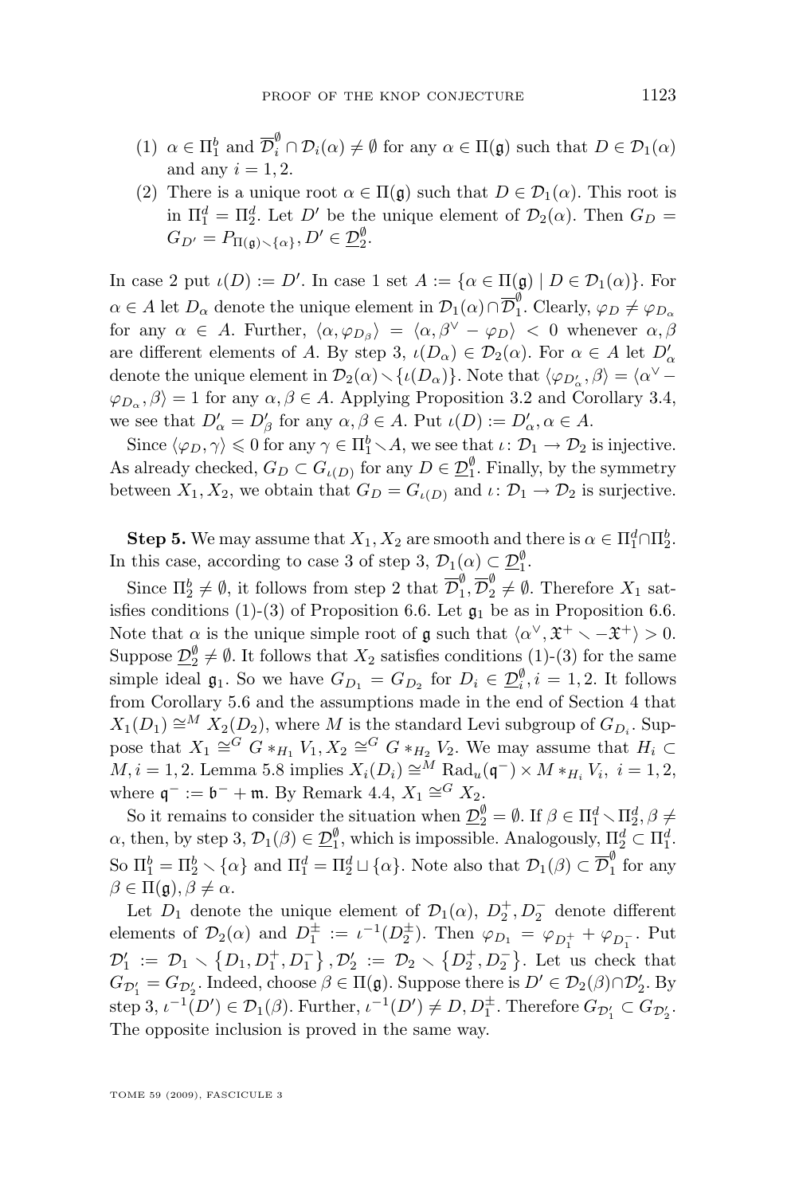(1) $\alpha \in \Pi_1^b$ and $\overline{\mathcal{D}}_i^\emptyset \cap \mathcal{D}_i(\alpha) \neq \emptyset$ for any $\alpha \in \Pi(\mathfrak{g})$ such that $D \in \mathcal{D}_1(\alpha)$ and any $i = 1, 2$.

(2) There is a unique root $\alpha \in \Pi(\mathfrak{g})$ such that $D \in \mathcal{D}_1(\alpha)$. This root is in $\Pi_1^d = \Pi_2^d$. Let $D'$ be the unique element of $\mathcal{D}_2(\alpha)$. Then $G_D = G_{D'} = P_{\Pi(\mathfrak{g}) \smallsetminus \{\alpha\}}, D' \in \underline{\mathcal{D}}_2^\emptyset$.

In case 2 put $\iota(D) := D'$. In case 1 set $A := \{\alpha \in \Pi(\mathfrak{g}) \mid D \in \mathcal{D}_1(\alpha)\}$. For $\alpha \in A$ let $D_\alpha$ denote the unique element in $\mathcal{D}_1(\alpha) \cap \overline{\mathcal{D}}_1^\emptyset$. Clearly, $\varphi_D \neq \varphi_{D_\alpha}$ for any $\alpha \in A$. Further, $\langle \alpha, \varphi_{D_\beta} \rangle = \langle \alpha, \beta^\vee - \varphi_D \rangle < 0$ whenever $\alpha, \beta$ are different elements of $A$. By step 3, $\iota(D_\alpha) \in \mathcal{D}_2(\alpha)$. For $\alpha \in A$ let $D'_\alpha$ denote the unique element in $\mathcal{D}_2(\alpha) \smallsetminus \{\iota(D_\alpha)\}$. Note that $\langle \varphi_{D'_\alpha}, \beta \rangle = \langle \alpha^\vee - \varphi_{D_\alpha}, \beta \rangle = 1$ for any $\alpha, \beta \in A$. Applying Proposition 3.2 and Corollary 3.4, we see that $D'_\alpha = D'_\beta$ for any $\alpha, \beta \in A$. Put $\iota(D) := D'_\alpha, \alpha \in A$.

Since $\langle \varphi_D, \gamma \rangle \leqslant 0$ for any $\gamma \in \Pi_1^b \smallsetminus A$, we see that $\iota \colon \mathcal{D}_1 \to \mathcal{D}_2$ is injective. As already checked, $G_D \subset G_{\iota(D)}$ for any $D \in \underline{\mathcal{D}}_1^\emptyset$. Finally, by the symmetry between $X_1, X_2$, we obtain that $G_D = G_{\iota(D)}$ and $\iota \colon \mathcal{D}_1 \to \mathcal{D}_2$ is surjective.

**Step 5.** We may assume that $X_1, X_2$ are smooth and there is $\alpha \in \Pi_1^d \cap \Pi_2^b$. In this case, according to case 3 of step 3, $\mathcal{D}_1(\alpha) \subset \underline{\mathcal{D}}_1^\emptyset$.

Since $\Pi_2^b \neq \emptyset$, it follows from step 2 that $\overline{\mathcal{D}}_1^\emptyset, \overline{\mathcal{D}}_2^\emptyset \neq \emptyset$. Therefore $X_1$ satisfies conditions (1)-(3) of Proposition 6.6. Let $\mathfrak{g}_1$ be as in Proposition 6.6. Note that $\alpha$ is the unique simple root of $\mathfrak{g}$ such that $\langle \alpha^\vee, \mathfrak{X}^+ \smallsetminus -\mathfrak{X}^+ \rangle > 0$. Suppose $\underline{\mathcal{D}}_2^\emptyset \neq \emptyset$. It follows that $X_2$ satisfies conditions (1)-(3) for the same simple ideal $\mathfrak{g}_1$. So we have $G_{D_1} = G_{D_2}$ for $D_i \in \underline{\mathcal{D}}_i^\emptyset, i = 1, 2$. It follows from Corollary 5.6 and the assumptions made in the end of Section 4 that $X_1(D_1) \cong^M X_2(D_2)$, where $M$ is the standard Levi subgroup of $G_{D_i}$. Suppose that $X_1 \cong^G G *_{H_1} V_1, X_2 \cong^G G *_{H_2} V_2$. We may assume that $H_i \subset M, i = 1, 2$. Lemma 5.8 implies $X_i(D_i) \cong^M \mathrm{Rad}_u(\mathfrak{q}^-) \times M *_{H_i} V_i, \ i = 1, 2$, where $\mathfrak{q}^- := \mathfrak{b}^- + \mathfrak{m}$. By Remark 4.4, $X_1 \cong^G X_2$.

So it remains to consider the situation when $\underline{\mathcal{D}}_2^\emptyset = \emptyset$. If $\beta \in \Pi_1^d \smallsetminus \Pi_2^d, \beta \neq \alpha$, then, by step 3, $\mathcal{D}_1(\beta) \in \underline{\mathcal{D}}_1^\emptyset$, which is impossible. Analogously, $\Pi_2^d \subset \Pi_1^d$. So $\Pi_1^b = \Pi_2^b \smallsetminus \{\alpha\}$ and $\Pi_1^d = \Pi_2^d \sqcup \{\alpha\}$. Note also that $\mathcal{D}_1(\beta) \subset \overline{\mathcal{D}}_1^\emptyset$ for any $\beta \in \Pi(\mathfrak{g}), \beta \neq \alpha$.

Let $D_1$ denote the unique element of $\mathcal{D}_1(\alpha)$, $D_2^+, D_2^-$ denote different elements of $\mathcal{D}_2(\alpha)$ and $D_1^\pm := \iota^{-1}(D_2^\pm)$. Then $\varphi_{D_1} = \varphi_{D_1^+} + \varphi_{D_1^-}$. Put $\mathcal{D}'_1 := \mathcal{D}_1 \smallsetminus \{D_1, D_1^+, D_1^-\}, \mathcal{D}'_2 := \mathcal{D}_2 \smallsetminus \{D_2^+, D_2^-\}$. Let us check that $G_{\mathcal{D}'_1} = G_{\mathcal{D}'_2}$. Indeed, choose $\beta \in \Pi(\mathfrak{g})$. Suppose there is $D' \in \mathcal{D}_2(\beta) \cap \mathcal{D}'_2$. By step 3, $\iota^{-1}(D') \in \mathcal{D}_1(\beta)$. Further, $\iota^{-1}(D') \neq D, D_1^\pm$. Therefore $G_{\mathcal{D}'_1} \subset G_{\mathcal{D}'_2}$. The opposite inclusion is proved in the same way.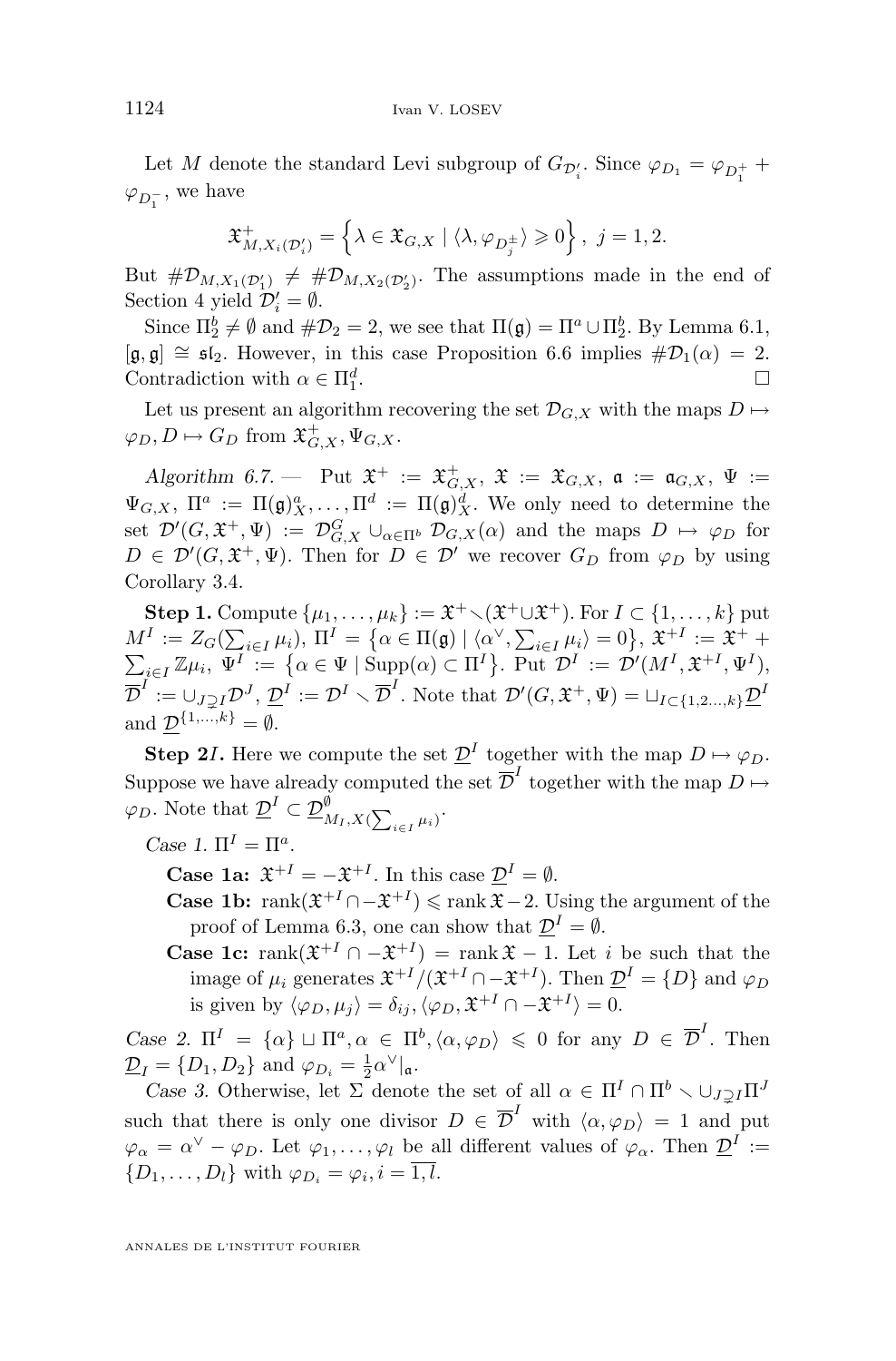Let $M$ denote the standard Levi subgroup of $G_{\mathcal{D}'_i}$. Since $\varphi_{D_1} = \varphi_{D_1^+} + \varphi_{D_1^-}$, we have

$$\mathfrak{X}^+_{M,X_i(\mathcal{D}'_i)} = \left\{\lambda \in \mathfrak{X}_{G,X} \mid \langle \lambda, \varphi_{D_j^\pm}\rangle \geqslant 0\right\},\ j = 1, 2.$$

But $\#\mathcal{D}_{M,X_1(\mathcal{D}'_1)} \neq \#\mathcal{D}_{M,X_2(\mathcal{D}'_2)}$. The assumptions made in the end of Section 4 yield $\mathcal{D}'_i = \emptyset$.

Since $\Pi_2^b \neq \emptyset$ and $\#\mathcal{D}_2 = 2$, we see that $\Pi(\mathfrak{g}) = \Pi^a \cup \Pi_2^b$. By Lemma 6.1, $[\mathfrak{g}, \mathfrak{g}] \cong \mathfrak{sl}_2$. However, in this case Proposition 6.6 implies $\#\mathcal{D}_1(\alpha) = 2$. Contradiction with $\alpha \in \Pi_1^d$. $\square$

Let us present an algorithm recovering the set $\mathcal{D}_{G,X}$ with the maps $D \mapsto \varphi_D, D \mapsto G_D$ from $\mathfrak{X}^+_{G,X}, \Psi_{G,X}$.

*Algorithm 6.7.* — Put $\mathfrak{X}^+ := \mathfrak{X}^+_{G,X}$, $\mathfrak{X} := \mathfrak{X}_{G,X}$, $\mathfrak{a} := \mathfrak{a}_{G,X}$, $\Psi := \Psi_{G,X}$, $\Pi^a := \Pi(\mathfrak{g})^a_X, \ldots, \Pi^d := \Pi(\mathfrak{g})^d_X$. We only need to determine the set $\mathcal{D}'(G, \mathfrak{X}^+, \Psi) := \mathcal{D}^G_{G,X} \cup_{\alpha \in \Pi^b} \mathcal{D}_{G,X}(\alpha)$ and the maps $D \mapsto \varphi_D$ for $D \in \mathcal{D}'(G, \mathfrak{X}^+, \Psi)$. Then for $D \in \mathcal{D}'$ we recover $G_D$ from $\varphi_D$ by using Corollary 3.4.

**Step 1.** Compute $\{\mu_1, \ldots, \mu_k\} := \mathfrak{X}^+ \setminus (\mathfrak{X}^+ \cup \mathfrak{X}^+)$. For $I \subset \{1, \ldots, k\}$ put $M^I := Z_G(\sum_{i \in I} \mu_i)$, $\Pi^I = \left\{\alpha \in \Pi(\mathfrak{g}) \mid \langle \alpha^\vee, \sum_{i \in I} \mu_i\rangle = 0\right\}$, $\mathfrak{X}^{+I} := \mathfrak{X}^+ + \sum_{i \in I} \mathbb{Z}\mu_i$, $\Psi^I := \left\{\alpha \in \Psi \mid \mathrm{Supp}(\alpha) \subset \Pi^I\right\}$. Put $\mathcal{D}^I := \mathcal{D}'(M^I, \mathfrak{X}^{+I}, \Psi^I)$, $\overline{\mathcal{D}}^I := \cup_{J \supsetneq I} \mathcal{D}^J$, $\underline{\mathcal{D}}^I := \mathcal{D}^I \setminus \overline{\mathcal{D}}^I$. Note that $\mathcal{D}'(G, \mathfrak{X}^+, \Psi) = \sqcup_{I \subset \{1,2\ldots,k\}} \underline{\mathcal{D}}^I$ and $\underline{\mathcal{D}}^{\{1,\ldots,k\}} = \emptyset$.

**Step 2$I$.** Here we compute the set $\underline{\mathcal{D}}^I$ together with the map $D \mapsto \varphi_D$. Suppose we have already computed the set $\overline{\mathcal{D}}^I$ together with the map $D \mapsto \varphi_D$. Note that $\underline{\mathcal{D}}^I \subset \underline{\mathcal{D}}^\emptyset_{M_I, X(\sum_{i \in I} \mu_i)}$.

*Case 1.* $\Pi^I = \Pi^a$.

- **Case 1a:** $\mathfrak{X}^{+I} = -\mathfrak{X}^{+I}$. In this case $\underline{\mathcal{D}}^I = \emptyset$.
- **Case 1b:** $\mathrm{rank}(\mathfrak{X}^{+I} \cap -\mathfrak{X}^{+I}) \leqslant \mathrm{rank}\, \mathfrak{X} - 2$. Using the argument of the proof of Lemma 6.3, one can show that $\underline{\mathcal{D}}^I = \emptyset$.
- **Case 1c:** $\mathrm{rank}(\mathfrak{X}^{+I} \cap -\mathfrak{X}^{+I}) = \mathrm{rank}\, \mathfrak{X} - 1$. Let $i$ be such that the image of $\mu_i$ generates $\mathfrak{X}^{+I}/(\mathfrak{X}^{+I} \cap -\mathfrak{X}^{+I})$. Then $\underline{\mathcal{D}}^I = \{D\}$ and $\varphi_D$ is given by $\langle \varphi_D, \mu_j\rangle = \delta_{ij}, \langle \varphi_D, \mathfrak{X}^{+I} \cap -\mathfrak{X}^{+I}\rangle = 0$.

*Case 2.* $\Pi^I = \{\alpha\} \sqcup \Pi^a, \alpha \in \Pi^b, \langle \alpha, \varphi_D\rangle \leqslant 0$ for any $D \in \overline{\mathcal{D}}^I$. Then $\underline{\mathcal{D}}_I = \{D_1, D_2\}$ and $\varphi_{D_i} = \frac{1}{2}\alpha^\vee|_\mathfrak{a}$.

*Case 3.* Otherwise, let $\Sigma$ denote the set of all $\alpha \in \Pi^I \cap \Pi^b \setminus \cup_{J \supsetneq I} \Pi^J$ such that there is only one divisor $D \in \overline{\mathcal{D}}^I$ with $\langle \alpha, \varphi_D\rangle = 1$ and put $\varphi_\alpha = \alpha^\vee - \varphi_D$. Let $\varphi_1, \ldots, \varphi_l$ be all different values of $\varphi_\alpha$. Then $\underline{\mathcal{D}}^I := \{D_1, \ldots, D_l\}$ with $\varphi_{D_i} = \varphi_i, i = \overline{1, l}$.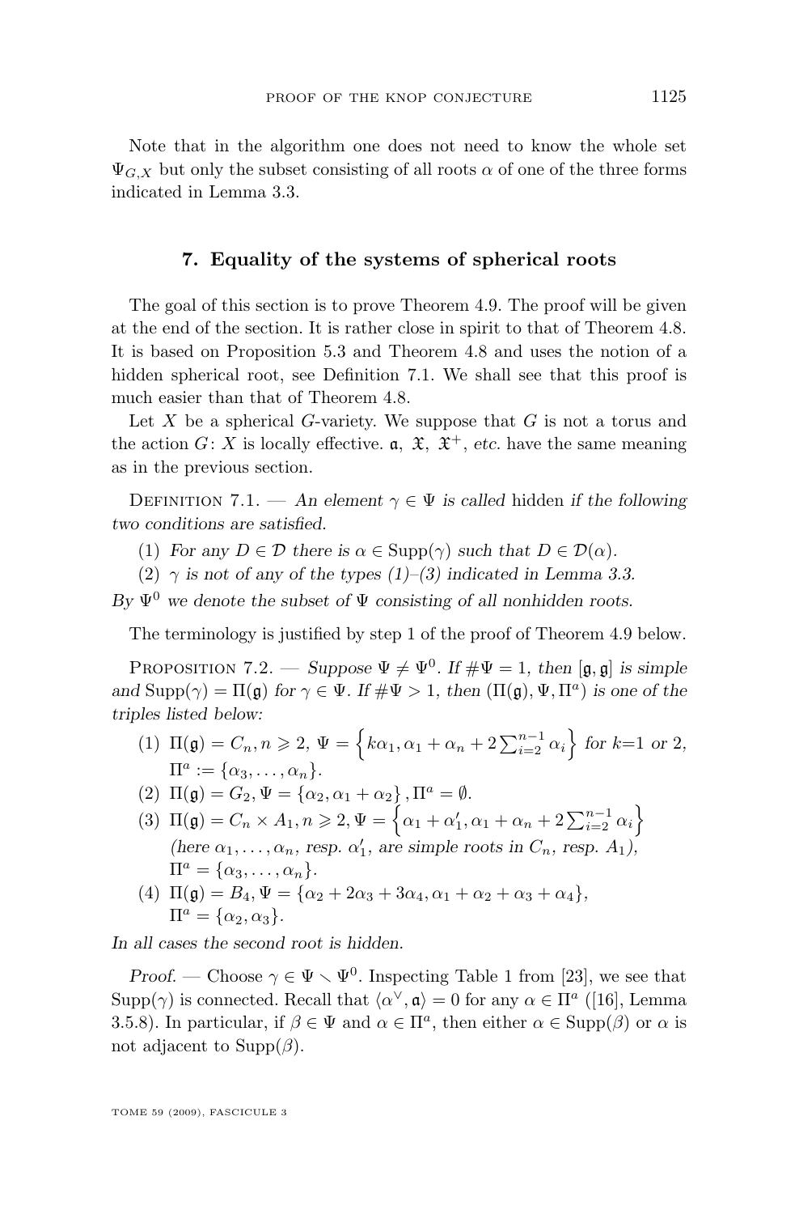Note that in the algorithm one does not need to know the whole set $\Psi_{G,X}$ but only the subset consisting of all roots $\alpha$ of one of the three forms indicated in Lemma 3.3.

## 7. Equality of the systems of spherical roots

The goal of this section is to prove Theorem 4.9. The proof will be given at the end of the section. It is rather close in spirit to that of Theorem 4.8. It is based on Proposition 5.3 and Theorem 4.8 and uses the notion of a hidden spherical root, see Definition 7.1. We shall see that this proof is much easier than that of Theorem 4.8.

Let $X$ be a spherical $G$-variety. We suppose that $G$ is not a torus and the action $G\colon X$ is locally effective. $\mathfrak{a}$, $\mathfrak{X}$, $\mathfrak{X}^+$, *etc.* have the same meaning as in the previous section.

Definition 7.1. — *An element $\gamma \in \Psi$ is called* hidden *if the following two conditions are satisfied.*

(1) *For any $D \in \mathcal{D}$ there is $\alpha \in \operatorname{Supp}(\gamma)$ such that $D \in \mathcal{D}(\alpha)$.*

(2) *$\gamma$ is not of any of the types (1)–(3) indicated in Lemma 3.3.*

*By $\Psi^0$ we denote the subset of $\Psi$ consisting of all nonhidden roots.*

The terminology is justified by step 1 of the proof of Theorem 4.9 below.

Proposition 7.2. — *Suppose $\Psi \neq \Psi^0$. If $\#\Psi = 1$, then $[\mathfrak{g},\mathfrak{g}]$ is simple and $\operatorname{Supp}(\gamma) = \Pi(\mathfrak{g})$ for $\gamma \in \Psi$. If $\#\Psi > 1$, then $(\Pi(\mathfrak{g}), \Psi, \Pi^a)$ is one of the triples listed below:*

(1) $\Pi(\mathfrak{g}) = C_n, n \geqslant 2$, $\Psi = \left\{k\alpha_1, \alpha_1 + \alpha_n + 2\sum_{i=2}^{n-1} \alpha_i\right\}$ *for* $k$=1 *or* 2, $\Pi^a := \{\alpha_3, \ldots, \alpha_n\}$.

(2) $\Pi(\mathfrak{g}) = G_2, \Psi = \{\alpha_2, \alpha_1 + \alpha_2\}, \Pi^a = \emptyset$.

(3) $\Pi(\mathfrak{g}) = C_n \times A_1, n \geqslant 2, \Psi = \left\{\alpha_1 + \alpha_1', \alpha_1 + \alpha_n + 2\sum_{i=2}^{n-1} \alpha_i\right\}$ *(here $\alpha_1, \ldots, \alpha_n$, resp. $\alpha_1'$, are simple roots in $C_n$, resp. $A_1$),* $\Pi^a = \{\alpha_3, \ldots, \alpha_n\}$.

(4) $\Pi(\mathfrak{g}) = B_4, \Psi = \{\alpha_2 + 2\alpha_3 + 3\alpha_4, \alpha_1 + \alpha_2 + \alpha_3 + \alpha_4\}$, $\Pi^a = \{\alpha_2, \alpha_3\}$.

*In all cases the second root is hidden.*

*Proof.* — Choose $\gamma \in \Psi \setminus \Psi^0$. Inspecting Table 1 from [23], we see that $\operatorname{Supp}(\gamma)$ is connected. Recall that $\langle \alpha^\vee, \mathfrak{a}\rangle = 0$ for any $\alpha \in \Pi^a$ ([16], Lemma 3.5.8). In particular, if $\beta \in \Psi$ and $\alpha \in \Pi^a$, then either $\alpha \in \operatorname{Supp}(\beta)$ or $\alpha$ is not adjacent to $\operatorname{Supp}(\beta)$.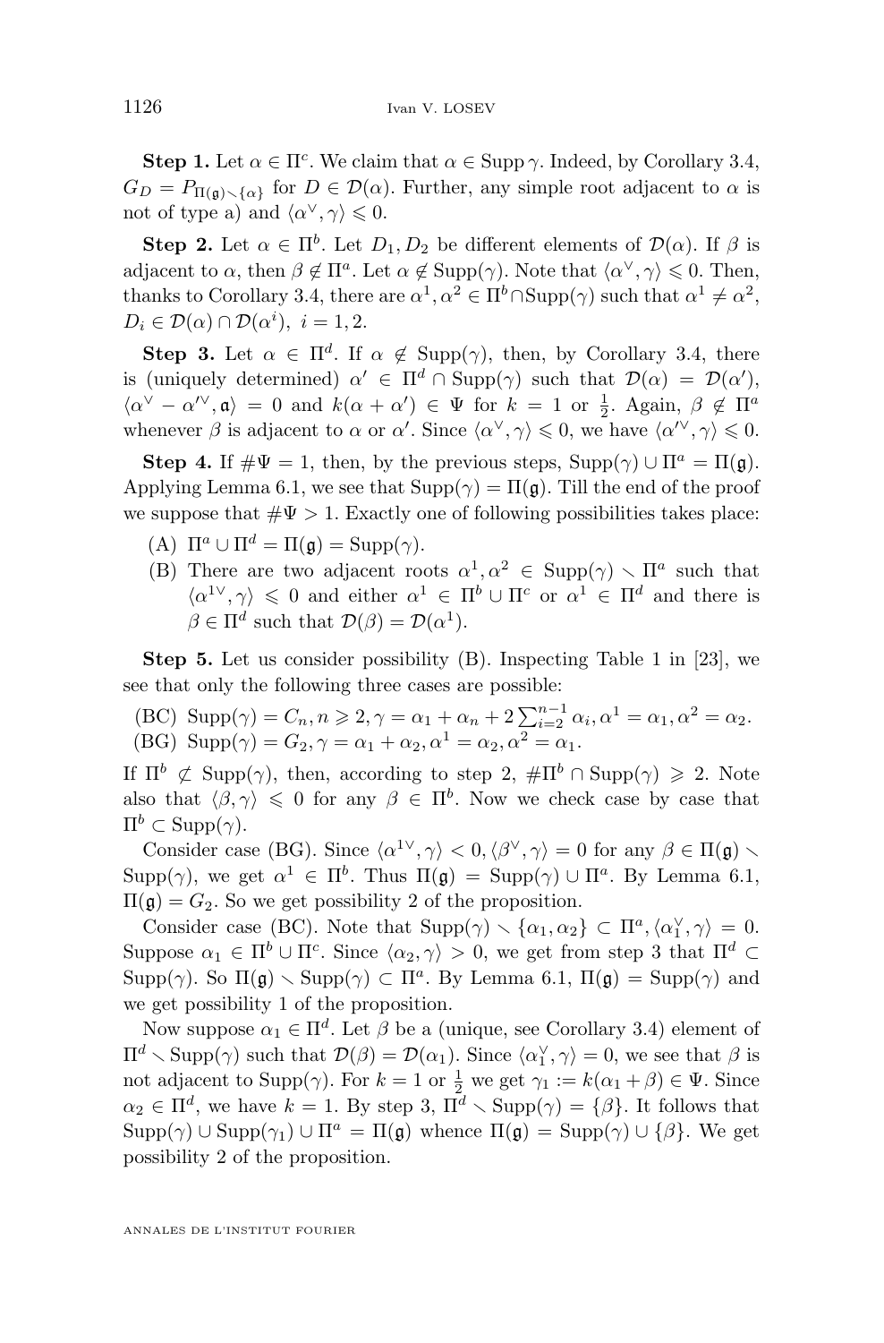**Step 1.** Let $\alpha \in \Pi^c$. We claim that $\alpha \in \operatorname{Supp}\gamma$. Indeed, by Corollary 3.4, $G_D = P_{\Pi(\mathfrak{g})\setminus\{\alpha\}}$ for $D \in \mathcal{D}(\alpha)$. Further, any simple root adjacent to $\alpha$ is not of type a) and $\langle \alpha^\vee, \gamma\rangle \leqslant 0$.

**Step 2.** Let $\alpha \in \Pi^b$. Let $D_1, D_2$ be different elements of $\mathcal{D}(\alpha)$. If $\beta$ is adjacent to $\alpha$, then $\beta \notin \Pi^a$. Let $\alpha \notin \operatorname{Supp}(\gamma)$. Note that $\langle \alpha^\vee, \gamma\rangle \leqslant 0$. Then, thanks to Corollary 3.4, there are $\alpha^1, \alpha^2 \in \Pi^b \cap \operatorname{Supp}(\gamma)$ such that $\alpha^1 \neq \alpha^2$, $D_i \in \mathcal{D}(\alpha) \cap \mathcal{D}(\alpha^i)$, $i = 1, 2$.

**Step 3.** Let $\alpha \in \Pi^d$. If $\alpha \notin \operatorname{Supp}(\gamma)$, then, by Corollary 3.4, there is (uniquely determined) $\alpha' \in \Pi^d \cap \operatorname{Supp}(\gamma)$ such that $\mathcal{D}(\alpha) = \mathcal{D}(\alpha')$, $\langle \alpha^\vee - \alpha'^\vee, \mathfrak{a}\rangle = 0$ and $k(\alpha + \alpha') \in \Psi$ for $k = 1$ or $\frac{1}{2}$. Again, $\beta \notin \Pi^a$ whenever $\beta$ is adjacent to $\alpha$ or $\alpha'$. Since $\langle \alpha^\vee, \gamma\rangle \leqslant 0$, we have $\langle \alpha'^\vee, \gamma\rangle \leqslant 0$.

**Step 4.** If $\#\Psi = 1$, then, by the previous steps, $\operatorname{Supp}(\gamma) \cup \Pi^a = \Pi(\mathfrak{g})$. Applying Lemma 6.1, we see that $\operatorname{Supp}(\gamma) = \Pi(\mathfrak{g})$. Till the end of the proof we suppose that $\#\Psi > 1$. Exactly one of following possibilities takes place:

(A) $\Pi^a \cup \Pi^d = \Pi(\mathfrak{g}) = \operatorname{Supp}(\gamma)$.

(B) There are two adjacent roots $\alpha^1, \alpha^2 \in \operatorname{Supp}(\gamma) \setminus \Pi^a$ such that $\langle \alpha^{1\vee}, \gamma\rangle \leqslant 0$ and either $\alpha^1 \in \Pi^b \cup \Pi^c$ or $\alpha^1 \in \Pi^d$ and there is $\beta \in \Pi^d$ such that $\mathcal{D}(\beta) = \mathcal{D}(\alpha^1)$.

**Step 5.** Let us consider possibility (B). Inspecting Table 1 in [23], we see that only the following three cases are possible:

(BC) $\operatorname{Supp}(\gamma) = C_n, n \geqslant 2, \gamma = \alpha_1 + \alpha_n + 2\sum_{i=2}^{n-1}\alpha_i, \alpha^1 = \alpha_1, \alpha^2 = \alpha_2$.

(BG) $\operatorname{Supp}(\gamma) = G_2, \gamma = \alpha_1 + \alpha_2, \alpha^1 = \alpha_2, \alpha^2 = \alpha_1$.

If $\Pi^b \not\subset \operatorname{Supp}(\gamma)$, then, according to step 2, $\#\Pi^b \cap \operatorname{Supp}(\gamma) \geqslant 2$. Note also that $\langle \beta, \gamma\rangle \leqslant 0$ for any $\beta \in \Pi^b$. Now we check case by case that $\Pi^b \subset \operatorname{Supp}(\gamma)$.

Consider case (BG). Since $\langle \alpha^{1\vee}, \gamma\rangle < 0, \langle \beta^\vee, \gamma\rangle = 0$ for any $\beta \in \Pi(\mathfrak{g}) \setminus \operatorname{Supp}(\gamma)$, we get $\alpha^1 \in \Pi^b$. Thus $\Pi(\mathfrak{g}) = \operatorname{Supp}(\gamma) \cup \Pi^a$. By Lemma 6.1, $\Pi(\mathfrak{g}) = G_2$. So we get possibility 2 of the proposition.

Consider case (BC). Note that $\operatorname{Supp}(\gamma) \setminus \{\alpha_1, \alpha_2\} \subset \Pi^a, \langle \alpha_1^\vee, \gamma\rangle = 0$. Suppose $\alpha_1 \in \Pi^b \cup \Pi^c$. Since $\langle \alpha_2, \gamma\rangle > 0$, we get from step 3 that $\Pi^d \subset \operatorname{Supp}(\gamma)$. So $\Pi(\mathfrak{g}) \setminus \operatorname{Supp}(\gamma) \subset \Pi^a$. By Lemma 6.1, $\Pi(\mathfrak{g}) = \operatorname{Supp}(\gamma)$ and we get possibility 1 of the proposition.

Now suppose $\alpha_1 \in \Pi^d$. Let $\beta$ be a (unique, see Corollary 3.4) element of $\Pi^d \setminus \operatorname{Supp}(\gamma)$ such that $\mathcal{D}(\beta) = \mathcal{D}(\alpha_1)$. Since $\langle \alpha_1^\vee, \gamma\rangle = 0$, we see that $\beta$ is not adjacent to $\operatorname{Supp}(\gamma)$. For $k = 1$ or $\frac{1}{2}$ we get $\gamma_1 := k(\alpha_1 + \beta) \in \Psi$. Since $\alpha_2 \in \Pi^d$, we have $k = 1$. By step 3, $\Pi^d \setminus \operatorname{Supp}(\gamma) = \{\beta\}$. It follows that $\operatorname{Supp}(\gamma) \cup \operatorname{Supp}(\gamma_1) \cup \Pi^a = \Pi(\mathfrak{g})$ whence $\Pi(\mathfrak{g}) = \operatorname{Supp}(\gamma) \cup \{\beta\}$. We get possibility 2 of the proposition.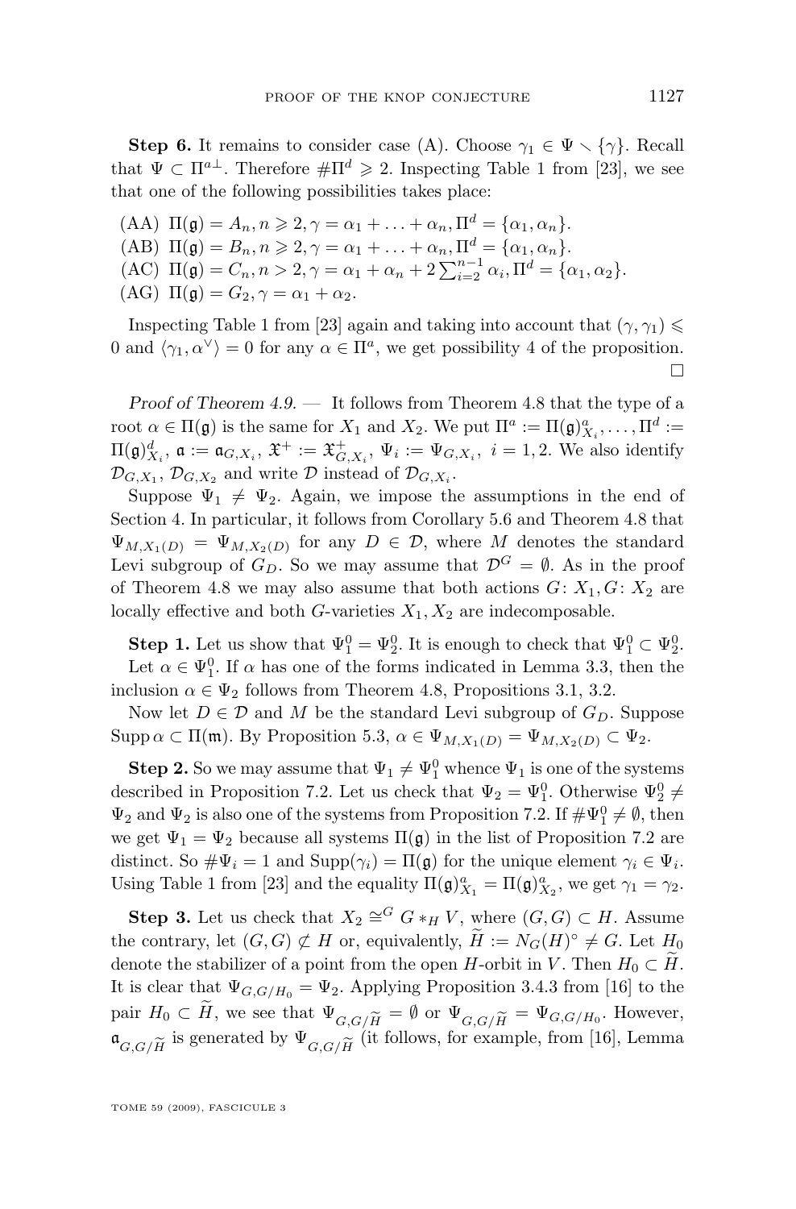**Step 6.** It remains to consider case (A). Choose $\gamma_1 \in \Psi \setminus \{\gamma\}$. Recall that $\Psi \subset \Pi^{a\perp}$. Therefore $\#\Pi^d \geqslant 2$. Inspecting Table 1 from [23], we see that one of the following possibilities takes place:

(AA) $\Pi(\mathfrak{g}) = A_n, n \geqslant 2, \gamma = \alpha_1 + \ldots + \alpha_n, \Pi^d = \{\alpha_1, \alpha_n\}$.

(AB) $\Pi(\mathfrak{g}) = B_n, n \geqslant 2, \gamma = \alpha_1 + \ldots + \alpha_n, \Pi^d = \{\alpha_1, \alpha_n\}$.

(AC) $\Pi(\mathfrak{g}) = C_n, n > 2, \gamma = \alpha_1 + \alpha_n + 2\sum_{i=2}^{n-1} \alpha_i, \Pi^d = \{\alpha_1, \alpha_2\}$.

(AG) $\Pi(\mathfrak{g}) = G_2, \gamma = \alpha_1 + \alpha_2$.

Inspecting Table 1 from [23] again and taking into account that $(\gamma, \gamma_1) \leqslant 0$ and $\langle \gamma_1, \alpha^\vee \rangle = 0$ for any $\alpha \in \Pi^a$, we get possibility 4 of the proposition. □

*Proof of Theorem 4.9.* — It follows from Theorem 4.8 that the type of a root $\alpha \in \Pi(\mathfrak{g})$ is the same for $X_1$ and $X_2$. We put $\Pi^a := \Pi(\mathfrak{g})^a_{X_i}, \ldots, \Pi^d := \Pi(\mathfrak{g})^d_{X_i}$, $\mathfrak{a} := \mathfrak{a}_{G,X_i}$, $\mathfrak{X}^+ := \mathfrak{X}^+_{G,X_i}$, $\Psi_i := \Psi_{G,X_i}$, $i = 1, 2$. We also identify $\mathcal{D}_{G,X_1}$, $\mathcal{D}_{G,X_2}$ and write $\mathcal{D}$ instead of $\mathcal{D}_{G,X_i}$.

Suppose $\Psi_1 \neq \Psi_2$. Again, we impose the assumptions in the end of Section 4. In particular, it follows from Corollary 5.6 and Theorem 4.8 that $\Psi_{M,X_1(D)} = \Psi_{M,X_2(D)}$ for any $D \in \mathcal{D}$, where $M$ denotes the standard Levi subgroup of $G_D$. So we may assume that $\mathcal{D}^G = \emptyset$. As in the proof of Theorem 4.8 we may also assume that both actions $G\colon X_1, G\colon X_2$ are locally effective and both $G$-varieties $X_1, X_2$ are indecomposable.

**Step 1.** Let us show that $\Psi_1^0 = \Psi_2^0$. It is enough to check that $\Psi_1^0 \subset \Psi_2^0$.

Let $\alpha \in \Psi_1^0$. If $\alpha$ has one of the forms indicated in Lemma 3.3, then the inclusion $\alpha \in \Psi_2$ follows from Theorem 4.8, Propositions 3.1, 3.2.

Now let $D \in \mathcal{D}$ and $M$ be the standard Levi subgroup of $G_D$. Suppose $\operatorname{Supp} \alpha \subset \Pi(\mathfrak{m})$. By Proposition 5.3, $\alpha \in \Psi_{M,X_1(D)} = \Psi_{M,X_2(D)} \subset \Psi_2$.

**Step 2.** So we may assume that $\Psi_1 \neq \Psi_1^0$ whence $\Psi_1$ is one of the systems described in Proposition 7.2. Let us check that $\Psi_2 = \Psi_1^0$. Otherwise $\Psi_2^0 \neq \Psi_2$ and $\Psi_2$ is also one of the systems from Proposition 7.2. If $\#\Psi_1^0 \neq \emptyset$, then we get $\Psi_1 = \Psi_2$ because all systems $\Pi(\mathfrak{g})$ in the list of Proposition 7.2 are distinct. So $\#\Psi_i = 1$ and $\operatorname{Supp}(\gamma_i) = \Pi(\mathfrak{g})$ for the unique element $\gamma_i \in \Psi_i$. Using Table 1 from [23] and the equality $\Pi(\mathfrak{g})^a_{X_1} = \Pi(\mathfrak{g})^a_{X_2}$, we get $\gamma_1 = \gamma_2$.

**Step 3.** Let us check that $X_2 \cong^G G *_H V$, where $(G, G) \subset H$. Assume the contrary, let $(G, G) \not\subset H$ or, equivalently, $\widetilde{H} := N_G(H)^\circ \neq G$. Let $H_0$ denote the stabilizer of a point from the open $H$-orbit in $V$. Then $H_0 \subset \widetilde{H}$. It is clear that $\Psi_{G,G/H_0} = \Psi_2$. Applying Proposition 3.4.3 from [16] to the pair $H_0 \subset \widetilde{H}$, we see that $\Psi_{G,G/\widetilde{H}} = \emptyset$ or $\Psi_{G,G/\widetilde{H}} = \Psi_{G,G/H_0}$. However, $\mathfrak{a}_{G,G/\widetilde{H}}$ is generated by $\Psi_{G,G/\widetilde{H}}$ (it follows, for example, from [16], Lemma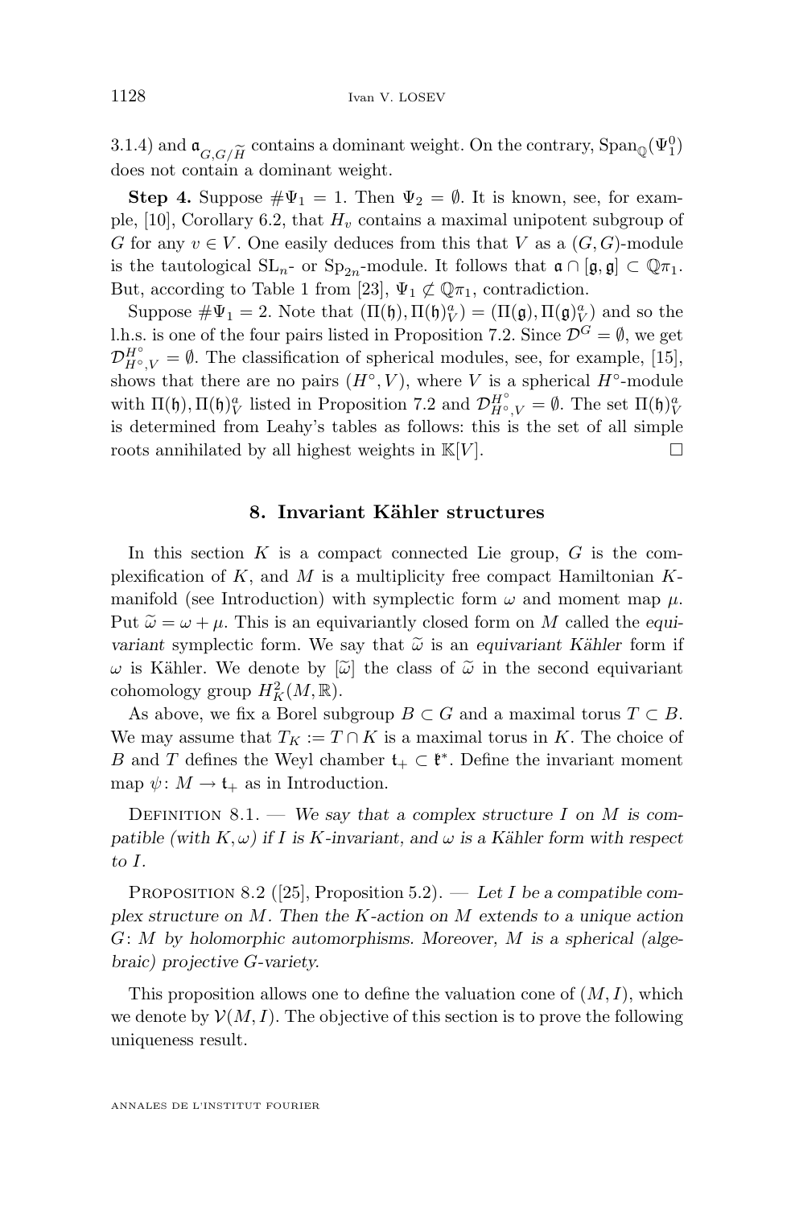3.1.4) and $\mathfrak{a}_{G,G/\widetilde{H}}$ contains a dominant weight. On the contrary, $\mathrm{Span}_{\mathbb{Q}}(\Psi_1^0)$ does not contain a dominant weight.

**Step 4.** Suppose $\#\Psi_1 = 1$. Then $\Psi_2 = \emptyset$. It is known, see, for example, [10], Corollary 6.2, that $H_v$ contains a maximal unipotent subgroup of $G$ for any $v \in V$. One easily deduces from this that $V$ as a $(G,G)$-module is the tautological $\mathrm{SL}_n$- or $\mathrm{Sp}_{2n}$-module. It follows that $\mathfrak{a} \cap [\mathfrak{g},\mathfrak{g}] \subset \mathbb{Q}\pi_1$. But, according to Table 1 from [23], $\Psi_1 \not\subset \mathbb{Q}\pi_1$, contradiction.

Suppose $\#\Psi_1 = 2$. Note that $(\Pi(\mathfrak{h}), \Pi(\mathfrak{h})_V^a) = (\Pi(\mathfrak{g}), \Pi(\mathfrak{g})_V^a)$ and so the l.h.s. is one of the four pairs listed in Proposition 7.2. Since $\mathcal{D}^G = \emptyset$, we get $\mathcal{D}^{H^\circ}_{H^\circ,V} = \emptyset$. The classification of spherical modules, see, for example, [15], shows that there are no pairs $(H^\circ, V)$, where $V$ is a spherical $H^\circ$-module with $\Pi(\mathfrak{h}), \Pi(\mathfrak{h})_V^a$ listed in Proposition 7.2 and $\mathcal{D}^{H^\circ}_{H^\circ,V} = \emptyset$. The set $\Pi(\mathfrak{h})_V^a$ is determined from Leahy's tables as follows: this is the set of all simple roots annihilated by all highest weights in $\mathbb{K}[V]$. $\square$

## 8. Invariant Kähler structures

In this section $K$ is a compact connected Lie group, $G$ is the complexification of $K$, and $M$ is a multiplicity free compact Hamiltonian $K$-manifold (see Introduction) with symplectic form $\omega$ and moment map $\mu$. Put $\widetilde{\omega} = \omega + \mu$. This is an equivariantly closed form on $M$ called the *equivariant* symplectic form. We say that $\widetilde{\omega}$ is an *equivariant Kähler* form if $\omega$ is Kähler. We denote by $[\widetilde{\omega}]$ the class of $\widetilde{\omega}$ in the second equivariant cohomology group $H^2_K(M,\mathbb{R})$.

As above, we fix a Borel subgroup $B \subset G$ and a maximal torus $T \subset B$. We may assume that $T_K := T \cap K$ is a maximal torus in $K$. The choice of $B$ and $T$ defines the Weyl chamber $\mathfrak{t}_+ \subset \mathfrak{k}^*$. Define the invariant moment map $\psi\colon M \to \mathfrak{t}_+$ as in Introduction.

Definition 8.1. — *We say that a complex structure $I$ on $M$ is compatible (with $K, \omega$) if $I$ is $K$-invariant, and $\omega$ is a Kähler form with respect to $I$.*

Proposition 8.2 ([25], Proposition 5.2). — *Let $I$ be a compatible complex structure on $M$. Then the $K$-action on $M$ extends to a unique action $G\colon M$ by holomorphic automorphisms. Moreover, $M$ is a spherical (algebraic) projective $G$-variety.*

This proposition allows one to define the valuation cone of $(M, I)$, which we denote by $\mathcal{V}(M,I)$. The objective of this section is to prove the following uniqueness result.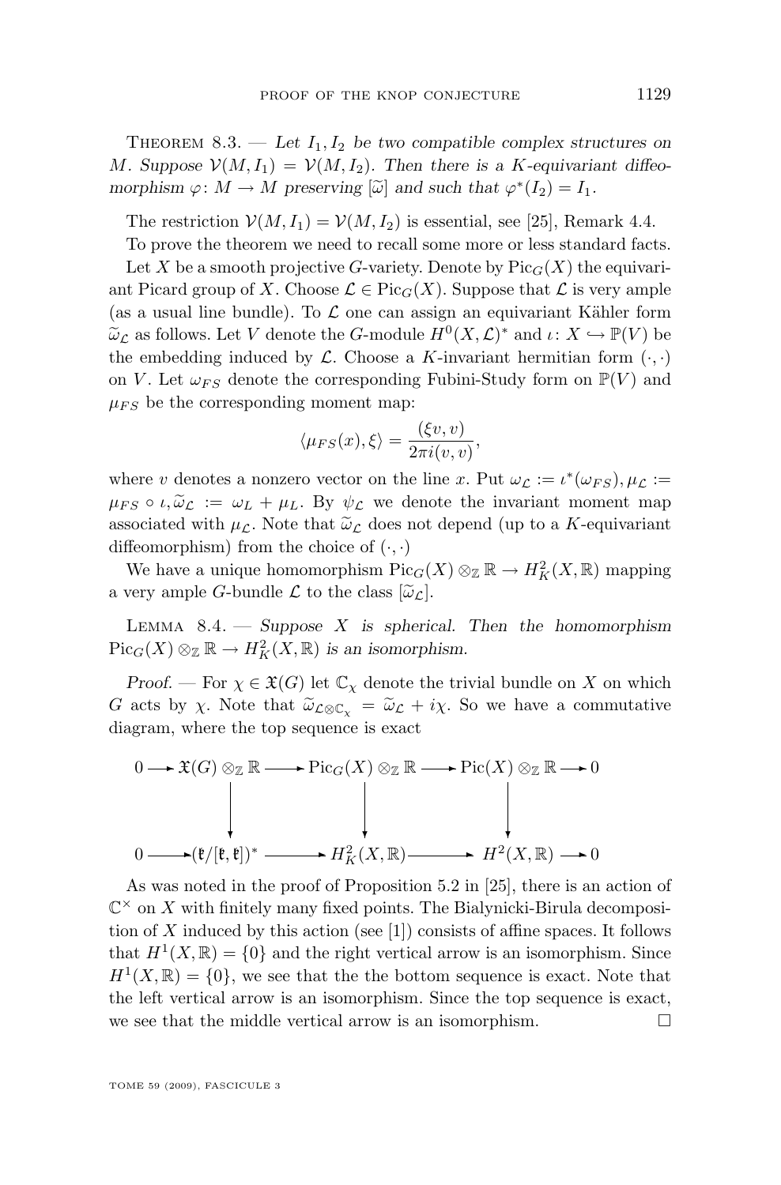Theorem 8.3. — *Let $I_1, I_2$ be two compatible complex structures on $M$. Suppose $\mathcal{V}(M, I_1) = \mathcal{V}(M, I_2)$. Then there is a $K$-equivariant diffeomorphism $\varphi\colon M \to M$ preserving $[\widetilde{\omega}]$ and such that $\varphi^*(I_2) = I_1$.*

The restriction $\mathcal{V}(M, I_1) = \mathcal{V}(M, I_2)$ is essential, see [25], Remark 4.4.

To prove the theorem we need to recall some more or less standard facts.

Let $X$ be a smooth projective $G$-variety. Denote by $\mathrm{Pic}_G(X)$ the equivariant Picard group of $X$. Choose $\mathcal{L} \in \mathrm{Pic}_G(X)$. Suppose that $\mathcal{L}$ is very ample (as a usual line bundle). To $\mathcal{L}$ one can assign an equivariant Kähler form $\widetilde{\omega}_{\mathcal{L}}$ as follows. Let $V$ denote the $G$-module $H^0(X, \mathcal{L})^*$ and $\iota\colon X \hookrightarrow \mathbb{P}(V)$ be the embedding induced by $\mathcal{L}$. Choose a $K$-invariant hermitian form $(\cdot,\cdot)$ on $V$. Let $\omega_{FS}$ denote the corresponding Fubini-Study form on $\mathbb{P}(V)$ and $\mu_{FS}$ be the corresponding moment map:

$$\langle \mu_{FS}(x), \xi \rangle = \frac{(\xi v, v)}{2\pi i (v, v)},$$

where $v$ denotes a nonzero vector on the line $x$. Put $\omega_{\mathcal{L}} := \iota^*(\omega_{FS}), \mu_{\mathcal{L}} := \mu_{FS} \circ \iota, \widetilde{\omega}_{\mathcal{L}} := \omega_L + \mu_L$. By $\psi_{\mathcal{L}}$ we denote the invariant moment map associated with $\mu_{\mathcal{L}}$. Note that $\widetilde{\omega}_{\mathcal{L}}$ does not depend (up to a $K$-equivariant diffeomorphism) from the choice of $(\cdot,\cdot)$

We have a unique homomorphism $\mathrm{Pic}_G(X) \otimes_{\mathbb{Z}} \mathbb{R} \to H^2_K(X, \mathbb{R})$ mapping a very ample $G$-bundle $\mathcal{L}$ to the class $[\widetilde{\omega}_{\mathcal{L}}]$.

Lemma 8.4. — *Suppose $X$ is spherical. Then the homomorphism $\mathrm{Pic}_G(X) \otimes_{\mathbb{Z}} \mathbb{R} \to H^2_K(X, \mathbb{R})$ is an isomorphism.*

*Proof.* — For $\chi \in \mathfrak{X}(G)$ let $\mathbb{C}_\chi$ denote the trivial bundle on $X$ on which $G$ acts by $\chi$. Note that $\widetilde{\omega}_{\mathcal{L} \otimes \mathbb{C}_\chi} = \widetilde{\omega}_{\mathcal{L}} + i\chi$. So we have a commutative diagram, where the top sequence is exact

$$\begin{array}{ccccccccc}
0 & \longrightarrow & \mathfrak{X}(G) \otimes_{\mathbb{Z}} \mathbb{R} & \longrightarrow & \mathrm{Pic}_G(X) \otimes_{\mathbb{Z}} \mathbb{R} & \longrightarrow & \mathrm{Pic}(X) \otimes_{\mathbb{Z}} \mathbb{R} & \longrightarrow & 0 \\
 & & \downarrow & & \downarrow & & \downarrow & & \\
0 & \longrightarrow & (\mathfrak{k}/[\mathfrak{k},\mathfrak{k}])^* & \longrightarrow & H^2_K(X, \mathbb{R}) & \longrightarrow & H^2(X, \mathbb{R}) & \longrightarrow & 0
\end{array}$$

As was noted in the proof of Proposition 5.2 in [25], there is an action of $\mathbb{C}^\times$ on $X$ with finitely many fixed points. The Bialynicki-Birula decomposition of $X$ induced by this action (see [1]) consists of affine spaces. It follows that $H^1(X, \mathbb{R}) = \{0\}$ and the right vertical arrow is an isomorphism. Since $H^1(X, \mathbb{R}) = \{0\}$, we see that the the bottom sequence is exact. Note that the left vertical arrow is an isomorphism. Since the top sequence is exact, we see that the middle vertical arrow is an isomorphism. □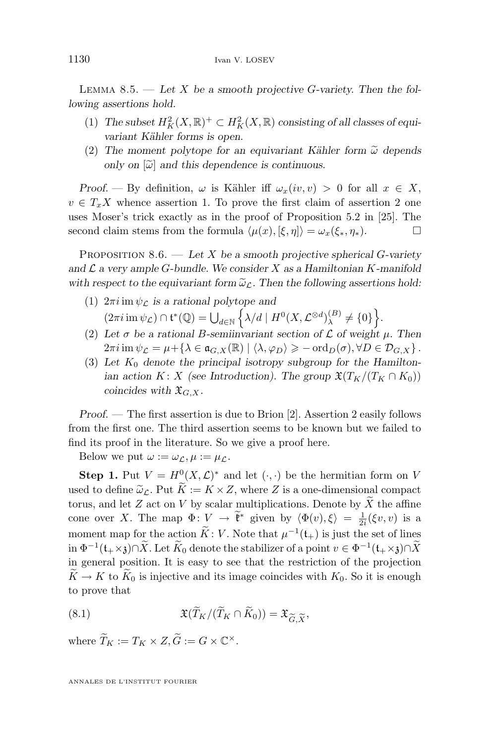Lemma 8.5. — *Let $X$ be a smooth projective $G$-variety. Then the following assertions hold.*

1. *The subset $H^2_K(X,\mathbb{R})^+ \subset H^2_K(X,\mathbb{R})$ consisting of all classes of equivariant Kähler forms is open.*
2. *The moment polytope for an equivariant Kähler form $\widetilde{\omega}$ depends only on $[\widetilde{\omega}]$ and this dependence is continuous.*

*Proof.* — By definition, $\omega$ is Kähler iff $\omega_x(iv,v) > 0$ for all $x \in X$, $v \in T_xX$ whence assertion 1. To prove the first claim of assertion 2 one uses Moser's trick exactly as in the proof of Proposition 5.2 in [25]. The second claim stems from the formula $\langle \mu(x), [\xi,\eta]\rangle = \omega_x(\xi_*, \eta_*)$. □

Proposition 8.6. — *Let $X$ be a smooth projective spherical $G$-variety and $\mathcal{L}$ a very ample $G$-bundle. We consider $X$ as a Hamiltonian $K$-manifold with respect to the equivariant form $\widetilde{\omega}_{\mathcal{L}}$. Then the following assertions hold:*

1. *$2\pi i \operatorname{im}\psi_{\mathcal{L}}$ is a rational polytope and* $(2\pi i \operatorname{im}\psi_{\mathcal{L}}) \cap \mathfrak{t}^*(\mathbb{Q}) = \bigcup_{d\in\mathbb{N}} \left\{\lambda/d \mid H^0(X,\mathcal{L}^{\otimes d})^{(B)}_\lambda \neq \{0\}\right\}$.
2. *Let $\sigma$ be a rational $B$-semiinvariant section of $\mathcal{L}$ of weight $\mu$. Then* $2\pi i \operatorname{im}\psi_{\mathcal{L}} = \mu + \{\lambda \in \mathfrak{a}_{G,X}(\mathbb{R}) \mid \langle \lambda, \varphi_D\rangle \geqslant -\operatorname{ord}_D(\sigma), \forall D \in \mathcal{D}_{G,X}\}$.
3. *Let $K_0$ denote the principal isotropy subgroup for the Hamiltonian action $K\colon X$ (see Introduction). The group $\mathfrak{X}(T_K/(T_K\cap K_0))$ coincides with $\mathfrak{X}_{G,X}$.*

*Proof.* — The first assertion is due to Brion [2]. Assertion 2 easily follows from the first one. The third assertion seems to be known but we failed to find its proof in the literature. So we give a proof here.

Below we put $\omega := \omega_{\mathcal{L}}, \mu := \mu_{\mathcal{L}}$.

**Step 1.** Put $V = H^0(X,\mathcal{L})^*$ and let $(\cdot,\cdot)$ be the hermitian form on $V$ used to define $\widetilde{\omega}_{\mathcal{L}}$. Put $\widetilde{K} := K \times Z$, where $Z$ is a one-dimensional compact torus, and let $Z$ act on $V$ by scalar multiplications. Denote by $\widetilde{X}$ the affine cone over $X$. The map $\Phi\colon V \to \widetilde{\mathfrak{k}}^*$ given by $\langle \Phi(v), \xi\rangle = \frac{1}{2i}(\xi v, v)$ is a moment map for the action $\widetilde{K}\colon V$. Note that $\mu^{-1}(\mathfrak{t}_+)$ is just the set of lines in $\Phi^{-1}(\mathfrak{t}_+\times\mathfrak{z})\cap\widetilde{X}$. Let $\widetilde{K}_0$ denote the stabilizer of a point $v \in \Phi^{-1}(\mathfrak{t}_+\times\mathfrak{z})\cap\widetilde{X}$ in general position. It is easy to see that the restriction of the projection $\widetilde{K} \to K$ to $\widetilde{K}_0$ is injective and its image coincides with $K_0$. So it is enough to prove that

$$\mathfrak{X}(\widetilde{T}_K/(\widetilde{T}_K \cap \widetilde{K}_0)) = \mathfrak{X}_{\widetilde{G},\widetilde{X}}, \tag{8.1}$$

where $\widetilde{T}_K := T_K \times Z, \widetilde{G} := G \times \mathbb{C}^\times$.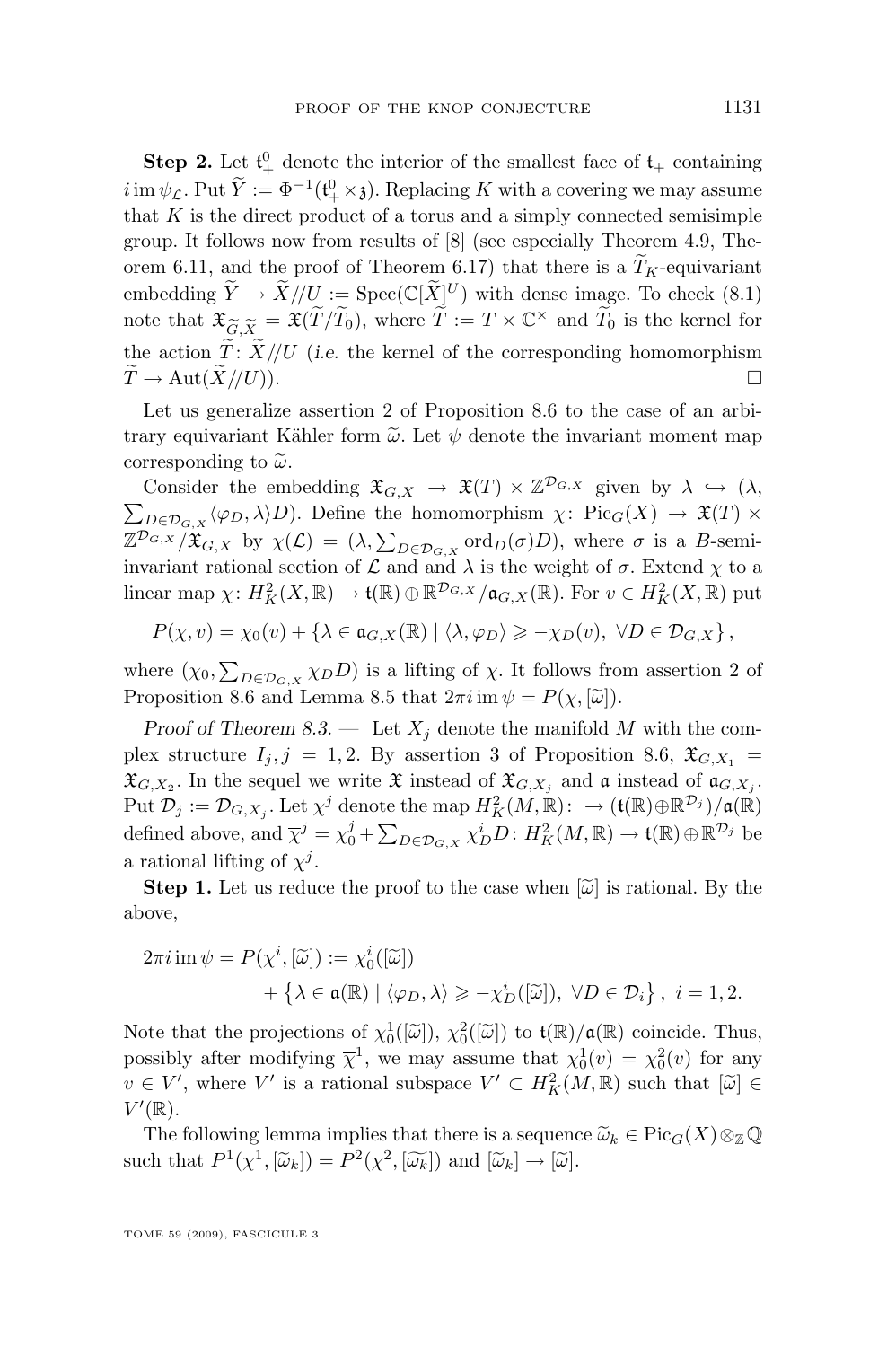**Step 2.** Let $\mathfrak{t}_+^0$ denote the interior of the smallest face of $\mathfrak{t}_+$ containing $i\,\mathrm{im}\,\psi_{\mathcal{L}}$. Put $\widetilde{Y} := \Phi^{-1}(\mathfrak{t}_+^0 \times \mathfrak{z})$. Replacing $K$ with a covering we may assume that $K$ is the direct product of a torus and a simply connected semisimple group. It follows now from results of [8] (see especially Theorem 4.9, Theorem 6.11, and the proof of Theorem 6.17) that there is a $\widetilde{T}_K$-equivariant embedding $\widetilde{Y} \to \widetilde{X}/\!/U := \mathrm{Spec}(\mathbb{C}[\widetilde{X}]^U)$ with dense image. To check (8.1) note that $\mathfrak{X}_{\widetilde{G},\widetilde{X}} = \mathfrak{X}(\widetilde{T}/\widetilde{T}_0)$, where $\widetilde{T} := T \times \mathbb{C}^\times$ and $\widetilde{T}_0$ is the kernel for the action $\widetilde{T} \colon \widetilde{X}/\!/U$ (*i.e.* the kernel of the corresponding homomorphism $\widetilde{T} \to \mathrm{Aut}(\widetilde{X}/\!/U)$). $\square$

Let us generalize assertion 2 of Proposition 8.6 to the case of an arbitrary equivariant Kähler form $\widetilde{\omega}$. Let $\psi$ denote the invariant moment map corresponding to $\widetilde{\omega}$.

Consider the embedding $\mathfrak{X}_{G,X} \to \mathfrak{X}(T) \times \mathbb{Z}^{\mathcal{D}_{G,X}}$ given by $\lambda \hookrightarrow (\lambda, \sum_{D \in \mathcal{D}_{G,X}} \langle \varphi_D, \lambda \rangle D)$. Define the homomorphism $\chi \colon \mathrm{Pic}_G(X) \to \mathfrak{X}(T) \times \mathbb{Z}^{\mathcal{D}_{G,X}}/\mathfrak{X}_{G,X}$ by $\chi(\mathcal{L}) = (\lambda, \sum_{D \in \mathcal{D}_{G,X}} \mathrm{ord}_D(\sigma) D)$, where $\sigma$ is a $B$-semi-invariant rational section of $\mathcal{L}$ and and $\lambda$ is the weight of $\sigma$. Extend $\chi$ to a linear map $\chi \colon H^2_K(X,\mathbb{R}) \to \mathfrak{t}(\mathbb{R}) \oplus \mathbb{R}^{\mathcal{D}_{G,X}}/\mathfrak{a}_{G,X}(\mathbb{R})$. For $v \in H^2_K(X,\mathbb{R})$ put

$$P(\chi, v) = \chi_0(v) + \{\lambda \in \mathfrak{a}_{G,X}(\mathbb{R}) \mid \langle \lambda, \varphi_D \rangle \geqslant -\chi_D(v),\ \forall D \in \mathcal{D}_{G,X}\},$$

where $(\chi_0, \sum_{D \in \mathcal{D}_{G,X}} \chi_D D)$ is a lifting of $\chi$. It follows from assertion 2 of Proposition 8.6 and Lemma 8.5 that $2\pi i\,\mathrm{im}\,\psi = P(\chi, [\widetilde{\omega}])$.

*Proof of Theorem 8.3.* — Let $X_j$ denote the manifold $M$ with the complex structure $I_j, j = 1, 2$. By assertion 3 of Proposition 8.6, $\mathfrak{X}_{G,X_1} = \mathfrak{X}_{G,X_2}$. In the sequel we write $\mathfrak{X}$ instead of $\mathfrak{X}_{G,X_j}$ and $\mathfrak{a}$ instead of $\mathfrak{a}_{G,X_j}$. Put $\mathcal{D}_j := \mathcal{D}_{G,X_j}$. Let $\chi^j$ denote the map $H^2_K(M,\mathbb{R}) \colon \to (\mathfrak{t}(\mathbb{R}) \oplus \mathbb{R}^{\mathcal{D}_j})/\mathfrak{a}(\mathbb{R})$ defined above, and $\overline{\chi}^j = \chi_0^j + \sum_{D \in \mathcal{D}_{G,X}} \chi_D^i D \colon H^2_K(M,\mathbb{R}) \to \mathfrak{t}(\mathbb{R}) \oplus \mathbb{R}^{\mathcal{D}_j}$ be a rational lifting of $\chi^j$.

**Step 1.** Let us reduce the proof to the case when $[\widetilde{\omega}]$ is rational. By the above,

$$\begin{aligned} 2\pi i\,\mathrm{im}\,\psi = P(\chi^i, [\widetilde{\omega}]) &:= \chi_0^i([\widetilde{\omega}]) \\ &\quad + \left\{\lambda \in \mathfrak{a}(\mathbb{R}) \mid \langle \varphi_D, \lambda \rangle \geqslant -\chi_D^i([\widetilde{\omega}]),\ \forall D \in \mathcal{D}_i\right\},\ i = 1, 2. \end{aligned}$$

Note that the projections of $\chi_0^1([\widetilde{\omega}])$, $\chi_0^2([\widetilde{\omega}])$ to $\mathfrak{t}(\mathbb{R})/\mathfrak{a}(\mathbb{R})$ coincide. Thus, possibly after modifying $\overline{\chi}^1$, we may assume that $\chi_0^1(v) = \chi_0^2(v)$ for any $v \in V'$, where $V'$ is a rational subspace $V' \subset H^2_K(M,\mathbb{R})$ such that $[\widetilde{\omega}] \in V'(\mathbb{R})$.

The following lemma implies that there is a sequence $\widetilde{\omega}_k \in \mathrm{Pic}_G(X) \otimes_{\mathbb{Z}} \mathbb{Q}$ such that $P^1(\chi^1, [\widetilde{\omega}_k]) = P^2(\chi^2, [\widetilde{\omega_k}])$ and $[\widetilde{\omega}_k] \to [\widetilde{\omega}]$.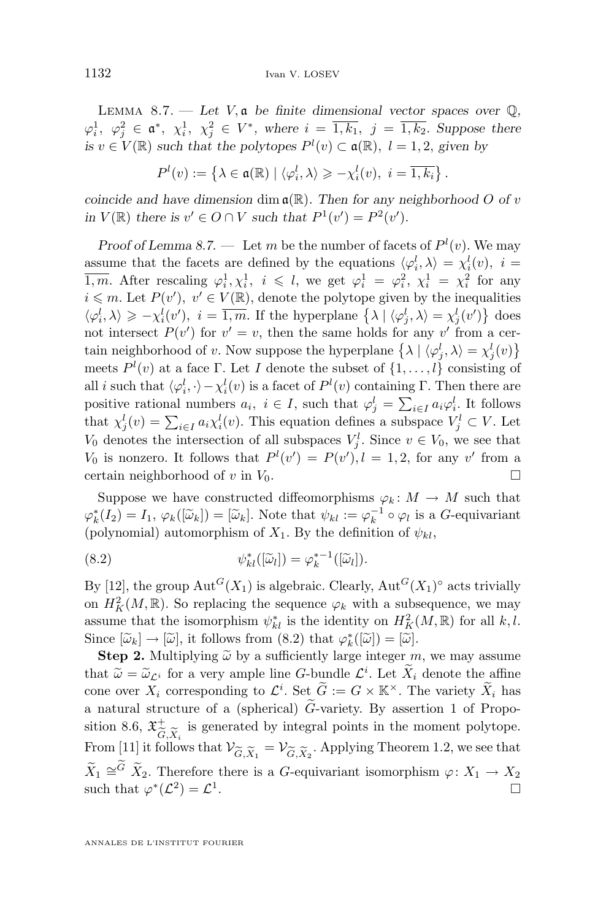Lemma 8.7. — *Let $V, \mathfrak{a}$ be finite dimensional vector spaces over $\mathbb{Q}$, $\varphi_i^1, \varphi_j^2 \in \mathfrak{a}^*$, $\chi_i^1, \chi_j^2 \in V^*$, where $i = \overline{1,k_1}$, $j = \overline{1,k_2}$. Suppose there is $v \in V(\mathbb{R})$ such that the polytopes $P^l(v) \subset \mathfrak{a}(\mathbb{R})$, $l = 1,2$, given by*

$$P^l(v) := \left\{\lambda \in \mathfrak{a}(\mathbb{R}) \mid \langle \varphi_i^l, \lambda\rangle \geqslant -\chi_i^l(v),\ i = \overline{1,k_i}\right\}.$$

*coincide and have dimension* $\dim \mathfrak{a}(\mathbb{R})$. *Then for any neighborhood $O$ of $v$ in $V(\mathbb{R})$ there is $v' \in O \cap V$ such that $P^1(v') = P^2(v')$.*

*Proof of Lemma 8.7.* — Let $m$ be the number of facets of $P^l(v)$. We may assume that the facets are defined by the equations $\langle \varphi_i^l, \lambda\rangle = \chi_i^l(v)$, $i = \overline{1,m}$. After rescaling $\varphi_i^1, \chi_i^1$, $i \leqslant l$, we get $\varphi_i^1 = \varphi_i^2$, $\chi_i^1 = \chi_i^2$ for any $i \leqslant m$. Let $P(v')$, $v' \in V(\mathbb{R})$, denote the polytope given by the inequalities $\langle \varphi_i^l, \lambda\rangle \geqslant -\chi_i^l(v')$, $i = \overline{1,m}$. If the hyperplane $\left\{\lambda \mid \langle \varphi_j^l, \lambda\rangle = \chi_j^l(v')\right\}$ does not intersect $P(v')$ for $v' = v$, then the same holds for any $v'$ from a certain neighborhood of $v$. Now suppose the hyperplane $\left\{\lambda \mid \langle \varphi_j^l, \lambda\rangle = \chi_j^l(v)\right\}$ meets $P^l(v)$ at a face $\Gamma$. Let $I$ denote the subset of $\{1,\ldots,l\}$ consisting of all $i$ such that $\langle \varphi_i^l, \cdot\rangle - \chi_i^l(v)$ is a facet of $P^l(v)$ containing $\Gamma$. Then there are positive rational numbers $a_i$, $i \in I$, such that $\varphi_j^l = \sum_{i\in I} a_i \varphi_i^l$. It follows that $\chi_j^l(v) = \sum_{i \in I} a_i \chi_i^l(v)$. This equation defines a subspace $V_j^l \subset V$. Let $V_0$ denotes the intersection of all subspaces $V_j^l$. Since $v \in V_0$, we see that $V_0$ is nonzero. It follows that $P^l(v') = P(v'), l = 1,2$, for any $v'$ from a certain neighborhood of $v$ in $V_0$. □

Suppose we have constructed diffeomorphisms $\varphi_k \colon M \to M$ such that $\varphi_k^*(I_2) = I_1$, $\varphi_k([\widetilde{\omega}_k]) = [\widetilde{\omega}_k]$. Note that $\psi_{kl} := \varphi_k^{-1} \circ \varphi_l$ is a $G$-equivariant (polynomial) automorphism of $X_1$. By the definition of $\psi_{kl}$,

$$\psi_{kl}^*([\widetilde{\omega}_l]) = \varphi_k^{*-1}([\widetilde{\omega}_l]). \tag{8.2}$$

By [12], the group $\mathrm{Aut}^G(X_1)$ is algebraic. Clearly, $\mathrm{Aut}^G(X_1)^\circ$ acts trivially on $H^2_K(M,\mathbb{R})$. So replacing the sequence $\varphi_k$ with a subsequence, we may assume that the isomorphism $\psi_{kl}^*$ is the identity on $H^2_K(M,\mathbb{R})$ for all $k,l$. Since $[\widetilde{\omega}_k] \to [\widetilde{\omega}]$, it follows from (8.2) that $\varphi_k^*([\widetilde{\omega}]) = [\widetilde{\omega}]$.

**Step 2.** Multiplying $\widetilde{\omega}$ by a sufficiently large integer $m$, we may assume that $\widetilde{\omega} = \widetilde{\omega}_{\mathcal{L}^i}$ for a very ample line $G$-bundle $\mathcal{L}^i$. Let $\widetilde{X}_i$ denote the affine cone over $X_i$ corresponding to $\mathcal{L}^i$. Set $\widetilde{G} := G \times \mathbb{K}^\times$. The variety $\widetilde{X}_i$ has a natural structure of a (spherical) $\widetilde{G}$-variety. By assertion 1 of Proposition 8.6, $\mathfrak{X}^+_{\widetilde{G},\widetilde{X}_i}$ is generated by integral points in the moment polytope. From [11] it follows that $\mathcal{V}_{\widetilde{G},\widetilde{X}_1} = \mathcal{V}_{\widetilde{G},\widetilde{X}_2}$. Applying Theorem 1.2, we see that $\widetilde{X}_1 \cong^{\widetilde{G}} \widetilde{X}_2$. Therefore there is a $G$-equivariant isomorphism $\varphi \colon X_1 \to X_2$ such that $\varphi^*(\mathcal{L}^2) = \mathcal{L}^1$. □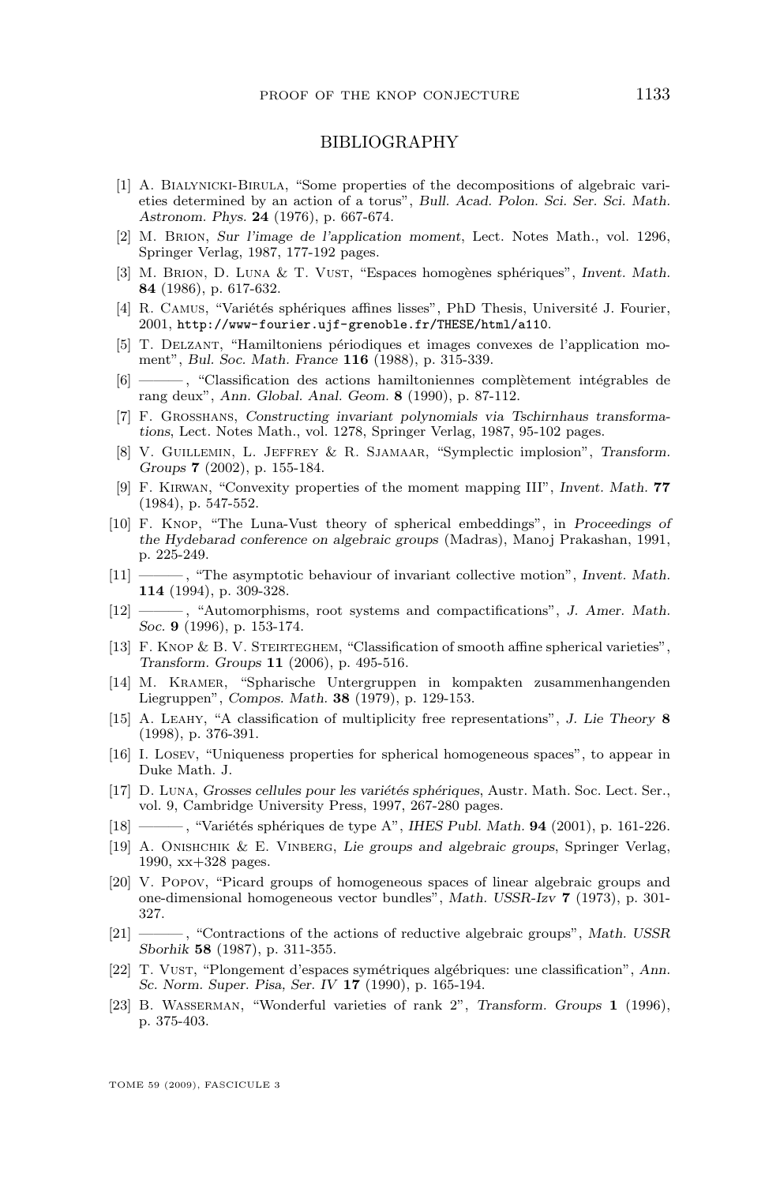## BIBLIOGRAPHY

[1] A. Bialynicki-Birula, "Some properties of the decompositions of algebraic varieties determined by an action of a torus", *Bull. Acad. Polon. Sci. Ser. Sci. Math. Astronom. Phys.* **24** (1976), p. 667-674.

[2] M. Brion, *Sur l'image de l'application moment*, Lect. Notes Math., vol. 1296, Springer Verlag, 1987, 177-192 pages.

[3] M. Brion, D. Luna & T. Vust, "Espaces homogènes sphériques", *Invent. Math.* **84** (1986), p. 617-632.

[4] R. Camus, "Variétés sphériques affines lisses", PhD Thesis, Université J. Fourier, 2001, http://www-fourier.ujf-grenoble.fr/THESE/html/a110.

[5] T. Delzant, "Hamiltoniens périodiques et images convexes de l'application moment", *Bul. Soc. Math. France* **116** (1988), p. 315-339.

[6] ———, "Classification des actions hamiltoniennes complètement intégrables de rang deux", *Ann. Global. Anal. Geom.* **8** (1990), p. 87-112.

[7] F. Grosshans, *Constructing invariant polynomials via Tschirnhaus transformations*, Lect. Notes Math., vol. 1278, Springer Verlag, 1987, 95-102 pages.

[8] V. Guillemin, L. Jeffrey & R. Sjamaar, "Symplectic implosion", *Transform. Groups* **7** (2002), p. 155-184.

[9] F. Kirwan, "Convexity properties of the moment mapping III", *Invent. Math.* **77** (1984), p. 547-552.

[10] F. Knop, "The Luna-Vust theory of spherical embeddings", in *Proceedings of the Hydebarad conference on algebraic groups* (Madras), Manoj Prakashan, 1991, p. 225-249.

[11] ———, "The asymptotic behaviour of invariant collective motion", *Invent. Math.* **114** (1994), p. 309-328.

[12] ———, "Automorphisms, root systems and compactifications", *J. Amer. Math. Soc.* **9** (1996), p. 153-174.

[13] F. Knop & B. V. Steirteghem, "Classification of smooth affine spherical varieties", *Transform. Groups* **11** (2006), p. 495-516.

[14] M. Kramer, "Spharische Untergruppen in kompakten zusammenhangenden Liegruppen", *Compos. Math.* **38** (1979), p. 129-153.

[15] A. Leahy, "A classification of multiplicity free representations", *J. Lie Theory* **8** (1998), p. 376-391.

[16] I. Losev, "Uniqueness properties for spherical homogeneous spaces", to appear in Duke Math. J.

[17] D. Luna, *Grosses cellules pour les variétés sphériques*, Austr. Math. Soc. Lect. Ser., vol. 9, Cambridge University Press, 1997, 267-280 pages.

[18] ———, "Variétés sphériques de type A", *IHES Publ. Math.* **94** (2001), p. 161-226.

[19] A. Onishchik & E. Vinberg, *Lie groups and algebraic groups*, Springer Verlag, 1990, xx+328 pages.

[20] V. Popov, "Picard groups of homogeneous spaces of linear algebraic groups and one-dimensional homogeneous vector bundles", *Math. USSR-Izv* **7** (1973), p. 301-327.

[21] ———, "Contractions of the actions of reductive algebraic groups", *Math. USSR Sborhik* **58** (1987), p. 311-355.

[22] T. Vust, "Plongement d'espaces symétriques algébriques: une classification", *Ann. Sc. Norm. Super. Pisa, Ser. IV* **17** (1990), p. 165-194.

[23] B. Wasserman, "Wonderful varieties of rank 2", *Transform. Groups* **1** (1996), p. 375-403.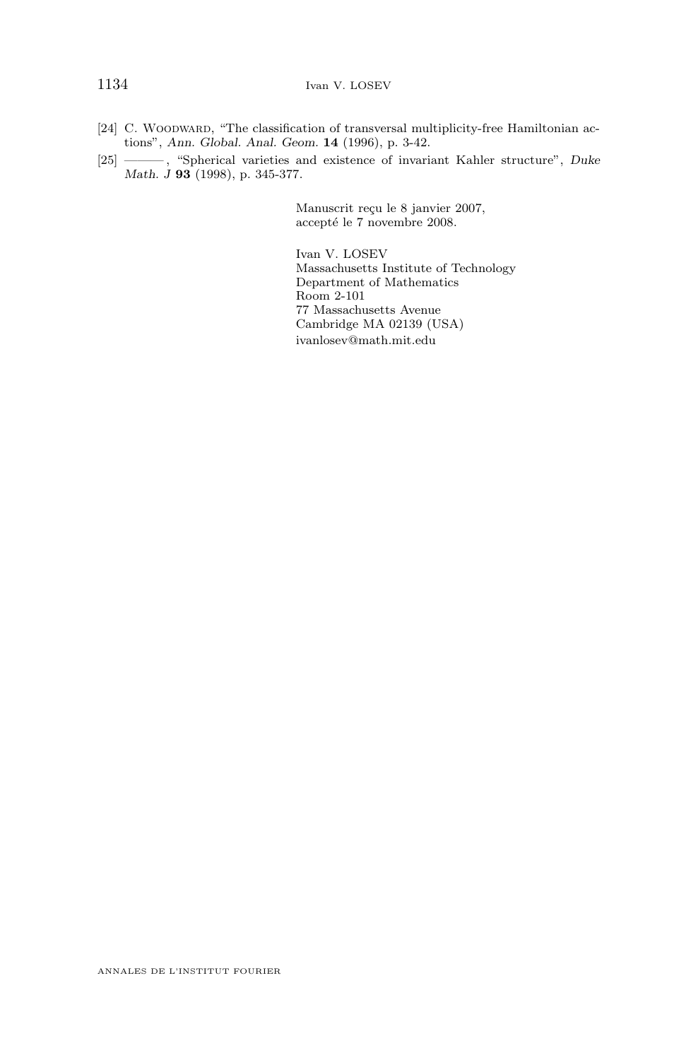[24] C. Woodward, "The classification of transversal multiplicity-free Hamiltonian actions", *Ann. Global. Anal. Geom.* **14** (1996), p. 3-42.

[25] ———, "Spherical varieties and existence of invariant Kahler structure", *Duke Math. J* **93** (1998), p. 345-377.

Manuscrit reçu le 8 janvier 2007,
accepté le 7 novembre 2008.

Ivan V. LOSEV
Massachusetts Institute of Technology
Department of Mathematics
Room 2-101
77 Massachusetts Avenue
Cambridge MA 02139 (USA)
ivanlosev@math.mit.edu